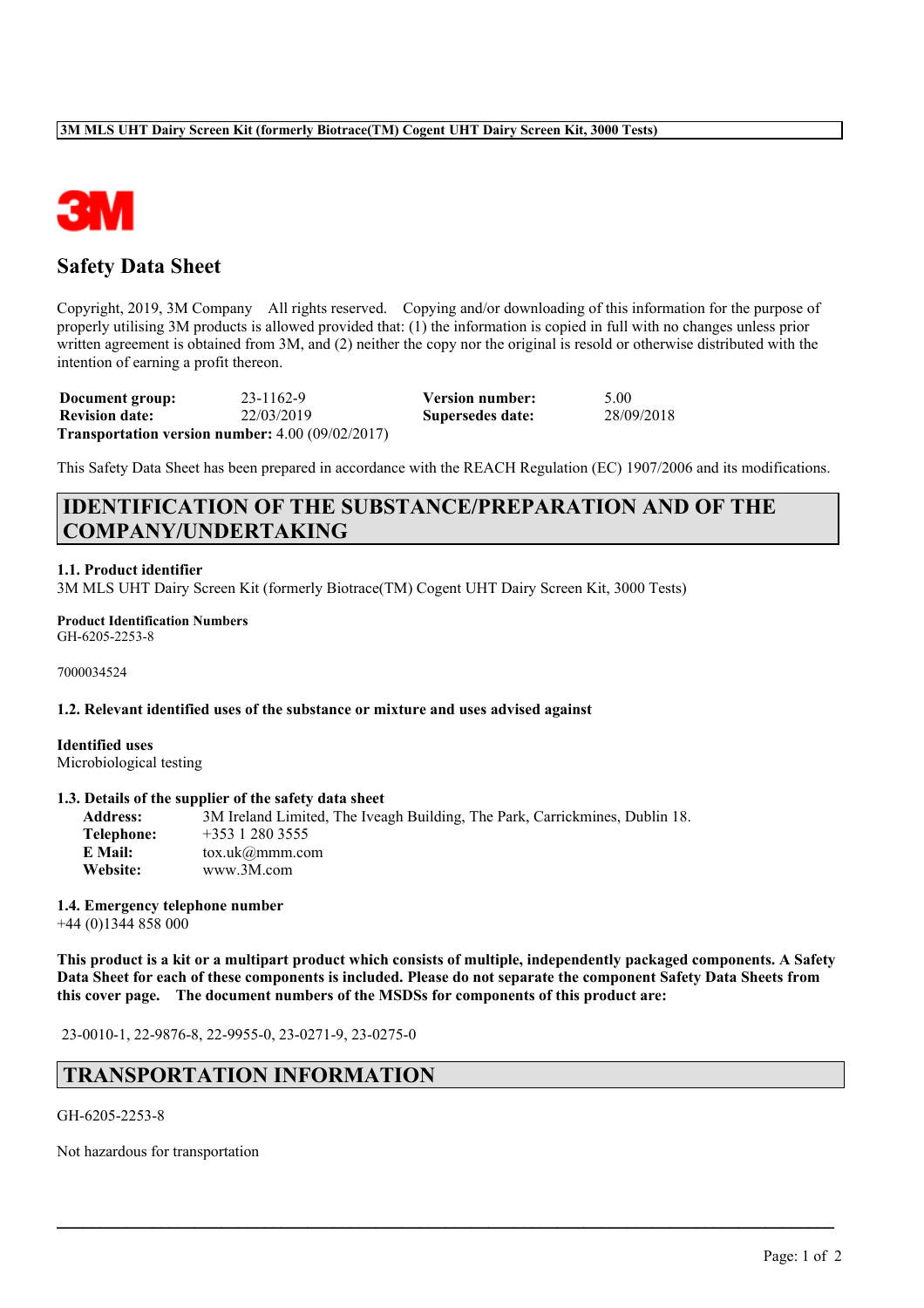**3M MLS UHT Dairy Screen Kit (formerly Biotrace(TM) Cogent UHT Dairy Screen Kit, 3000 Tests)**

# Safety Data Sheet

Copyright, 2019, 3M Company All rights reserved. Copying and/or downloading of this information for the purpose of properly utilising 3M products is allowed provided that: (1) the information is copied in full with no changes unless prior written agreement is obtained from 3M, and (2) neither the copy nor the original is resold or otherwise distributed with the intention of earning a profit thereon.

| | | | |
|---|---|---|---|
| **Document group:** | 23-1162-9 | **Version number:** | 5.00 |
| **Revision date:** | 22/03/2019 | **Supersedes date:** | 28/09/2018 |

**Transportation version number:** 4.00 (09/02/2017)

This Safety Data Sheet has been prepared in accordance with the REACH Regulation (EC) 1907/2006 and its modifications.

## IDENTIFICATION OF THE SUBSTANCE/PREPARATION AND OF THE COMPANY/UNDERTAKING

**1.1. Product identifier**

3M MLS UHT Dairy Screen Kit (formerly Biotrace(TM) Cogent UHT Dairy Screen Kit, 3000 Tests)

**Product Identification Numbers**

GH-6205-2253-8

7000034524

**1.2. Relevant identified uses of the substance or mixture and uses advised against**

**Identified uses**

Microbiological testing

**1.3. Details of the supplier of the safety data sheet**

**Address:** 3M Ireland Limited, The Iveagh Building, The Park, Carrickmines, Dublin 18.
**Telephone:** +353 1 280 3555
**E Mail:** tox.uk@mmm.com
**Website:** www.3M.com

**1.4. Emergency telephone number**

+44 (0)1344 858 000

**This product is a kit or a multipart product which consists of multiple, independently packaged components. A Safety Data Sheet for each of these components is included. Please do not separate the component Safety Data Sheets from this cover page. The document numbers of the MSDSs for components of this product are:**

23-0010-1, 22-9876-8, 22-9955-0, 23-0271-9, 23-0275-0

## TRANSPORTATION INFORMATION

GH-6205-2253-8

Not hazardous for transportation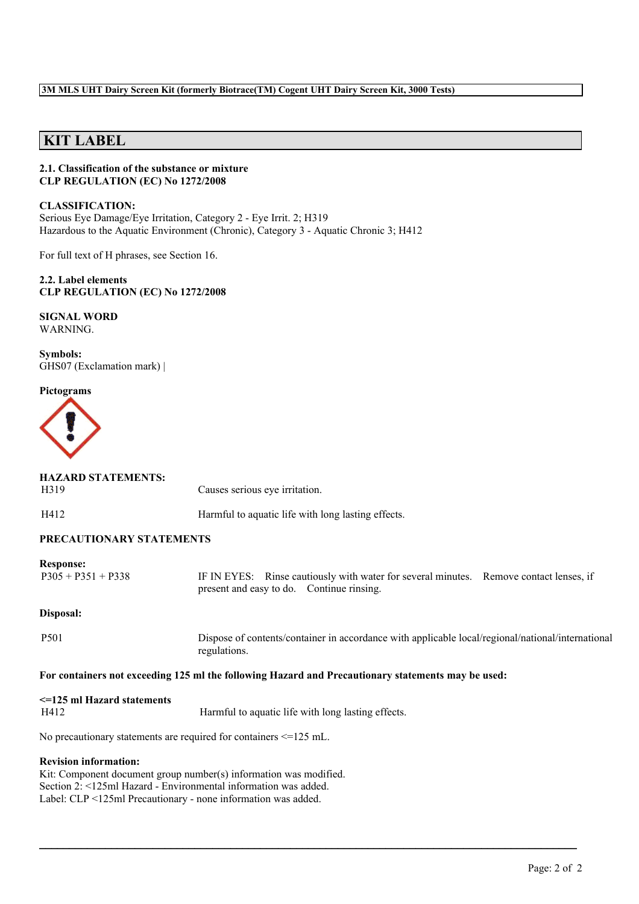**3M MLS UHT Dairy Screen Kit (formerly Biotrace(TM) Cogent UHT Dairy Screen Kit, 3000 Tests)**

# KIT LABEL

**2.1. Classification of the substance or mixture**
**CLP REGULATION (EC) No 1272/2008**

**CLASSIFICATION:**
Serious Eye Damage/Eye Irritation, Category 2 - Eye Irrit. 2; H319
Hazardous to the Aquatic Environment (Chronic), Category 3 - Aquatic Chronic 3; H412

For full text of H phrases, see Section 16.

**2.2. Label elements**
**CLP REGULATION (EC) No 1272/2008**

**SIGNAL WORD**
WARNING.

**Symbols:**
GHS07 (Exclamation mark) |

**Pictograms**

**HAZARD STATEMENTS:**

| | |
|---|---|
| H319 | Causes serious eye irritation. |
| H412 | Harmful to aquatic life with long lasting effects. |

**PRECAUTIONARY STATEMENTS**

**Response:**

| | |
|---|---|
| P305 + P351 + P338 | IF IN EYES: Rinse cautiously with water for several minutes. Remove contact lenses, if present and easy to do. Continue rinsing. |

**Disposal:**

| | |
|---|---|
| P501 | Dispose of contents/container in accordance with applicable local/regional/national/international regulations. |

**For containers not exceeding 125 ml the following Hazard and Precautionary statements may be used:**

**<=125 ml Hazard statements**

| | |
|---|---|
| H412 | Harmful to aquatic life with long lasting effects. |

No precautionary statements are required for containers <=125 mL.

**Revision information:**
Kit: Component document group number(s) information was modified.
Section 2: <125ml Hazard - Environmental information was added.
Label: CLP <125ml Precautionary - none information was added.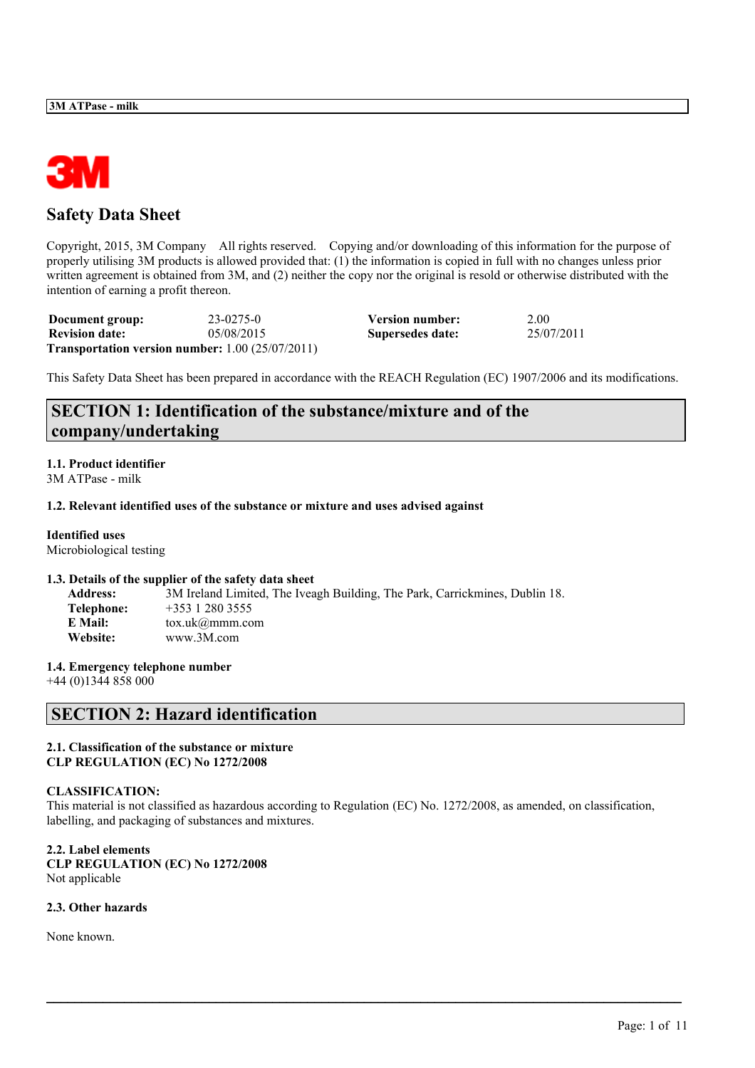# Safety Data Sheet

Copyright, 2015, 3M Company All rights reserved. Copying and/or downloading of this information for the purpose of properly utilising 3M products is allowed provided that: (1) the information is copied in full with no changes unless prior written agreement is obtained from 3M, and (2) neither the copy nor the original is resold or otherwise distributed with the intention of earning a profit thereon.

| **Document group:** | 23-0275-0 | **Version number:** | 2.00 |
|---|---|---|---|
| **Revision date:** | 05/08/2015 | **Supersedes date:** | 25/07/2011 |

**Transportation version number:** 1.00 (25/07/2011)

This Safety Data Sheet has been prepared in accordance with the REACH Regulation (EC) 1907/2006 and its modifications.

## SECTION 1: Identification of the substance/mixture and of the company/undertaking

**1.1. Product identifier**
3M ATPase - milk

**1.2. Relevant identified uses of the substance or mixture and uses advised against**

**Identified uses**
Microbiological testing

**1.3. Details of the supplier of the safety data sheet**

**Address:** 3M Ireland Limited, The Iveagh Building, The Park, Carrickmines, Dublin 18.
**Telephone:** +353 1 280 3555
**E Mail:** tox.uk@mmm.com
**Website:** www.3M.com

**1.4. Emergency telephone number**
+44 (0)1344 858 000

## SECTION 2: Hazard identification

**2.1. Classification of the substance or mixture**
**CLP REGULATION (EC) No 1272/2008**

**CLASSIFICATION:**
This material is not classified as hazardous according to Regulation (EC) No. 1272/2008, as amended, on classification, labelling, and packaging of substances and mixtures.

**2.2. Label elements**
**CLP REGULATION (EC) No 1272/2008**
Not applicable

**2.3. Other hazards**

None known.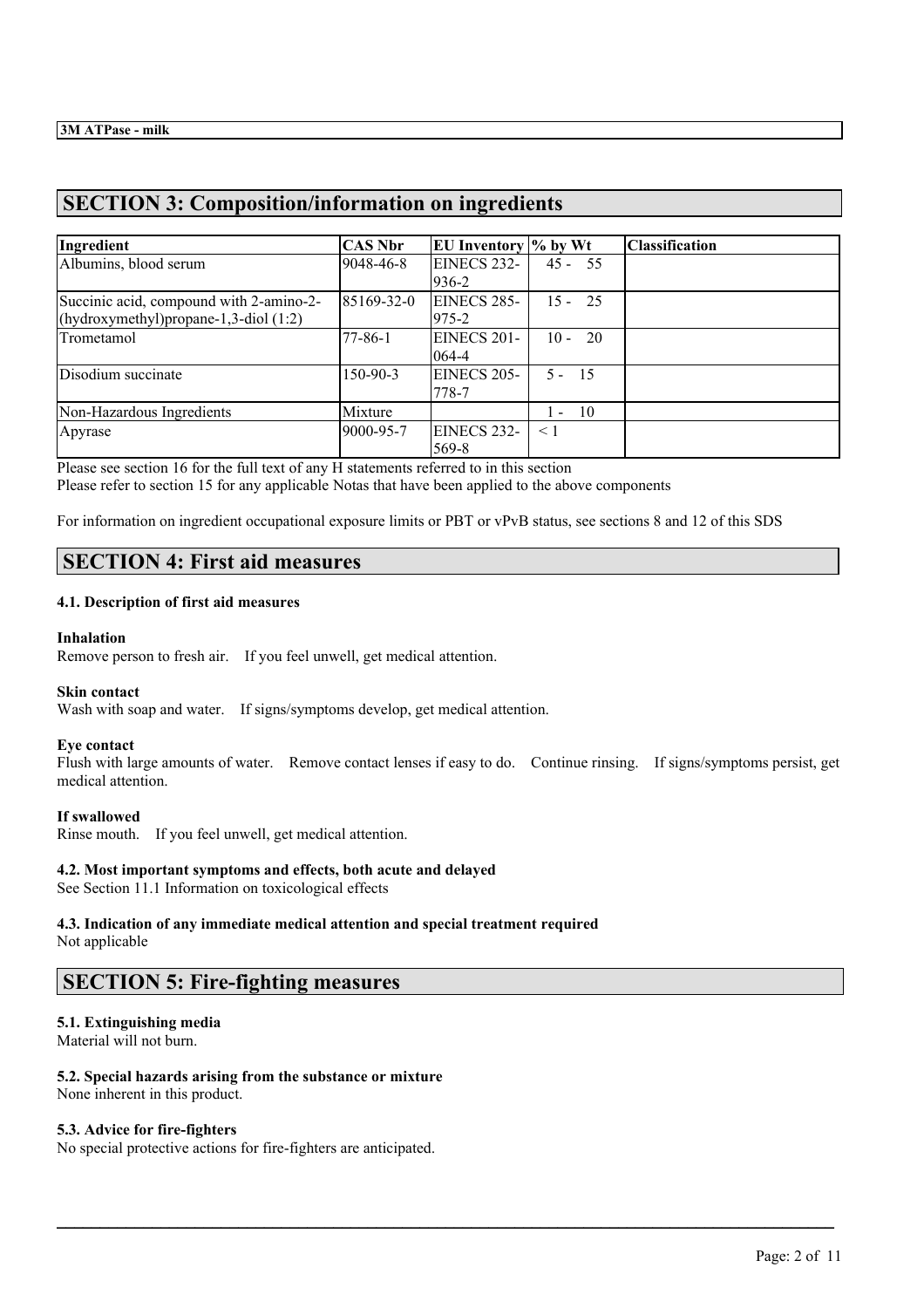## SECTION 3: Composition/information on ingredients

| Ingredient | CAS Nbr | EU Inventory | % by Wt | Classification |
| --- | --- | --- | --- | --- |
| Albumins, blood serum | 9048-46-8 | EINECS 232-936-2 | 45 - 55 | |
| Succinic acid, compound with 2-amino-2-(hydroxymethyl)propane-1,3-diol (1:2) | 85169-32-0 | EINECS 285-975-2 | 15 - 25 | |
| Trometamol | 77-86-1 | EINECS 201-064-4 | 10 - 20 | |
| Disodium succinate | 150-90-3 | EINECS 205-778-7 | 5 - 15 | |
| Non-Hazardous Ingredients | Mixture | | 1 - 10 | |
| Apyrase | 9000-95-7 | EINECS 232-569-8 | < 1 | |

Please see section 16 for the full text of any H statements referred to in this section
Please refer to section 15 for any applicable Notas that have been applied to the above components

For information on ingredient occupational exposure limits or PBT or vPvB status, see sections 8 and 12 of this SDS

## SECTION 4: First aid measures

### 4.1. Description of first aid measures

**Inhalation**
Remove person to fresh air. If you feel unwell, get medical attention.

**Skin contact**
Wash with soap and water. If signs/symptoms develop, get medical attention.

**Eye contact**
Flush with large amounts of water. Remove contact lenses if easy to do. Continue rinsing. If signs/symptoms persist, get medical attention.

**If swallowed**
Rinse mouth. If you feel unwell, get medical attention.

### 4.2. Most important symptoms and effects, both acute and delayed
See Section 11.1 Information on toxicological effects

### 4.3. Indication of any immediate medical attention and special treatment required
Not applicable

## SECTION 5: Fire-fighting measures

### 5.1. Extinguishing media
Material will not burn.

### 5.2. Special hazards arising from the substance or mixture
None inherent in this product.

### 5.3. Advice for fire-fighters
No special protective actions for fire-fighters are anticipated.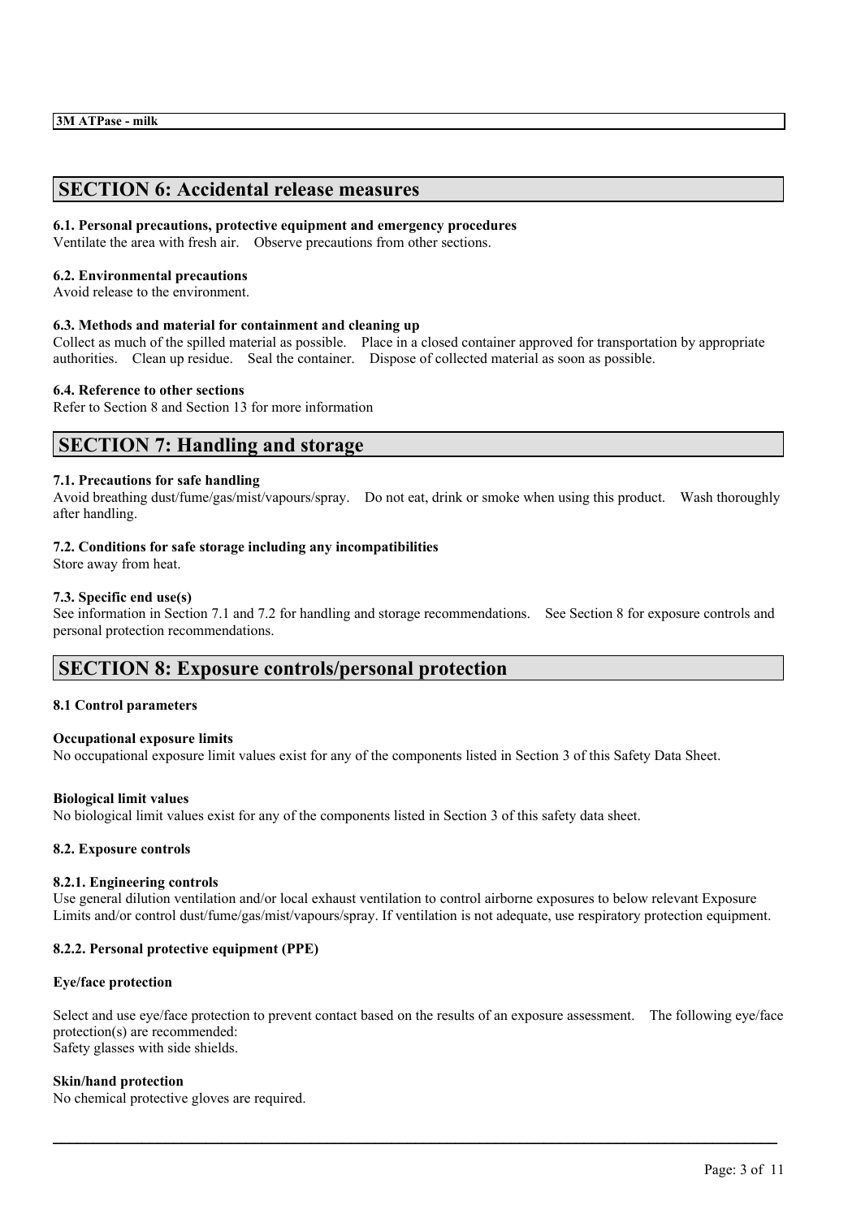## SECTION 6: Accidental release measures

### 6.1. Personal precautions, protective equipment and emergency procedures

Ventilate the area with fresh air. Observe precautions from other sections.

### 6.2. Environmental precautions

Avoid release to the environment.

### 6.3. Methods and material for containment and cleaning up

Collect as much of the spilled material as possible. Place in a closed container approved for transportation by appropriate authorities. Clean up residue. Seal the container. Dispose of collected material as soon as possible.

### 6.4. Reference to other sections

Refer to Section 8 and Section 13 for more information

## SECTION 7: Handling and storage

### 7.1. Precautions for safe handling

Avoid breathing dust/fume/gas/mist/vapours/spray. Do not eat, drink or smoke when using this product. Wash thoroughly after handling.

### 7.2. Conditions for safe storage including any incompatibilities

Store away from heat.

### 7.3. Specific end use(s)

See information in Section 7.1 and 7.2 for handling and storage recommendations. See Section 8 for exposure controls and personal protection recommendations.

## SECTION 8: Exposure controls/personal protection

### 8.1 Control parameters

**Occupational exposure limits**

No occupational exposure limit values exist for any of the components listed in Section 3 of this Safety Data Sheet.

**Biological limit values**

No biological limit values exist for any of the components listed in Section 3 of this safety data sheet.

### 8.2. Exposure controls

**8.2.1. Engineering controls**

Use general dilution ventilation and/or local exhaust ventilation to control airborne exposures to below relevant Exposure Limits and/or control dust/fume/gas/mist/vapours/spray. If ventilation is not adequate, use respiratory protection equipment.

**8.2.2. Personal protective equipment (PPE)**

**Eye/face protection**

Select and use eye/face protection to prevent contact based on the results of an exposure assessment. The following eye/face protection(s) are recommended:
Safety glasses with side shields.

**Skin/hand protection**

No chemical protective gloves are required.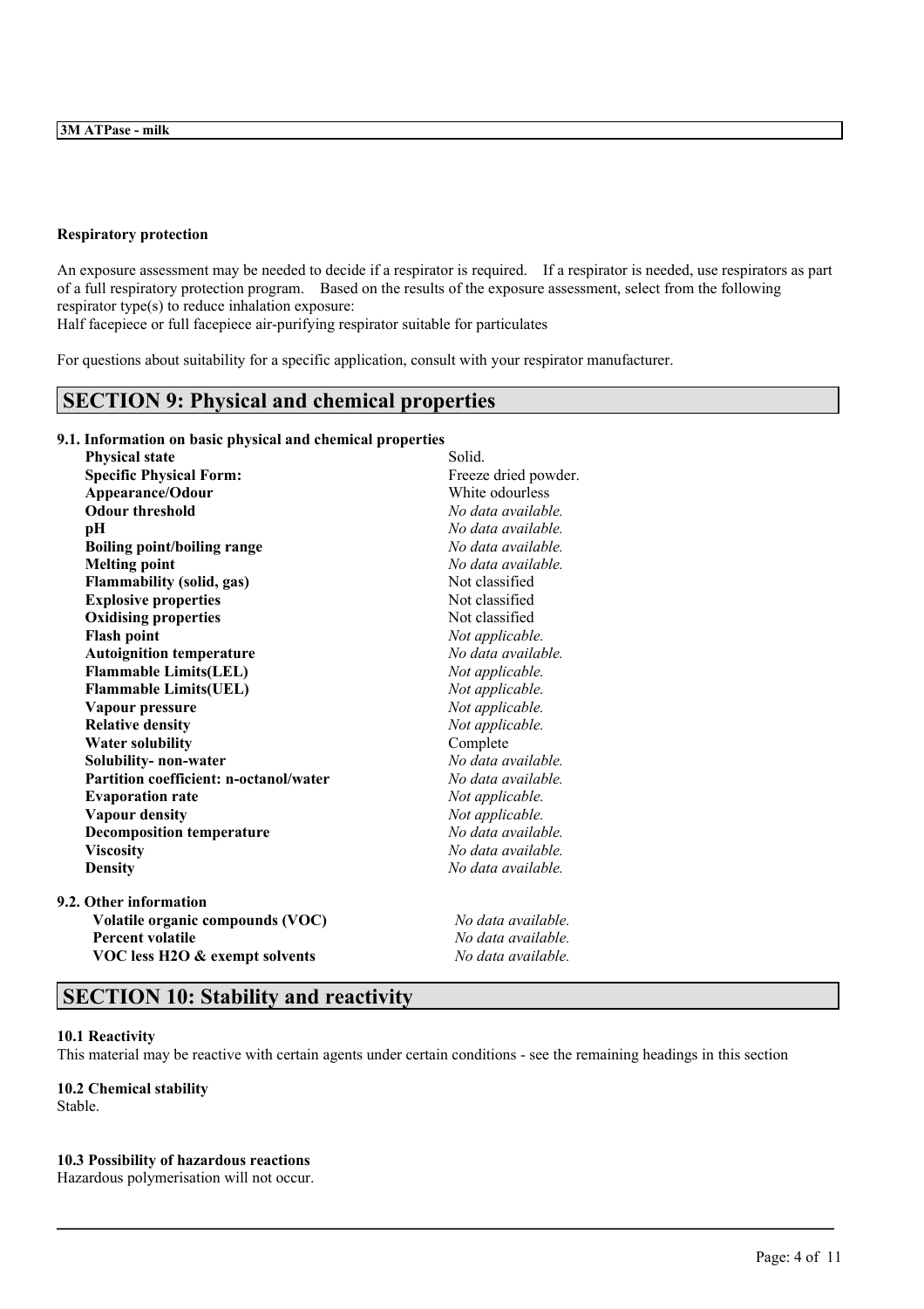**Respiratory protection**

An exposure assessment may be needed to decide if a respirator is required. If a respirator is needed, use respirators as part of a full respiratory protection program. Based on the results of the exposure assessment, select from the following respirator type(s) to reduce inhalation exposure:
Half facepiece or full facepiece air-purifying respirator suitable for particulates

For questions about suitability for a specific application, consult with your respirator manufacturer.

## SECTION 9: Physical and chemical properties

**9.1. Information on basic physical and chemical properties**

| | |
|---|---|
| **Physical state** | Solid. |
| **Specific Physical Form:** | Freeze dried powder. |
| **Appearance/Odour** | White odourless |
| **Odour threshold** | *No data available.* |
| **pH** | *No data available.* |
| **Boiling point/boiling range** | *No data available.* |
| **Melting point** | *No data available.* |
| **Flammability (solid, gas)** | Not classified |
| **Explosive properties** | Not classified |
| **Oxidising properties** | Not classified |
| **Flash point** | *Not applicable.* |
| **Autoignition temperature** | *No data available.* |
| **Flammable Limits(LEL)** | *Not applicable.* |
| **Flammable Limits(UEL)** | *Not applicable.* |
| **Vapour pressure** | *Not applicable.* |
| **Relative density** | *Not applicable.* |
| **Water solubility** | Complete |
| **Solubility- non-water** | *No data available.* |
| **Partition coefficient: n-octanol/water** | *No data available.* |
| **Evaporation rate** | *Not applicable.* |
| **Vapour density** | *Not applicable.* |
| **Decomposition temperature** | *No data available.* |
| **Viscosity** | *No data available.* |
| **Density** | *No data available.* |

**9.2. Other information**

| | |
|---|---|
| **Volatile organic compounds (VOC)** | *No data available.* |
| **Percent volatile** | *No data available.* |
| **VOC less H2O & exempt solvents** | *No data available.* |

## SECTION 10: Stability and reactivity

**10.1 Reactivity**

This material may be reactive with certain agents under certain conditions - see the remaining headings in this section

**10.2 Chemical stability**

Stable.

**10.3 Possibility of hazardous reactions**

Hazardous polymerisation will not occur.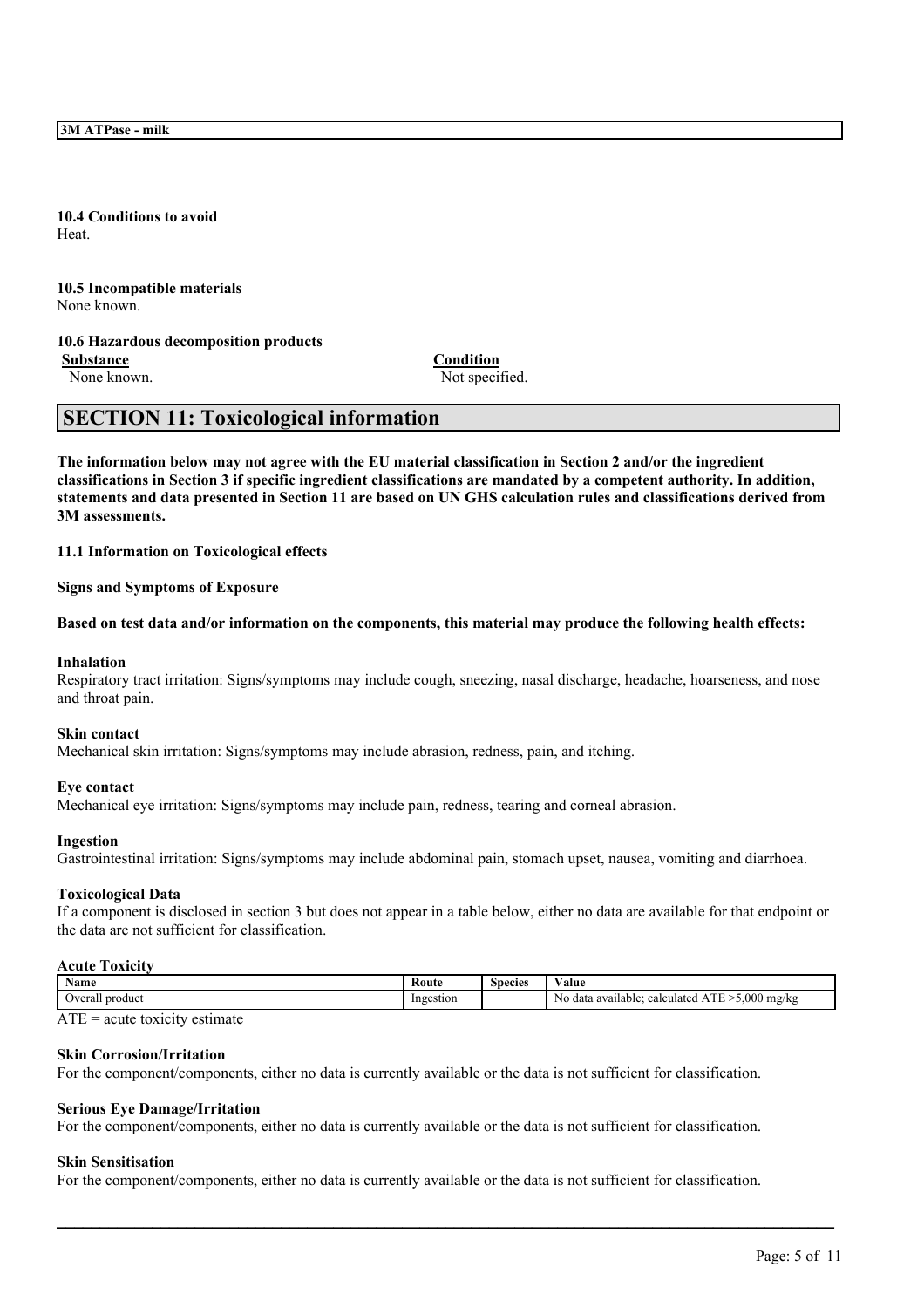**10.4 Conditions to avoid**
Heat.

**10.5 Incompatible materials**
None known.

**10.6 Hazardous decomposition products**

| Substance | Condition |
| --- | --- |
| None known. | Not specified. |

## SECTION 11: Toxicological information

**The information below may not agree with the EU material classification in Section 2 and/or the ingredient classifications in Section 3 if specific ingredient classifications are mandated by a competent authority. In addition, statements and data presented in Section 11 are based on UN GHS calculation rules and classifications derived from 3M assessments.**

**11.1 Information on Toxicological effects**

**Signs and Symptoms of Exposure**

**Based on test data and/or information on the components, this material may produce the following health effects:**

**Inhalation**
Respiratory tract irritation: Signs/symptoms may include cough, sneezing, nasal discharge, headache, hoarseness, and nose and throat pain.

**Skin contact**
Mechanical skin irritation: Signs/symptoms may include abrasion, redness, pain, and itching.

**Eye contact**
Mechanical eye irritation: Signs/symptoms may include pain, redness, tearing and corneal abrasion.

**Ingestion**
Gastrointestinal irritation: Signs/symptoms may include abdominal pain, stomach upset, nausea, vomiting and diarrhoea.

**Toxicological Data**
If a component is disclosed in section 3 but does not appear in a table below, either no data are available for that endpoint or the data are not sufficient for classification.

**Acute Toxicity**

| Name | Route | Species | Value |
| --- | --- | --- | --- |
| Overall product | Ingestion | | No data available; calculated ATE >5,000 mg/kg |

ATE = acute toxicity estimate

**Skin Corrosion/Irritation**
For the component/components, either no data is currently available or the data is not sufficient for classification.

**Serious Eye Damage/Irritation**
For the component/components, either no data is currently available or the data is not sufficient for classification.

**Skin Sensitisation**
For the component/components, either no data is currently available or the data is not sufficient for classification.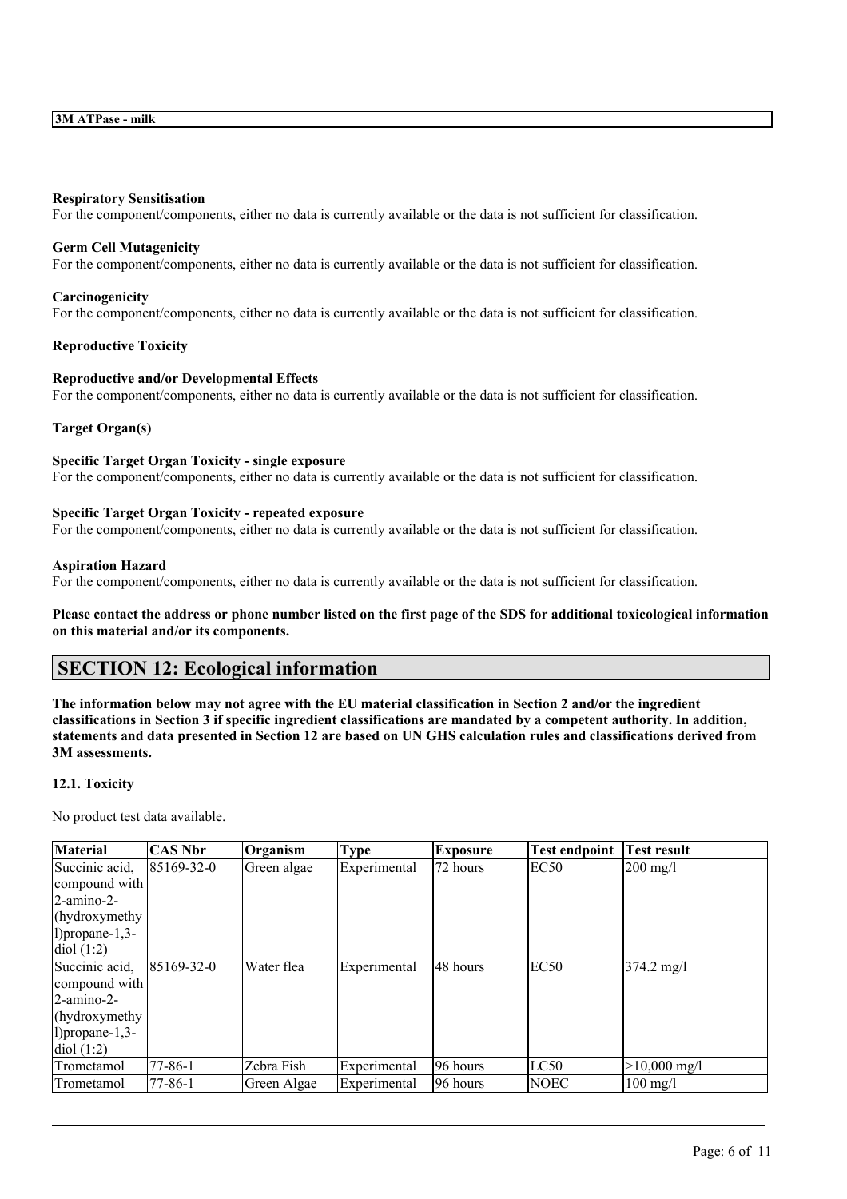**Respiratory Sensitisation**

For the component/components, either no data is currently available or the data is not sufficient for classification.

**Germ Cell Mutagenicity**

For the component/components, either no data is currently available or the data is not sufficient for classification.

**Carcinogenicity**

For the component/components, either no data is currently available or the data is not sufficient for classification.

**Reproductive Toxicity**

**Reproductive and/or Developmental Effects**

For the component/components, either no data is currently available or the data is not sufficient for classification.

**Target Organ(s)**

**Specific Target Organ Toxicity - single exposure**

For the component/components, either no data is currently available or the data is not sufficient for classification.

**Specific Target Organ Toxicity - repeated exposure**

For the component/components, either no data is currently available or the data is not sufficient for classification.

**Aspiration Hazard**

For the component/components, either no data is currently available or the data is not sufficient for classification.

**Please contact the address or phone number listed on the first page of the SDS for additional toxicological information on this material and/or its components.**

## SECTION 12: Ecological information

**The information below may not agree with the EU material classification in Section 2 and/or the ingredient classifications in Section 3 if specific ingredient classifications are mandated by a competent authority. In addition, statements and data presented in Section 12 are based on UN GHS calculation rules and classifications derived from 3M assessments.**

**12.1. Toxicity**

No product test data available.

| Material | CAS Nbr | Organism | Type | Exposure | Test endpoint | Test result |
|---|---|---|---|---|---|---|
| Succinic acid, compound with 2-amino-2-(hydroxymethyl)propane-1,3-diol (1:2) | 85169-32-0 | Green algae | Experimental | 72 hours | EC50 | 200 mg/l |
| Succinic acid, compound with 2-amino-2-(hydroxymethyl)propane-1,3-diol (1:2) | 85169-32-0 | Water flea | Experimental | 48 hours | EC50 | 374.2 mg/l |
| Trometamol | 77-86-1 | Zebra Fish | Experimental | 96 hours | LC50 | >10,000 mg/l |
| Trometamol | 77-86-1 | Green Algae | Experimental | 96 hours | NOEC | 100 mg/l |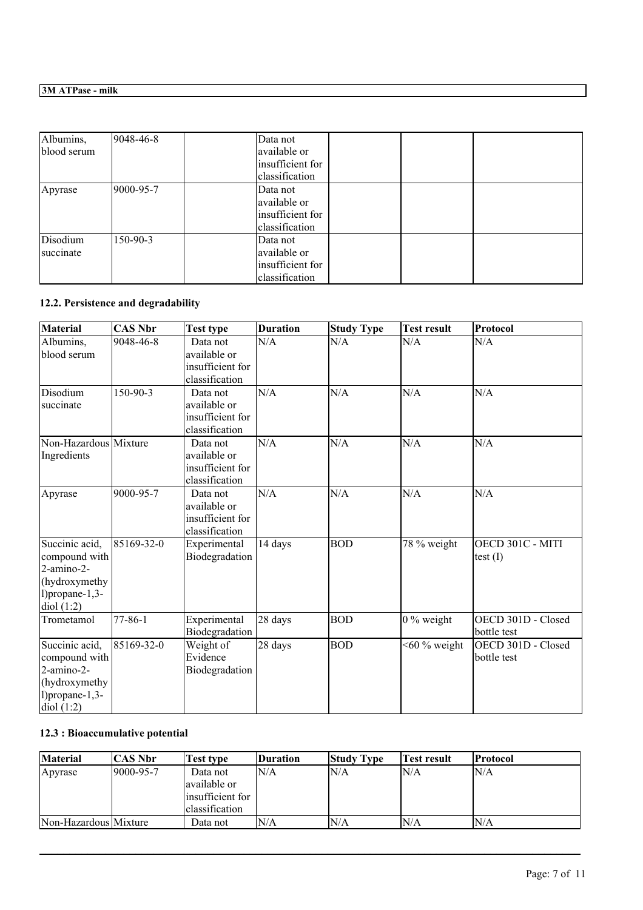| Albumins, blood serum | 9048-46-8 | | Data not available or insufficient for classification | | | |
|---|---|---|---|---|---|---|
| Apyrase | 9000-95-7 | | Data not available or insufficient for classification | | | |
| Disodium succinate | 150-90-3 | | Data not available or insufficient for classification | | | |

### 12.2. Persistence and degradability

| Material | CAS Nbr | Test type | Duration | Study Type | Test result | Protocol |
|---|---|---|---|---|---|---|
| Albumins, blood serum | 9048-46-8 | Data not available or insufficient for classification | N/A | N/A | N/A | N/A |
| Disodium succinate | 150-90-3 | Data not available or insufficient for classification | N/A | N/A | N/A | N/A |
| Non-Hazardous Ingredients | Mixture | Data not available or insufficient for classification | N/A | N/A | N/A | N/A |
| Apyrase | 9000-95-7 | Data not available or insufficient for classification | N/A | N/A | N/A | N/A |
| Succinic acid, compound with 2-amino-2-(hydroxymethyl)propane-1,3-diol (1:2) | 85169-32-0 | Experimental Biodegradation | 14 days | BOD | 78 % weight | OECD 301C - MITI test (I) |
| Trometamol | 77-86-1 | Experimental Biodegradation | 28 days | BOD | 0 % weight | OECD 301D - Closed bottle test |
| Succinic acid, compound with 2-amino-2-(hydroxymethyl)propane-1,3-diol (1:2) | 85169-32-0 | Weight of Evidence Biodegradation | 28 days | BOD | <60 % weight | OECD 301D - Closed bottle test |

### 12.3 : Bioaccumulative potential

| Material | CAS Nbr | Test type | Duration | Study Type | Test result | Protocol |
|---|---|---|---|---|---|---|
| Apyrase | 9000-95-7 | Data not available or insufficient for classification | N/A | N/A | N/A | N/A |
| Non-Hazardous | Mixture | Data not | N/A | N/A | N/A | N/A |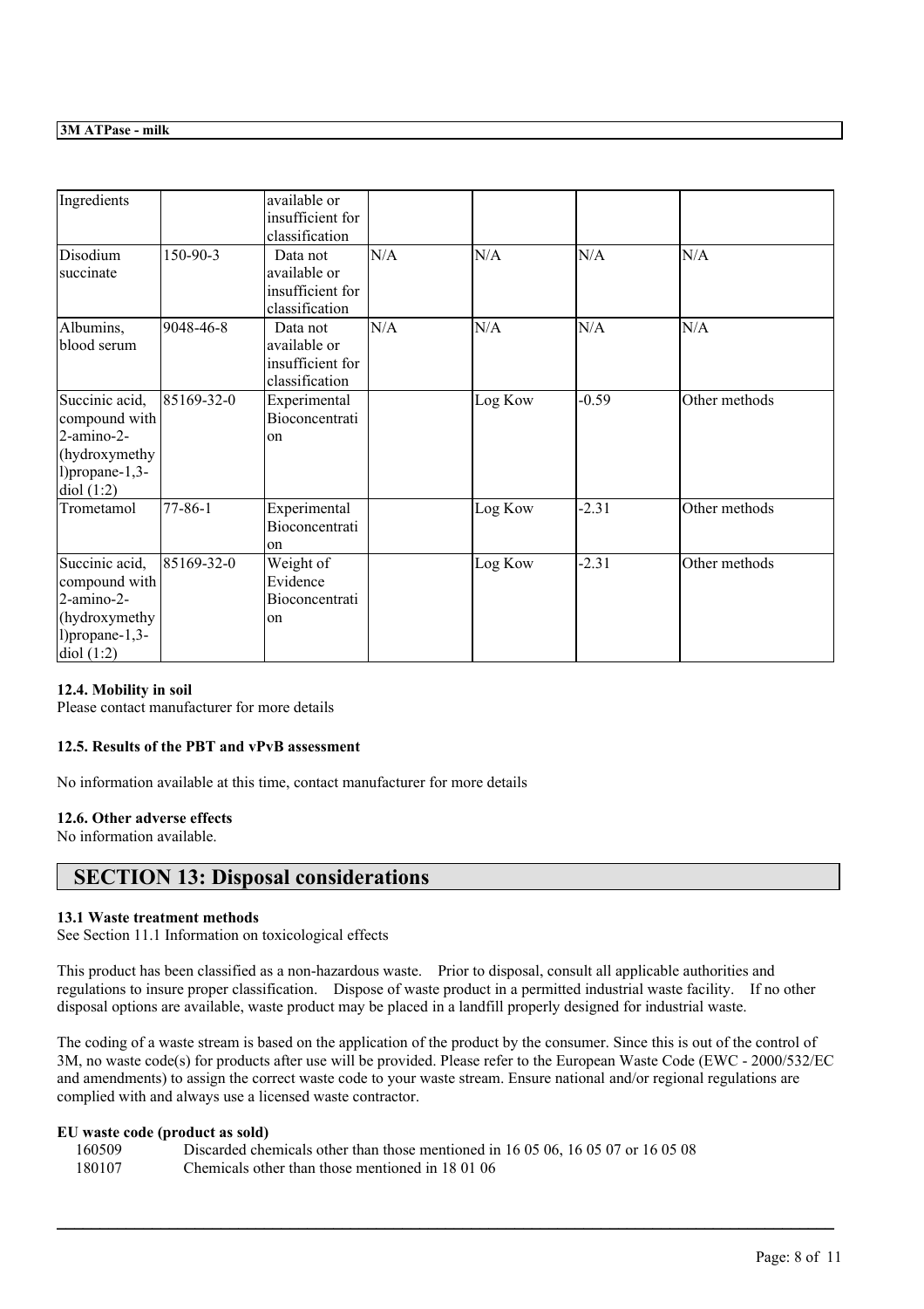| Ingredients | | available or insufficient for classification | | | | |
|---|---|---|---|---|---|---|
| Disodium succinate | 150-90-3 | Data not available or insufficient for classification | N/A | N/A | N/A | N/A |
| Albumins, blood serum | 9048-46-8 | Data not available or insufficient for classification | N/A | N/A | N/A | N/A |
| Succinic acid, compound with 2-amino-2-(hydroxymethyl)propane-1,3-diol (1:2) | 85169-32-0 | Experimental Bioconcentration | | Log Kow | -0.59 | Other methods |
| Trometamol | 77-86-1 | Experimental Bioconcentration | | Log Kow | -2.31 | Other methods |
| Succinic acid, compound with 2-amino-2-(hydroxymethyl)propane-1,3-diol (1:2) | 85169-32-0 | Weight of Evidence Bioconcentration | | Log Kow | -2.31 | Other methods |

**12.4. Mobility in soil**

Please contact manufacturer for more details

**12.5. Results of the PBT and vPvB assessment**

No information available at this time, contact manufacturer for more details

**12.6. Other adverse effects**

No information available.

## SECTION 13: Disposal considerations

**13.1 Waste treatment methods**

See Section 11.1 Information on toxicological effects

This product has been classified as a non-hazardous waste. Prior to disposal, consult all applicable authorities and regulations to insure proper classification. Dispose of waste product in a permitted industrial waste facility. If no other disposal options are available, waste product may be placed in a landfill properly designed for industrial waste.

The coding of a waste stream is based on the application of the product by the consumer. Since this is out of the control of 3M, no waste code(s) for products after use will be provided. Please refer to the European Waste Code (EWC - 2000/532/EC and amendments) to assign the correct waste code to your waste stream. Ensure national and/or regional regulations are complied with and always use a licensed waste contractor.

**EU waste code (product as sold)**

160509 Discarded chemicals other than those mentioned in 16 05 06, 16 05 07 or 16 05 08

180107 Chemicals other than those mentioned in 18 01 06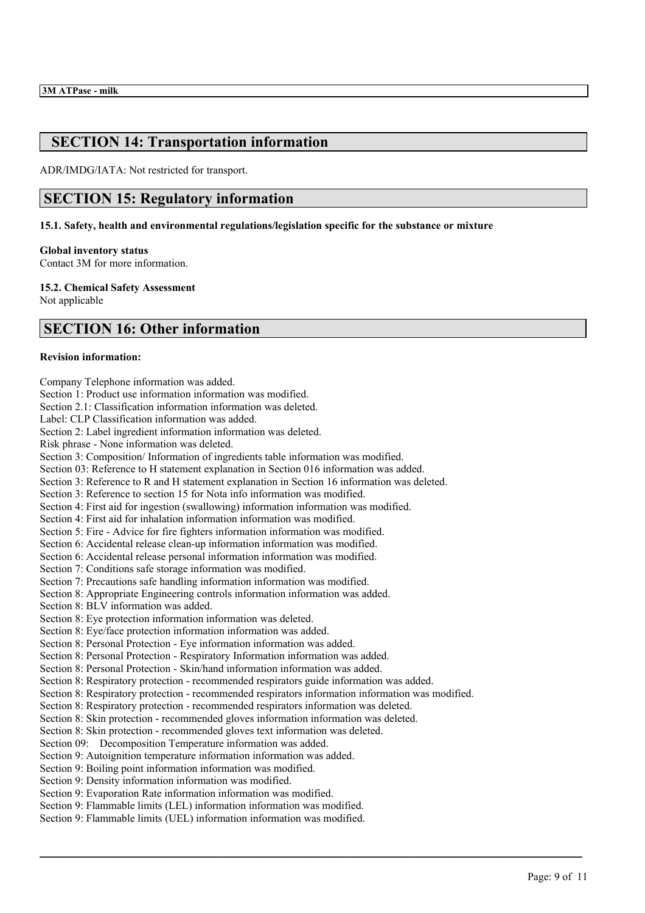## SECTION 14: Transportation information

ADR/IMDG/IATA: Not restricted for transport.

## SECTION 15: Regulatory information

**15.1. Safety, health and environmental regulations/legislation specific for the substance or mixture**

**Global inventory status**
Contact 3M for more information.

**15.2. Chemical Safety Assessment**
Not applicable

## SECTION 16: Other information

**Revision information:**

Company Telephone information was added.
Section 1: Product use information information was modified.
Section 2.1: Classification information information was deleted.
Label: CLP Classification information was added.
Section 2: Label ingredient information information was deleted.
Risk phrase - None information was deleted.
Section 3: Composition/ Information of ingredients table information was modified.
Section 03: Reference to H statement explanation in Section 016 information was added.
Section 3: Reference to R and H statement explanation in Section 16 information was deleted.
Section 3: Reference to section 15 for Nota info information was modified.
Section 4: First aid for ingestion (swallowing) information information was modified.
Section 4: First aid for inhalation information information was modified.
Section 5: Fire - Advice for fire fighters information information was modified.
Section 6: Accidental release clean-up information information was modified.
Section 6: Accidental release personal information information was modified.
Section 7: Conditions safe storage information was modified.
Section 7: Precautions safe handling information information was modified.
Section 8: Appropriate Engineering controls information information was added.
Section 8: BLV information was added.
Section 8: Eye protection information information was deleted.
Section 8: Eye/face protection information information was added.
Section 8: Personal Protection - Eye information information was added.
Section 8: Personal Protection - Respiratory Information information was added.
Section 8: Personal Protection - Skin/hand information information was added.
Section 8: Respiratory protection - recommended respirators guide information was added.
Section 8: Respiratory protection - recommended respirators information information was modified.
Section 8: Respiratory protection - recommended respirators information was deleted.
Section 8: Skin protection - recommended gloves information information was deleted.
Section 8: Skin protection - recommended gloves text information was deleted.
Section 09: Decomposition Temperature information was added.
Section 9: Autoignition temperature information information was added.
Section 9: Boiling point information information was modified.
Section 9: Density information information was modified.
Section 9: Evaporation Rate information information was modified.
Section 9: Flammable limits (LEL) information information was modified.
Section 9: Flammable limits (UEL) information information was modified.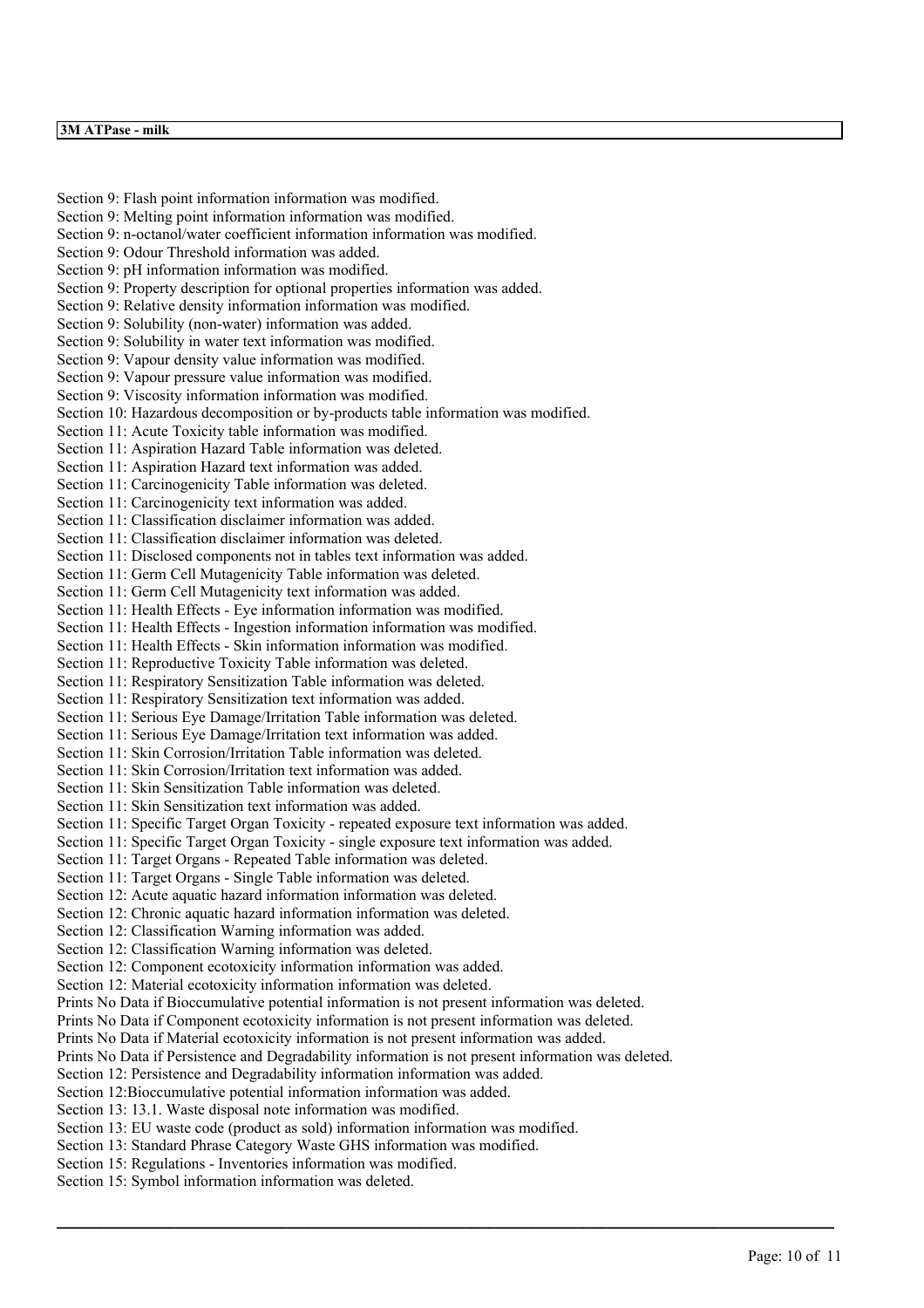Section 9: Flash point information information was modified.
Section 9: Melting point information information was modified.
Section 9: n-octanol/water coefficient information information was modified.
Section 9: Odour Threshold information was added.
Section 9: pH information information was modified.
Section 9: Property description for optional properties information was added.
Section 9: Relative density information information was modified.
Section 9: Solubility (non-water) information was added.
Section 9: Solubility in water text information was modified.
Section 9: Vapour density value information was modified.
Section 9: Vapour pressure value information was modified.
Section 9: Viscosity information information was modified.
Section 10: Hazardous decomposition or by-products table information was modified.
Section 11: Acute Toxicity table information was modified.
Section 11: Aspiration Hazard Table information was deleted.
Section 11: Aspiration Hazard text information was added.
Section 11: Carcinogenicity Table information was deleted.
Section 11: Carcinogenicity text information was added.
Section 11: Classification disclaimer information was added.
Section 11: Classification disclaimer information was deleted.
Section 11: Disclosed components not in tables text information was added.
Section 11: Germ Cell Mutagenicity Table information was deleted.
Section 11: Germ Cell Mutagenicity text information was added.
Section 11: Health Effects - Eye information information was modified.
Section 11: Health Effects - Ingestion information information was modified.
Section 11: Health Effects - Skin information information was modified.
Section 11: Reproductive Toxicity Table information was deleted.
Section 11: Respiratory Sensitization Table information was deleted.
Section 11: Respiratory Sensitization text information was added.
Section 11: Serious Eye Damage/Irritation Table information was deleted.
Section 11: Serious Eye Damage/Irritation text information was added.
Section 11: Skin Corrosion/Irritation Table information was deleted.
Section 11: Skin Corrosion/Irritation text information was added.
Section 11: Skin Sensitization Table information was deleted.
Section 11: Skin Sensitization text information was added.
Section 11: Specific Target Organ Toxicity - repeated exposure text information was added.
Section 11: Specific Target Organ Toxicity - single exposure text information was added.
Section 11: Target Organs - Repeated Table information was deleted.
Section 11: Target Organs - Single Table information was deleted.
Section 12: Acute aquatic hazard information information was deleted.
Section 12: Chronic aquatic hazard information information was deleted.
Section 12: Classification Warning information was added.
Section 12: Classification Warning information was deleted.
Section 12: Component ecotoxicity information information was added.
Section 12: Material ecotoxicity information information was deleted.
Prints No Data if Bioccumulative potential information is not present information was deleted.
Prints No Data if Component ecotoxicity information is not present information was deleted.
Prints No Data if Material ecotoxicity information is not present information was added.
Prints No Data if Persistence and Degradability information is not present information was deleted.
Section 12: Persistence and Degradability information information was added.
Section 12:Bioccumulative potential information information was added.
Section 13: 13.1. Waste disposal note information was modified.
Section 13: EU waste code (product as sold) information information was modified.
Section 13: Standard Phrase Category Waste GHS information was modified.
Section 15: Regulations - Inventories information was modified.
Section 15: Symbol information information was deleted.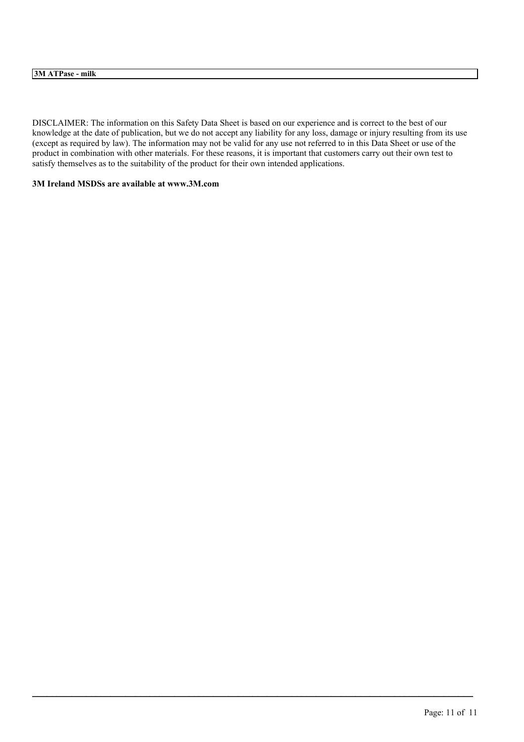DISCLAIMER: The information on this Safety Data Sheet is based on our experience and is correct to the best of our knowledge at the date of publication, but we do not accept any liability for any loss, damage or injury resulting from its use (except as required by law). The information may not be valid for any use not referred to in this Data Sheet or use of the product in combination with other materials. For these reasons, it is important that customers carry out their own test to satisfy themselves as to the suitability of the product for their own intended applications.

**3M Ireland MSDSs are available at www.3M.com**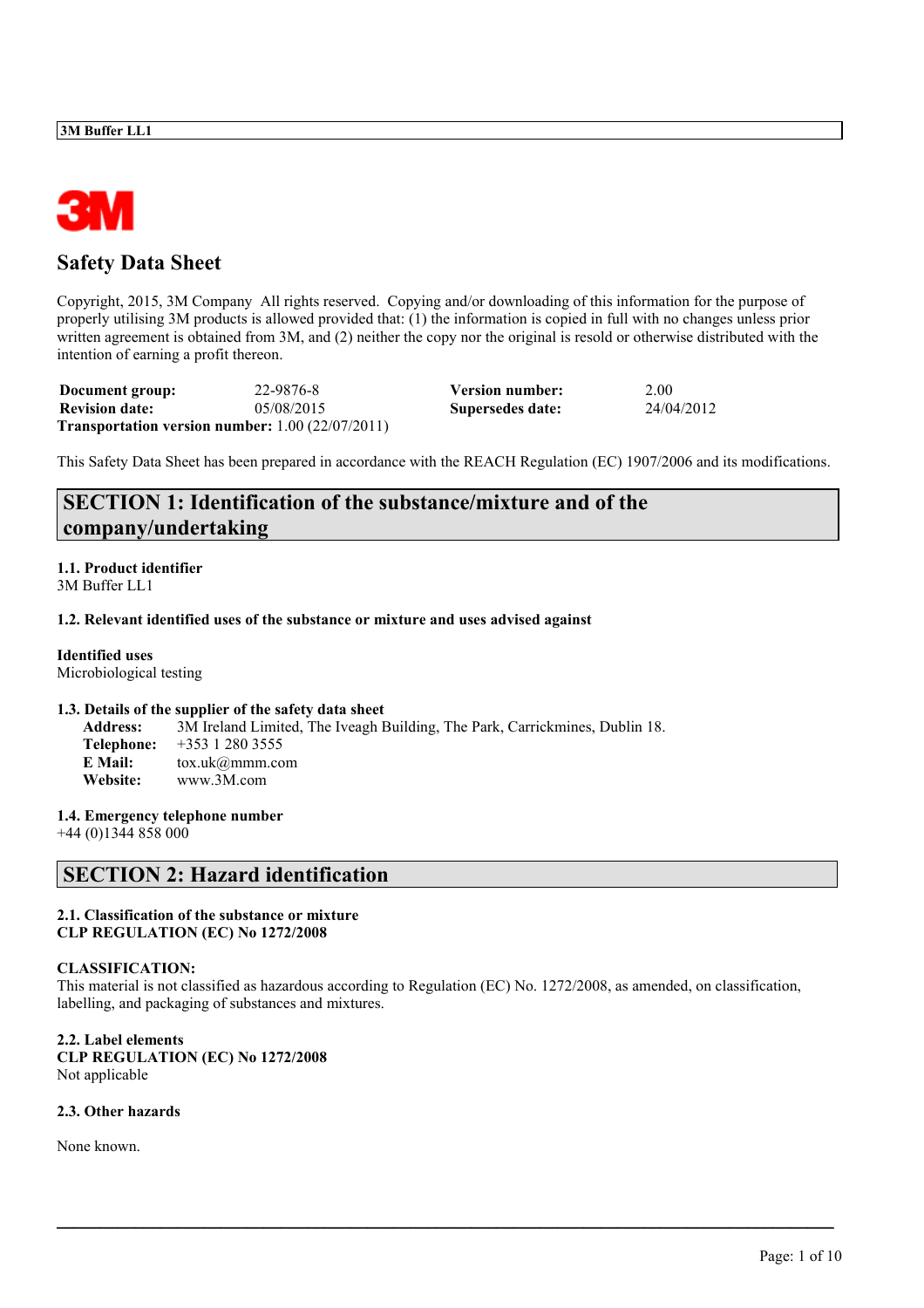3M Buffer LL1

# Safety Data Sheet

Copyright, 2015, 3M Company All rights reserved. Copying and/or downloading of this information for the purpose of properly utilising 3M products is allowed provided that: (1) the information is copied in full with no changes unless prior written agreement is obtained from 3M, and (2) neither the copy nor the original is resold or otherwise distributed with the intention of earning a profit thereon.

| | | | |
|---|---|---|---|
| **Document group:** | 22-9876-8 | **Version number:** | 2.00 |
| **Revision date:** | 05/08/2015 | **Supersedes date:** | 24/04/2012 |

**Transportation version number:** 1.00 (22/07/2011)

This Safety Data Sheet has been prepared in accordance with the REACH Regulation (EC) 1907/2006 and its modifications.

## SECTION 1: Identification of the substance/mixture and of the company/undertaking

**1.1. Product identifier**
3M Buffer LL1

**1.2. Relevant identified uses of the substance or mixture and uses advised against**

**Identified uses**
Microbiological testing

**1.3. Details of the supplier of the safety data sheet**

**Address:** 3M Ireland Limited, The Iveagh Building, The Park, Carrickmines, Dublin 18.
**Telephone:** +353 1 280 3555
**E Mail:** tox.uk@mmm.com
**Website:** www.3M.com

**1.4. Emergency telephone number**
+44 (0)1344 858 000

## SECTION 2: Hazard identification

**2.1. Classification of the substance or mixture**
**CLP REGULATION (EC) No 1272/2008**

**CLASSIFICATION:**
This material is not classified as hazardous according to Regulation (EC) No. 1272/2008, as amended, on classification, labelling, and packaging of substances and mixtures.

**2.2. Label elements**
**CLP REGULATION (EC) No 1272/2008**
Not applicable

**2.3. Other hazards**

None known.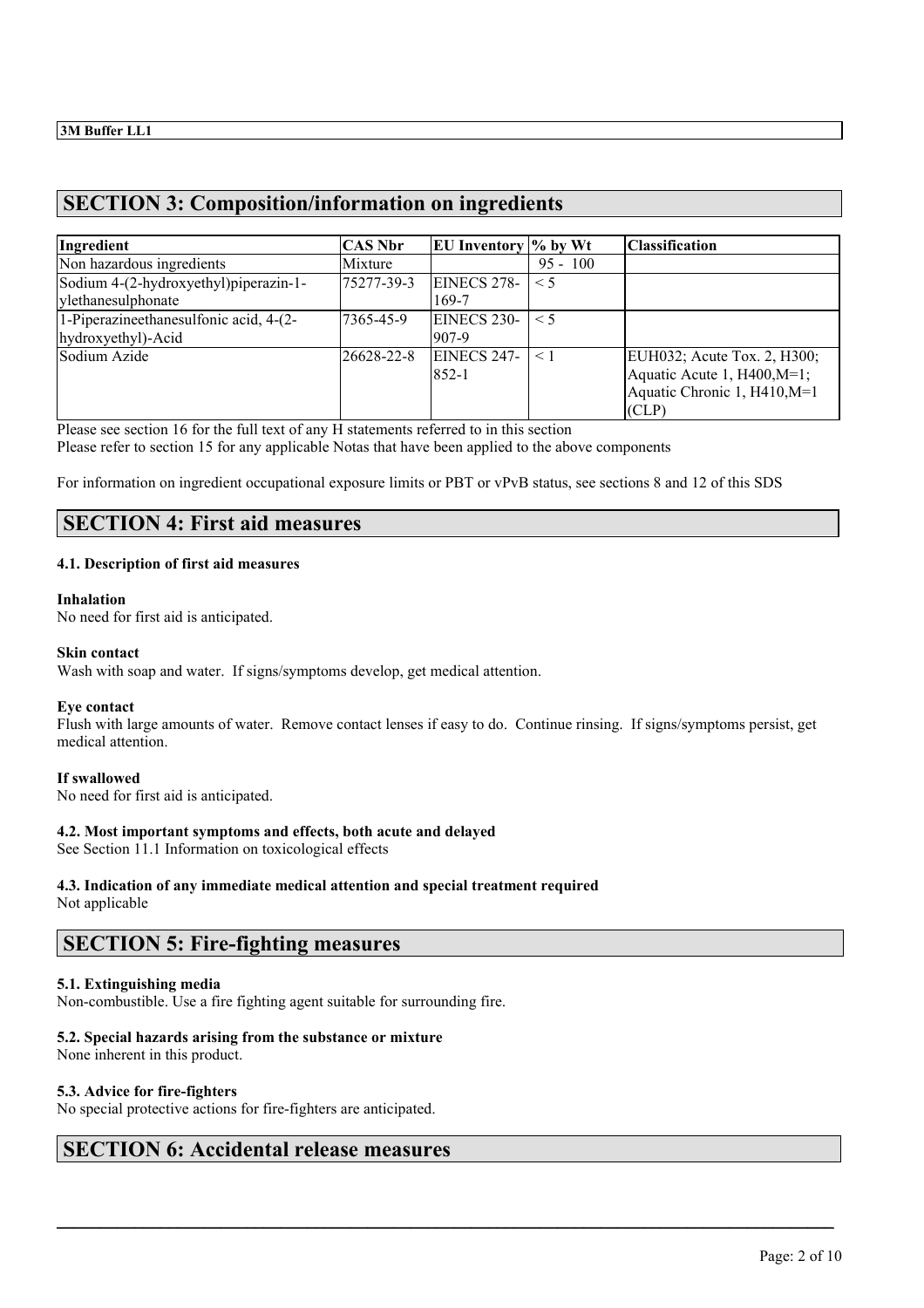## SECTION 3: Composition/information on ingredients

| Ingredient | CAS Nbr | EU Inventory | % by Wt | Classification |
|---|---|---|---|---|
| Non hazardous ingredients | Mixture | | 95 - 100 | |
| Sodium 4-(2-hydroxyethyl)piperazin-1-ylethanesulphonate | 75277-39-3 | EINECS 278-169-7 | < 5 | |
| 1-Piperazineethanesulfonic acid, 4-(2-hydroxyethyl)-Acid | 7365-45-9 | EINECS 230-907-9 | < 5 | |
| Sodium Azide | 26628-22-8 | EINECS 247-852-1 | < 1 | EUH032; Acute Tox. 2, H300; Aquatic Acute 1, H400,M=1; Aquatic Chronic 1, H410,M=1 (CLP) |

Please see section 16 for the full text of any H statements referred to in this section
Please refer to section 15 for any applicable Notas that have been applied to the above components

For information on ingredient occupational exposure limits or PBT or vPvB status, see sections 8 and 12 of this SDS

## SECTION 4: First aid measures

### 4.1. Description of first aid measures

**Inhalation**
No need for first aid is anticipated.

**Skin contact**
Wash with soap and water. If signs/symptoms develop, get medical attention.

**Eye contact**
Flush with large amounts of water. Remove contact lenses if easy to do. Continue rinsing. If signs/symptoms persist, get medical attention.

**If swallowed**
No need for first aid is anticipated.

### 4.2. Most important symptoms and effects, both acute and delayed
See Section 11.1 Information on toxicological effects

### 4.3. Indication of any immediate medical attention and special treatment required
Not applicable

## SECTION 5: Fire-fighting measures

### 5.1. Extinguishing media
Non-combustible. Use a fire fighting agent suitable for surrounding fire.

### 5.2. Special hazards arising from the substance or mixture
None inherent in this product.

### 5.3. Advice for fire-fighters
No special protective actions for fire-fighters are anticipated.

## SECTION 6: Accidental release measures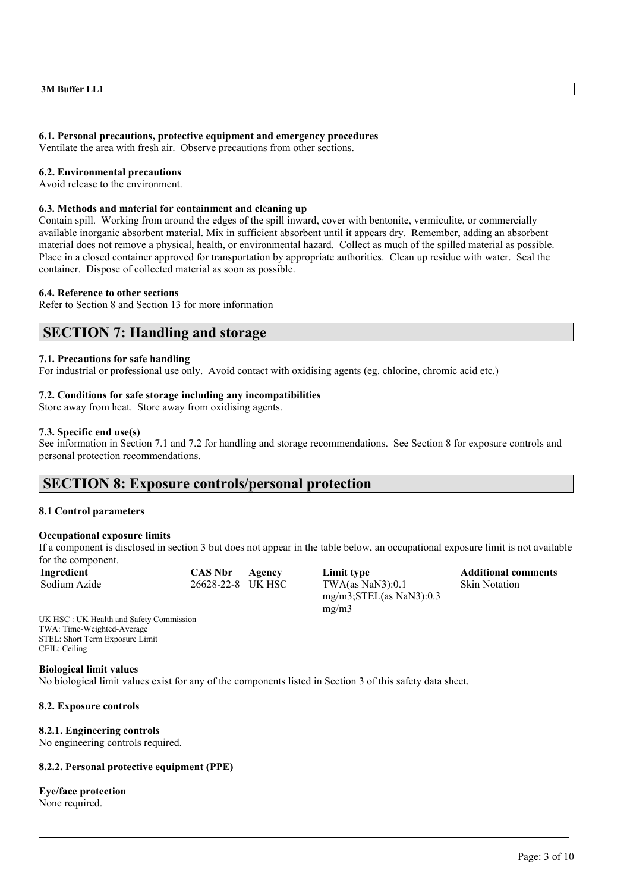### 6.1. Personal precautions, protective equipment and emergency procedures

Ventilate the area with fresh air. Observe precautions from other sections.

### 6.2. Environmental precautions

Avoid release to the environment.

### 6.3. Methods and material for containment and cleaning up

Contain spill. Working from around the edges of the spill inward, cover with bentonite, vermiculite, or commercially available inorganic absorbent material. Mix in sufficient absorbent until it appears dry. Remember, adding an absorbent material does not remove a physical, health, or environmental hazard. Collect as much of the spilled material as possible. Place in a closed container approved for transportation by appropriate authorities. Clean up residue with water. Seal the container. Dispose of collected material as soon as possible.

### 6.4. Reference to other sections

Refer to Section 8 and Section 13 for more information

## SECTION 7: Handling and storage

### 7.1. Precautions for safe handling

For industrial or professional use only. Avoid contact with oxidising agents (eg. chlorine, chromic acid etc.)

### 7.2. Conditions for safe storage including any incompatibilities

Store away from heat. Store away from oxidising agents.

### 7.3. Specific end use(s)

See information in Section 7.1 and 7.2 for handling and storage recommendations. See Section 8 for exposure controls and personal protection recommendations.

## SECTION 8: Exposure controls/personal protection

### 8.1 Control parameters

**Occupational exposure limits**

If a component is disclosed in section 3 but does not appear in the table below, an occupational exposure limit is not available for the component.

| Ingredient | CAS Nbr | Agency | Limit type | Additional comments |
|---|---|---|---|---|
| Sodium Azide | 26628-22-8 | UK HSC | TWA(as $NaN_3$):0.1 mg/m3;STEL(as $NaN_3$):0.3 mg/m3 | Skin Notation |

UK HSC : UK Health and Safety Commission
TWA: Time-Weighted-Average
STEL: Short Term Exposure Limit
CEIL: Ceiling

**Biological limit values**

No biological limit values exist for any of the components listed in Section 3 of this safety data sheet.

### 8.2. Exposure controls

#### 8.2.1. Engineering controls

No engineering controls required.

#### 8.2.2. Personal protective equipment (PPE)

**Eye/face protection**

None required.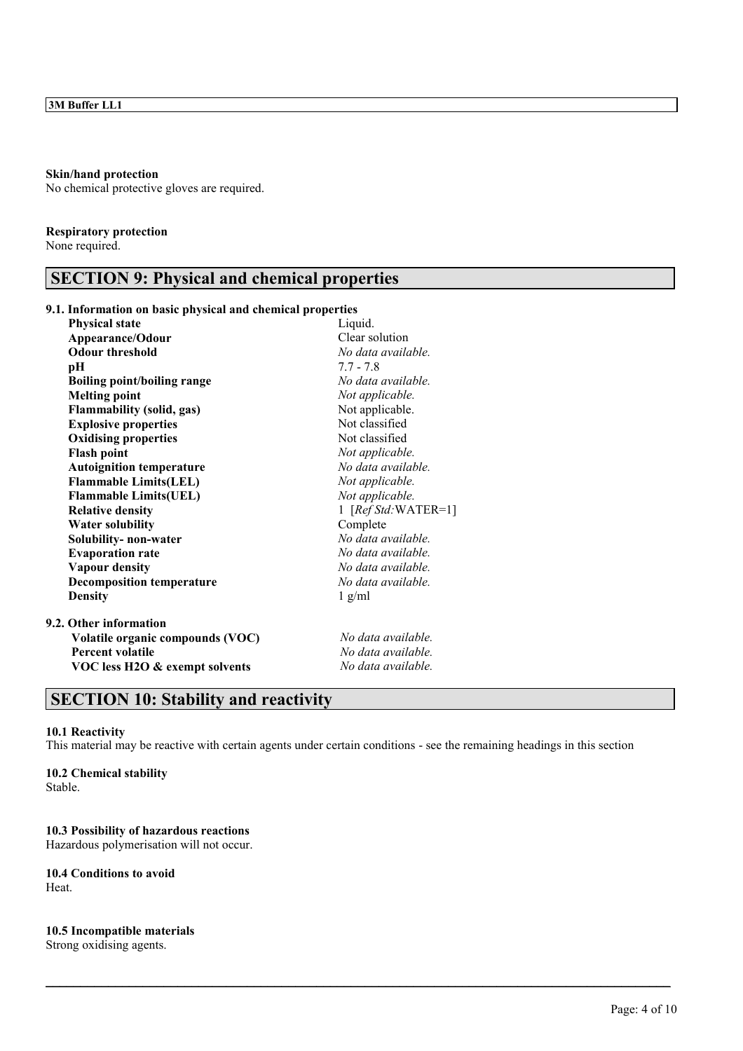**Skin/hand protection**
No chemical protective gloves are required.

**Respiratory protection**
None required.

## SECTION 9: Physical and chemical properties

**9.1. Information on basic physical and chemical properties**

| | |
|---|---|
| **Physical state** | Liquid. |
| **Appearance/Odour** | Clear solution |
| **Odour threshold** | *No data available.* |
| **pH** | 7.7 - 7.8 |
| **Boiling point/boiling range** | *No data available.* |
| **Melting point** | *Not applicable.* |
| **Flammability (solid, gas)** | Not applicable. |
| **Explosive properties** | Not classified |
| **Oxidising properties** | Not classified |
| **Flash point** | *Not applicable.* |
| **Autoignition temperature** | *No data available.* |
| **Flammable Limits(LEL)** | *Not applicable.* |
| **Flammable Limits(UEL)** | *Not applicable.* |
| **Relative density** | 1 [*Ref Std:*WATER=1] |
| **Water solubility** | Complete |
| **Solubility- non-water** | *No data available.* |
| **Evaporation rate** | *No data available.* |
| **Vapour density** | *No data available.* |
| **Decomposition temperature** | *No data available.* |
| **Density** | 1 g/ml |

**9.2. Other information**

| | |
|---|---|
| **Volatile organic compounds (VOC)** | *No data available.* |
| **Percent volatile** | *No data available.* |
| **VOC less H2O & exempt solvents** | *No data available.* |

## SECTION 10: Stability and reactivity

**10.1 Reactivity**
This material may be reactive with certain agents under certain conditions - see the remaining headings in this section

**10.2 Chemical stability**
Stable.

**10.3 Possibility of hazardous reactions**
Hazardous polymerisation will not occur.

**10.4 Conditions to avoid**
Heat.

**10.5 Incompatible materials**
Strong oxidising agents.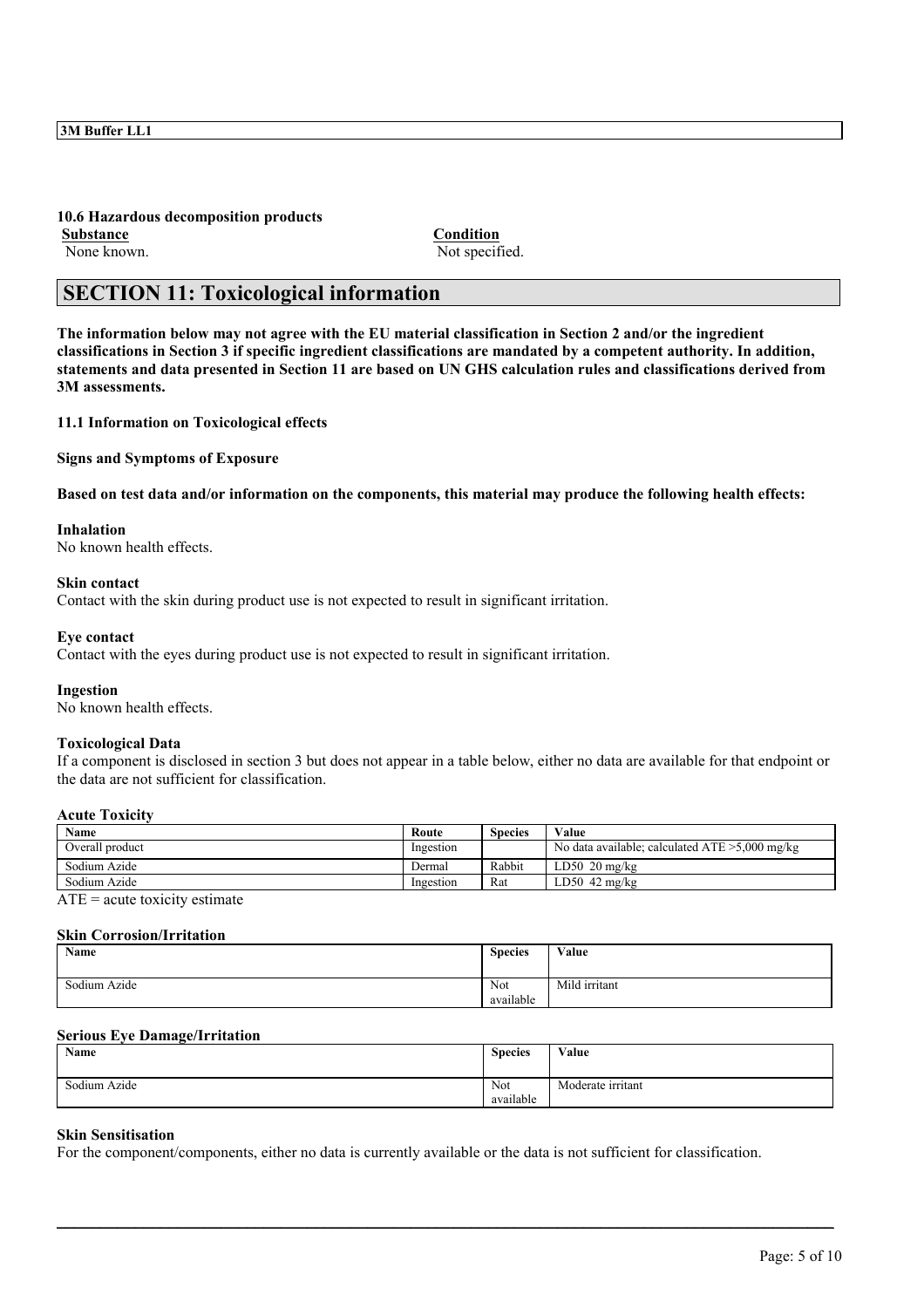#### 10.6 Hazardous decomposition products

| Substance | Condition |
|---|---|
| None known. | Not specified. |

## SECTION 11: Toxicological information

**The information below may not agree with the EU material classification in Section 2 and/or the ingredient classifications in Section 3 if specific ingredient classifications are mandated by a competent authority. In addition, statements and data presented in Section 11 are based on UN GHS calculation rules and classifications derived from 3M assessments.**

### 11.1 Information on Toxicological effects

**Signs and Symptoms of Exposure**

**Based on test data and/or information on the components, this material may produce the following health effects:**

**Inhalation**
No known health effects.

**Skin contact**
Contact with the skin during product use is not expected to result in significant irritation.

**Eye contact**
Contact with the eyes during product use is not expected to result in significant irritation.

**Ingestion**
No known health effects.

**Toxicological Data**
If a component is disclosed in section 3 but does not appear in a table below, either no data are available for that endpoint or the data are not sufficient for classification.

**Acute Toxicity**

| Name | Route | Species | Value |
|---|---|---|---|
| Overall product | Ingestion | | No data available; calculated ATE >5,000 mg/kg |
| Sodium Azide | Dermal | Rabbit | LD50 20 mg/kg |
| Sodium Azide | Ingestion | Rat | LD50 42 mg/kg |

ATE = acute toxicity estimate

**Skin Corrosion/Irritation**

| Name | Species | Value |
|---|---|---|
| Sodium Azide | Not available | Mild irritant |

**Serious Eye Damage/Irritation**

| Name | Species | Value |
|---|---|---|
| Sodium Azide | Not available | Moderate irritant |

**Skin Sensitisation**
For the component/components, either no data is currently available or the data is not sufficient for classification.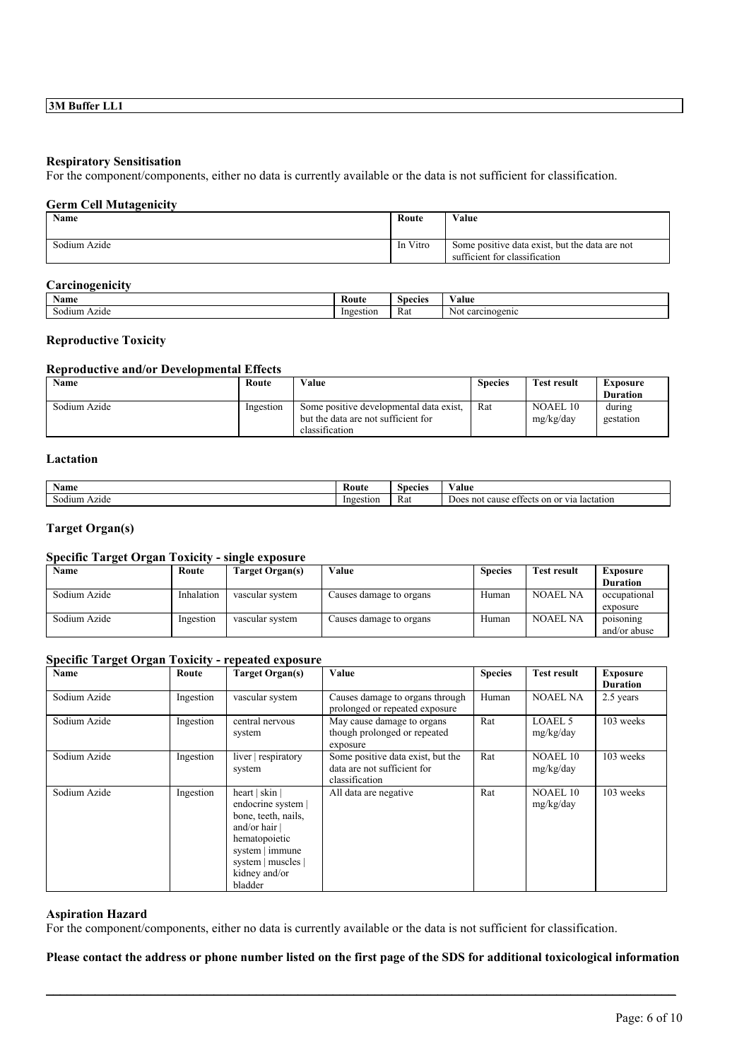### Respiratory Sensitisation

For the component/components, either no data is currently available or the data is not sufficient for classification.

### Germ Cell Mutagenicity

| Name | Route | Value |
|---|---|---|
| Sodium Azide | In Vitro | Some positive data exist, but the data are not sufficient for classification |

### Carcinogenicity

| Name | Route | Species | Value |
|---|---|---|---|
| Sodium Azide | Ingestion | Rat | Not carcinogenic |

### Reproductive Toxicity

#### Reproductive and/or Developmental Effects

| Name | Route | Value | Species | Test result | Exposure Duration |
|---|---|---|---|---|---|
| Sodium Azide | Ingestion | Some positive developmental data exist, but the data are not sufficient for classification | Rat | NOAEL 10 mg/kg/day | during gestation |

#### Lactation

| Name | Route | Species | Value |
|---|---|---|---|
| Sodium Azide | Ingestion | Rat | Does not cause effects on or via lactation |

### Target Organ(s)

#### Specific Target Organ Toxicity - single exposure

| Name | Route | Target Organ(s) | Value | Species | Test result | Exposure Duration |
|---|---|---|---|---|---|---|
| Sodium Azide | Inhalation | vascular system | Causes damage to organs | Human | NOAEL NA | occupational exposure |
| Sodium Azide | Ingestion | vascular system | Causes damage to organs | Human | NOAEL NA | poisoning and/or abuse |

#### Specific Target Organ Toxicity - repeated exposure

| Name | Route | Target Organ(s) | Value | Species | Test result | Exposure Duration |
|---|---|---|---|---|---|---|
| Sodium Azide | Ingestion | vascular system | Causes damage to organs through prolonged or repeated exposure | Human | NOAEL NA | 2.5 years |
| Sodium Azide | Ingestion | central nervous system | May cause damage to organs though prolonged or repeated exposure | Rat | LOAEL 5 mg/kg/day | 103 weeks |
| Sodium Azide | Ingestion | liver \| respiratory system | Some positive data exist, but the data are not sufficient for classification | Rat | NOAEL 10 mg/kg/day | 103 weeks |
| Sodium Azide | Ingestion | heart \| skin \| endocrine system \| bone, teeth, nails, and/or hair \| hematopoietic system \| immune system \| muscles \| kidney and/or bladder | All data are negative | Rat | NOAEL 10 mg/kg/day | 103 weeks |

### Aspiration Hazard

For the component/components, either no data is currently available or the data is not sufficient for classification.

**Please contact the address or phone number listed on the first page of the SDS for additional toxicological information**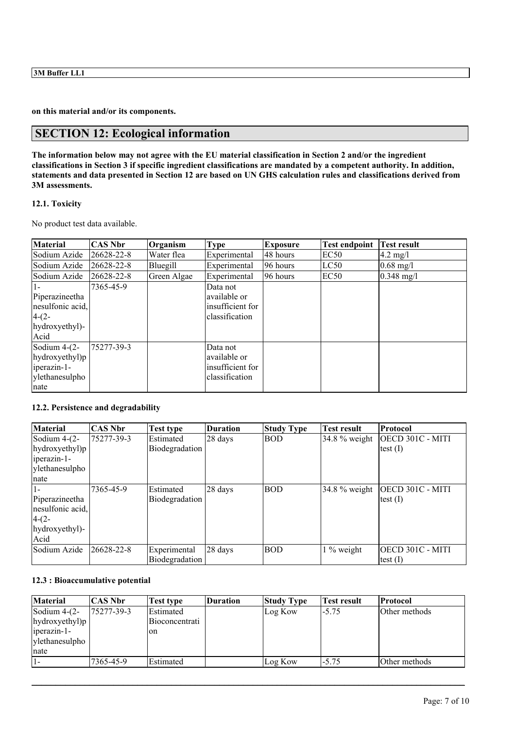on this material and/or its components.

## SECTION 12: Ecological information

**The information below may not agree with the EU material classification in Section 2 and/or the ingredient classifications in Section 3 if specific ingredient classifications are mandated by a competent authority. In addition, statements and data presented in Section 12 are based on UN GHS calculation rules and classifications derived from 3M assessments.**

### 12.1. Toxicity

No product test data available.

| Material | CAS Nbr | Organism | Type | Exposure | Test endpoint | Test result |
|---|---|---|---|---|---|---|
| Sodium Azide | 26628-22-8 | Water flea | Experimental | 48 hours | EC50 | 4.2 mg/l |
| Sodium Azide | 26628-22-8 | Bluegill | Experimental | 96 hours | LC50 | 0.68 mg/l |
| Sodium Azide | 26628-22-8 | Green Algae | Experimental | 96 hours | EC50 | 0.348 mg/l |
| 1-Piperazineethanesulfonic acid, 4-(2-hydroxyethyl)-Acid | 7365-45-9 | | Data not available or insufficient for classification | | | |
| Sodium 4-(2-hydroxyethyl)piperazin-1-ylethanesulphonate | 75277-39-3 | | Data not available or insufficient for classification | | | |

### 12.2. Persistence and degradability

| Material | CAS Nbr | Test type | Duration | Study Type | Test result | Protocol |
|---|---|---|---|---|---|---|
| Sodium 4-(2-hydroxyethyl)piperazin-1-ylethanesulphonate | 75277-39-3 | Estimated Biodegradation | 28 days | BOD | 34.8 % weight | OECD 301C - MITI test (I) |
| 1-Piperazineethanesulfonic acid, 4-(2-hydroxyethyl)-Acid | 7365-45-9 | Estimated Biodegradation | 28 days | BOD | 34.8 % weight | OECD 301C - MITI test (I) |
| Sodium Azide | 26628-22-8 | Experimental Biodegradation | 28 days | BOD | 1 % weight | OECD 301C - MITI test (I) |

### 12.3 : Bioaccumulative potential

| Material | CAS Nbr | Test type | Duration | Study Type | Test result | Protocol |
|---|---|---|---|---|---|---|
| Sodium 4-(2-hydroxyethyl)piperazin-1-ylethanesulphonate | 75277-39-3 | Estimated Bioconcentration | | Log Kow | -5.75 | Other methods |
| 1- | 7365-45-9 | Estimated | | Log Kow | -5.75 | Other methods |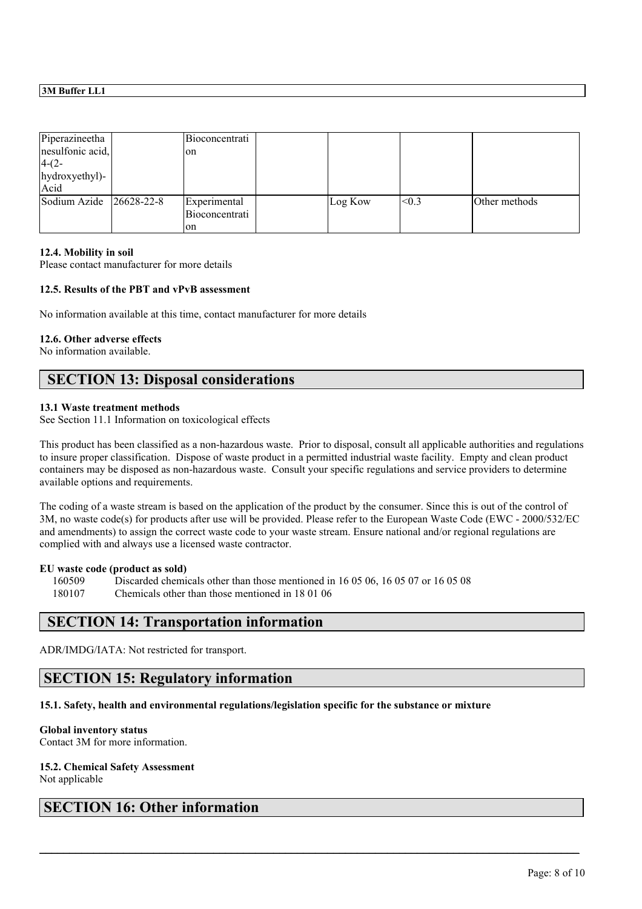| | | | | | | |
|---|---|---|---|---|---|---|
| Piperazineethanesulfonic acid, 4-(2-hydroxyethyl)-Acid | | Bioconcentration | | | | |
| Sodium Azide | 26628-22-8 | Experimental Bioconcentration | | Log Kow | <0.3 | Other methods |

**12.4. Mobility in soil**
Please contact manufacturer for more details

**12.5. Results of the PBT and vPvB assessment**

No information available at this time, contact manufacturer for more details

**12.6. Other adverse effects**
No information available.

## SECTION 13: Disposal considerations

**13.1 Waste treatment methods**
See Section 11.1 Information on toxicological effects

This product has been classified as a non-hazardous waste. Prior to disposal, consult all applicable authorities and regulations to insure proper classification. Dispose of waste product in a permitted industrial waste facility. Empty and clean product containers may be disposed as non-hazardous waste. Consult your specific regulations and service providers to determine available options and requirements.

The coding of a waste stream is based on the application of the product by the consumer. Since this is out of the control of 3M, no waste code(s) for products after use will be provided. Please refer to the European Waste Code (EWC - 2000/532/EC and amendments) to assign the correct waste code to your waste stream. Ensure national and/or regional regulations are complied with and always use a licensed waste contractor.

**EU waste code (product as sold)**

160509 Discarded chemicals other than those mentioned in 16 05 06, 16 05 07 or 16 05 08
180107 Chemicals other than those mentioned in 18 01 06

## SECTION 14: Transportation information

ADR/IMDG/IATA: Not restricted for transport.

## SECTION 15: Regulatory information

**15.1. Safety, health and environmental regulations/legislation specific for the substance or mixture**

**Global inventory status**
Contact 3M for more information.

**15.2. Chemical Safety Assessment**
Not applicable

## SECTION 16: Other information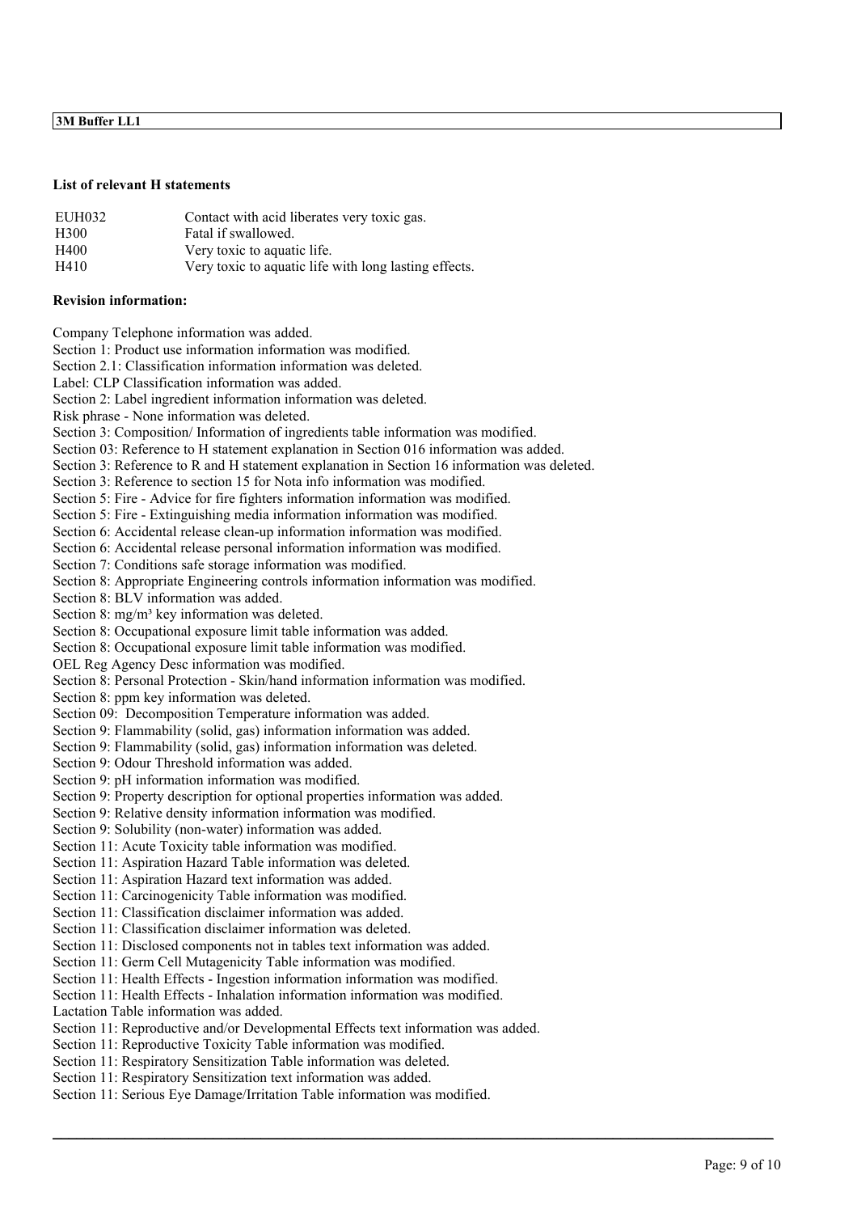**List of relevant H statements**

| | |
|---|---|
| EUH032 | Contact with acid liberates very toxic gas. |
| H300 | Fatal if swallowed. |
| H400 | Very toxic to aquatic life. |
| H410 | Very toxic to aquatic life with long lasting effects. |

**Revision information:**

Company Telephone information was added.
Section 1: Product use information information was modified.
Section 2.1: Classification information information was deleted.
Label: CLP Classification information was added.
Section 2: Label ingredient information information was deleted.
Risk phrase - None information was deleted.
Section 3: Composition/ Information of ingredients table information was modified.
Section 03: Reference to H statement explanation in Section 016 information was added.
Section 3: Reference to R and H statement explanation in Section 16 information was deleted.
Section 3: Reference to section 15 for Nota info information was modified.
Section 5: Fire - Advice for fire fighters information information was modified.
Section 5: Fire - Extinguishing media information information was modified.
Section 6: Accidental release clean-up information information was modified.
Section 6: Accidental release personal information information was modified.
Section 7: Conditions safe storage information was modified.
Section 8: Appropriate Engineering controls information information was modified.
Section 8: BLV information was added.
Section 8: mg/m³ key information was deleted.
Section 8: Occupational exposure limit table information was added.
Section 8: Occupational exposure limit table information was modified.
OEL Reg Agency Desc information was modified.
Section 8: Personal Protection - Skin/hand information information was modified.
Section 8: ppm key information was deleted.
Section 09: Decomposition Temperature information was added.
Section 9: Flammability (solid, gas) information information was added.
Section 9: Flammability (solid, gas) information information was deleted.
Section 9: Odour Threshold information was added.
Section 9: pH information information was modified.
Section 9: Property description for optional properties information was added.
Section 9: Relative density information information was modified.
Section 9: Solubility (non-water) information was added.
Section 11: Acute Toxicity table information was modified.
Section 11: Aspiration Hazard Table information was deleted.
Section 11: Aspiration Hazard text information was added.
Section 11: Carcinogenicity Table information was modified.
Section 11: Classification disclaimer information was added.
Section 11: Classification disclaimer information was deleted.
Section 11: Disclosed components not in tables text information was added.
Section 11: Germ Cell Mutagenicity Table information was modified.
Section 11: Health Effects - Ingestion information information was modified.
Section 11: Health Effects - Inhalation information information was modified.
Lactation Table information was added.
Section 11: Reproductive and/or Developmental Effects text information was added.
Section 11: Reproductive Toxicity Table information was modified.
Section 11: Respiratory Sensitization Table information was deleted.
Section 11: Respiratory Sensitization text information was added.
Section 11: Serious Eye Damage/Irritation Table information was modified.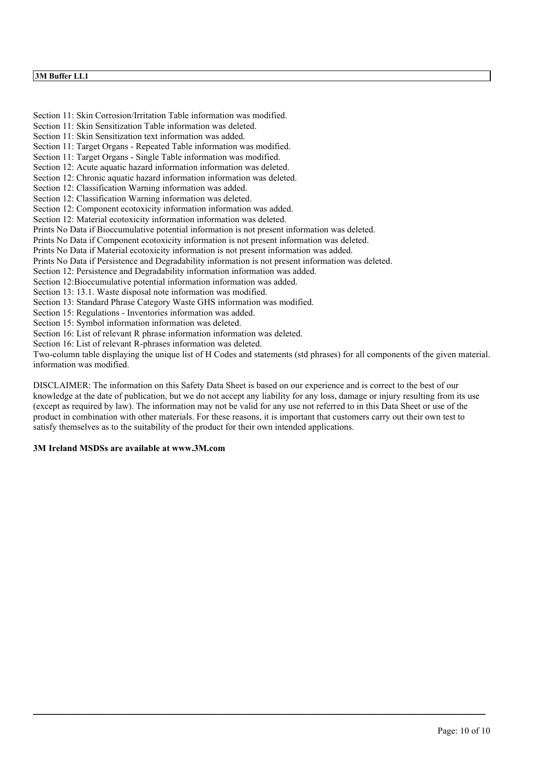Section 11: Skin Corrosion/Irritation Table information was modified.
Section 11: Skin Sensitization Table information was deleted.
Section 11: Skin Sensitization text information was added.
Section 11: Target Organs - Repeated Table information was modified.
Section 11: Target Organs - Single Table information was modified.
Section 12: Acute aquatic hazard information information was deleted.
Section 12: Chronic aquatic hazard information information was deleted.
Section 12: Classification Warning information was added.
Section 12: Classification Warning information was deleted.
Section 12: Component ecotoxicity information information was added.
Section 12: Material ecotoxicity information information was deleted.
Prints No Data if Bioccumulative potential information is not present information was deleted.
Prints No Data if Component ecotoxicity information is not present information was deleted.
Prints No Data if Material ecotoxicity information is not present information was added.
Prints No Data if Persistence and Degradability information is not present information was deleted.
Section 12: Persistence and Degradability information information was added.
Section 12:Bioccumulative potential information information was added.
Section 13: 13.1. Waste disposal note information was modified.
Section 13: Standard Phrase Category Waste GHS information was modified.
Section 15: Regulations - Inventories information was added.
Section 15: Symbol information information was deleted.
Section 16: List of relevant R phrase information information was deleted.
Section 16: List of relevant R-phrases information was deleted.
Two-column table displaying the unique list of H Codes and statements (std phrases) for all components of the given material. information was modified.

DISCLAIMER: The information on this Safety Data Sheet is based on our experience and is correct to the best of our knowledge at the date of publication, but we do not accept any liability for any loss, damage or injury resulting from its use (except as required by law). The information may not be valid for any use not referred to in this Data Sheet or use of the product in combination with other materials. For these reasons, it is important that customers carry out their own test to satisfy themselves as to the suitability of the product for their own intended applications.

**3M Ireland MSDSs are available at www.3M.com**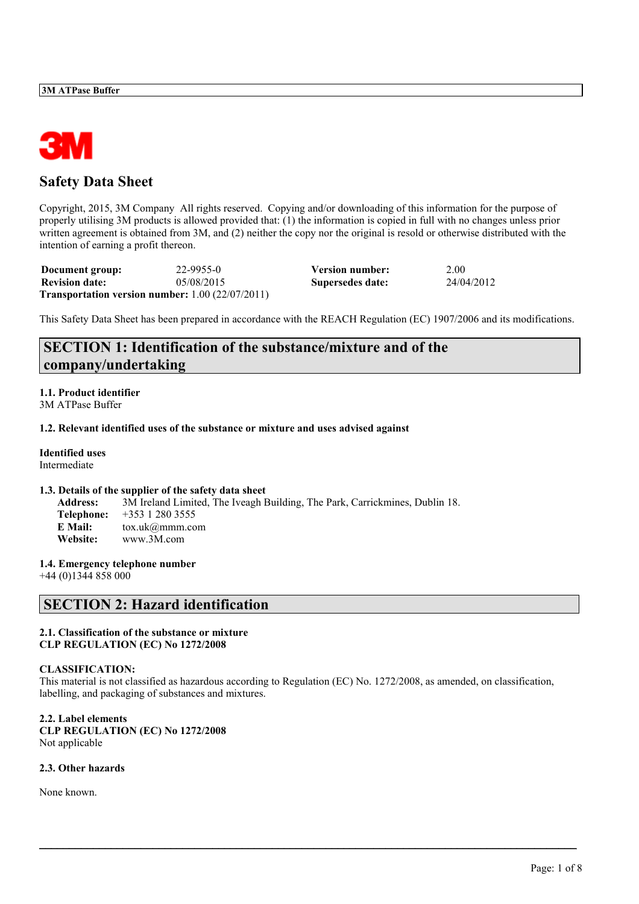# Safety Data Sheet

Copyright, 2015, 3M Company All rights reserved. Copying and/or downloading of this information for the purpose of properly utilising 3M products is allowed provided that: (1) the information is copied in full with no changes unless prior written agreement is obtained from 3M, and (2) neither the copy nor the original is resold or otherwise distributed with the intention of earning a profit thereon.

| | | | |
|---|---|---|---|
| **Document group:** | 22-9955-0 | **Version number:** | 2.00 |
| **Revision date:** | 05/08/2015 | **Supersedes date:** | 24/04/2012 |

**Transportation version number:** 1.00 (22/07/2011)

This Safety Data Sheet has been prepared in accordance with the REACH Regulation (EC) 1907/2006 and its modifications.

## SECTION 1: Identification of the substance/mixture and of the company/undertaking

**1.1. Product identifier**
3M ATPase Buffer

**1.2. Relevant identified uses of the substance or mixture and uses advised against**

**Identified uses**
Intermediate

**1.3. Details of the supplier of the safety data sheet**

**Address:** 3M Ireland Limited, The Iveagh Building, The Park, Carrickmines, Dublin 18.
**Telephone:** +353 1 280 3555
**E Mail:** tox.uk@mmm.com
**Website:** www.3M.com

**1.4. Emergency telephone number**
+44 (0)1344 858 000

## SECTION 2: Hazard identification

**2.1. Classification of the substance or mixture**
**CLP REGULATION (EC) No 1272/2008**

**CLASSIFICATION:**
This material is not classified as hazardous according to Regulation (EC) No. 1272/2008, as amended, on classification, labelling, and packaging of substances and mixtures.

**2.2. Label elements**
**CLP REGULATION (EC) No 1272/2008**
Not applicable

**2.3. Other hazards**

None known.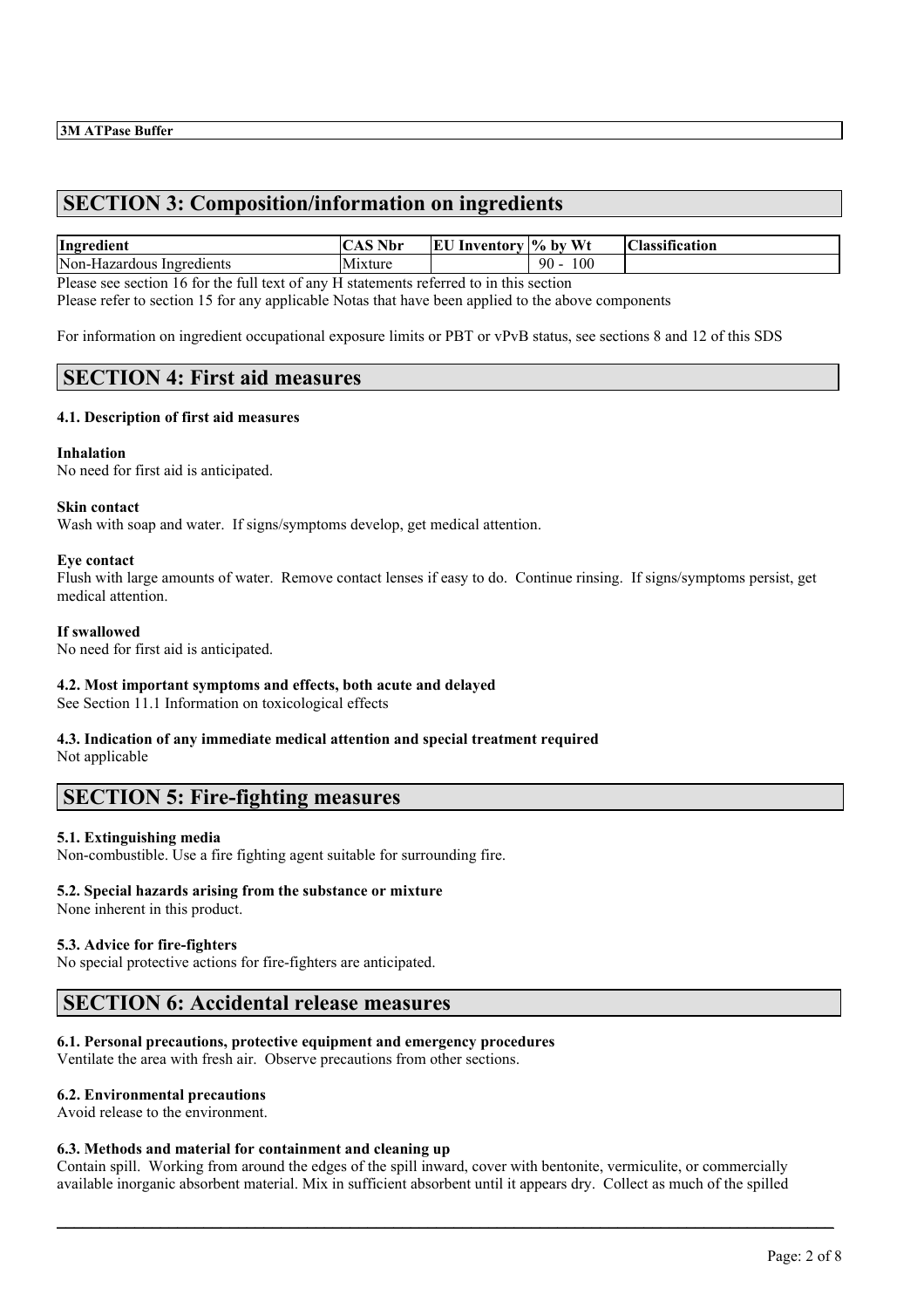## SECTION 3: Composition/information on ingredients

| Ingredient | CAS Nbr | EU Inventory | % by Wt | Classification |
|---|---|---|---|---|
| Non-Hazardous Ingredients | Mixture | | 90 - 100 | |

Please see section 16 for the full text of any H statements referred to in this section
Please refer to section 15 for any applicable Notas that have been applied to the above components

For information on ingredient occupational exposure limits or PBT or vPvB status, see sections 8 and 12 of this SDS

## SECTION 4: First aid measures

### 4.1. Description of first aid measures

**Inhalation**
No need for first aid is anticipated.

**Skin contact**
Wash with soap and water. If signs/symptoms develop, get medical attention.

**Eye contact**
Flush with large amounts of water. Remove contact lenses if easy to do. Continue rinsing. If signs/symptoms persist, get medical attention.

**If swallowed**
No need for first aid is anticipated.

### 4.2. Most important symptoms and effects, both acute and delayed

See Section 11.1 Information on toxicological effects

### 4.3. Indication of any immediate medical attention and special treatment required

Not applicable

## SECTION 5: Fire-fighting measures

### 5.1. Extinguishing media

Non-combustible. Use a fire fighting agent suitable for surrounding fire.

### 5.2. Special hazards arising from the substance or mixture

None inherent in this product.

### 5.3. Advice for fire-fighters

No special protective actions for fire-fighters are anticipated.

## SECTION 6: Accidental release measures

### 6.1. Personal precautions, protective equipment and emergency procedures

Ventilate the area with fresh air. Observe precautions from other sections.

### 6.2. Environmental precautions

Avoid release to the environment.

### 6.3. Methods and material for containment and cleaning up

Contain spill. Working from around the edges of the spill inward, cover with bentonite, vermiculite, or commercially available inorganic absorbent material. Mix in sufficient absorbent until it appears dry. Collect as much of the spilled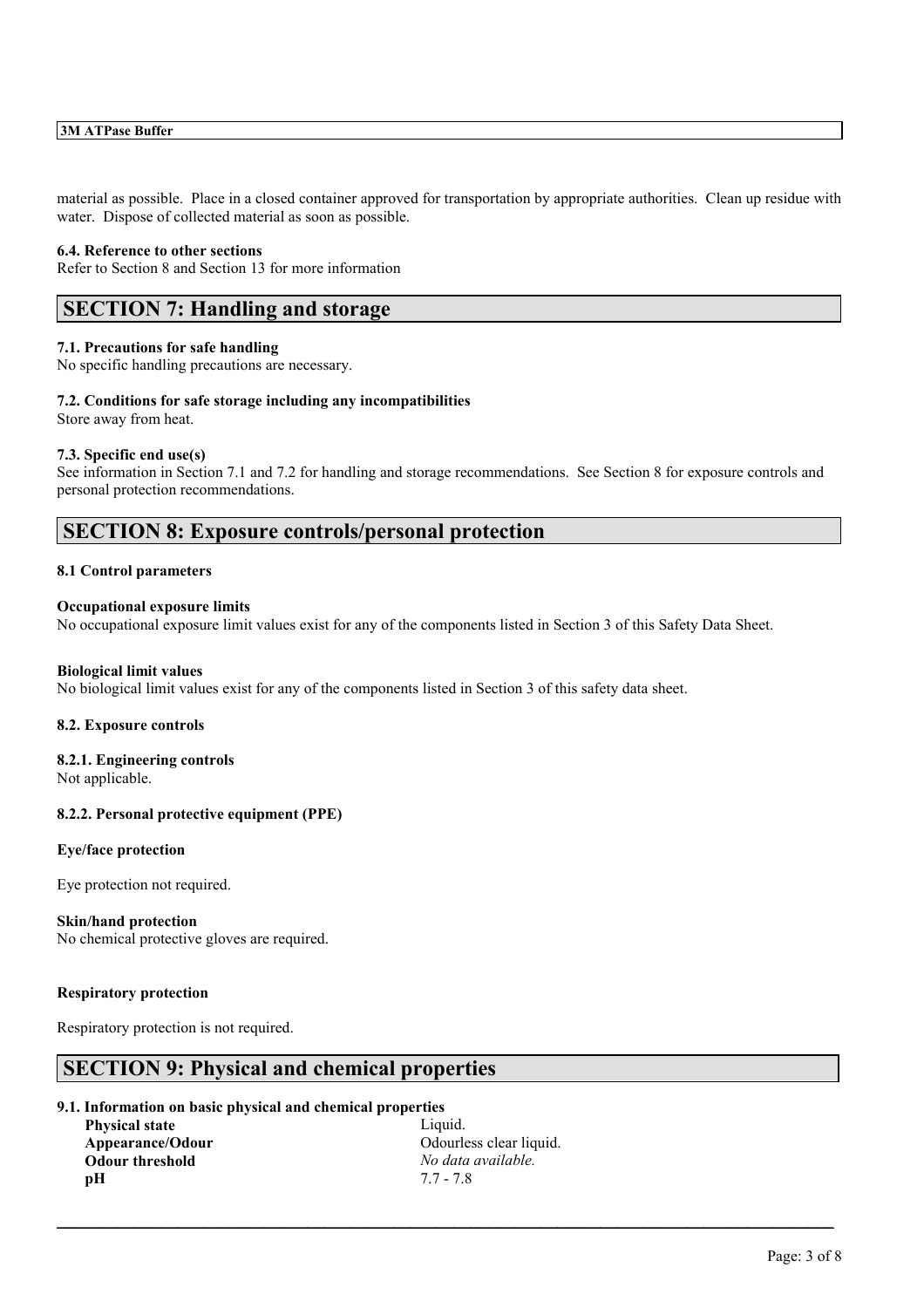material as possible. Place in a closed container approved for transportation by appropriate authorities. Clean up residue with water. Dispose of collected material as soon as possible.

**6.4. Reference to other sections**
Refer to Section 8 and Section 13 for more information

## SECTION 7: Handling and storage

**7.1. Precautions for safe handling**
No specific handling precautions are necessary.

**7.2. Conditions for safe storage including any incompatibilities**
Store away from heat.

**7.3. Specific end use(s)**
See information in Section 7.1 and 7.2 for handling and storage recommendations. See Section 8 for exposure controls and personal protection recommendations.

## SECTION 8: Exposure controls/personal protection

**8.1 Control parameters**

**Occupational exposure limits**
No occupational exposure limit values exist for any of the components listed in Section 3 of this Safety Data Sheet.

**Biological limit values**
No biological limit values exist for any of the components listed in Section 3 of this safety data sheet.

**8.2. Exposure controls**

**8.2.1. Engineering controls**
Not applicable.

**8.2.2. Personal protective equipment (PPE)**

**Eye/face protection**

Eye protection not required.

**Skin/hand protection**
No chemical protective gloves are required.

**Respiratory protection**

Respiratory protection is not required.

## SECTION 9: Physical and chemical properties

**9.1. Information on basic physical and chemical properties**

| | |
|---|---|
| **Physical state** | Liquid. |
| **Appearance/Odour** | Odourless clear liquid. |
| **Odour threshold** | *No data available.* |
| **pH** | 7.7 - 7.8 |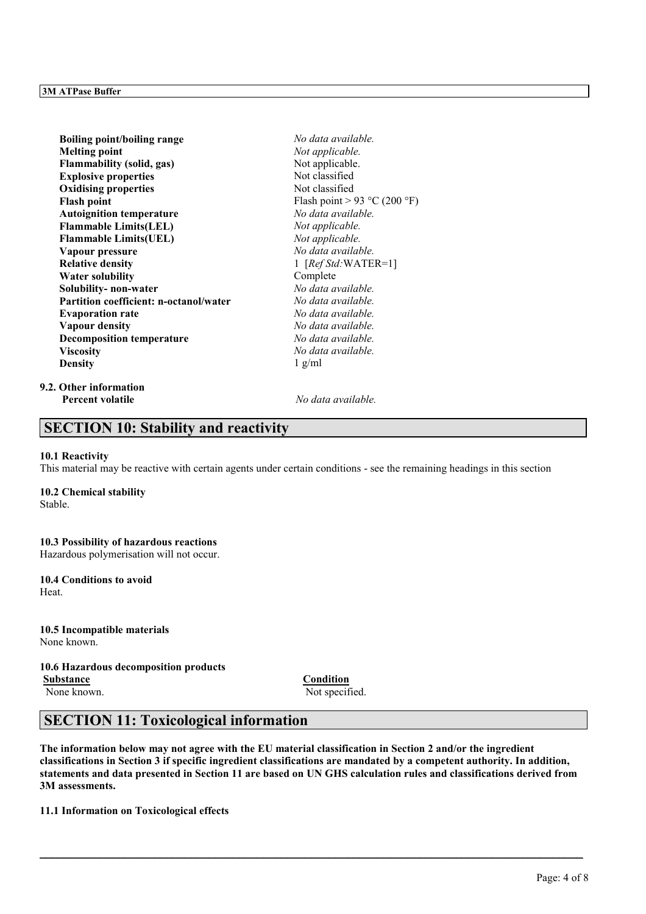| | |
|---|---|
| **Boiling point/boiling range** | *No data available.* |
| **Melting point** | *Not applicable.* |
| **Flammability (solid, gas)** | Not applicable. |
| **Explosive properties** | Not classified |
| **Oxidising properties** | Not classified |
| **Flash point** | Flash point > 93 °C (200 °F) |
| **Autoignition temperature** | *No data available.* |
| **Flammable Limits(LEL)** | *Not applicable.* |
| **Flammable Limits(UEL)** | *Not applicable.* |
| **Vapour pressure** | *No data available.* |
| **Relative density** | 1 [*Ref Std:*WATER=1] |
| **Water solubility** | Complete |
| **Solubility- non-water** | *No data available.* |
| **Partition coefficient: n-octanol/water** | *No data available.* |
| **Evaporation rate** | *No data available.* |
| **Vapour density** | *No data available.* |
| **Decomposition temperature** | *No data available.* |
| **Viscosity** | *No data available.* |
| **Density** | 1 g/ml |

**9.2. Other information**

| | |
|---|---|
| **Percent volatile** | *No data available.* |

## SECTION 10: Stability and reactivity

**10.1 Reactivity**
This material may be reactive with certain agents under certain conditions - see the remaining headings in this section

**10.2 Chemical stability**
Stable.

**10.3 Possibility of hazardous reactions**
Hazardous polymerisation will not occur.

**10.4 Conditions to avoid**
Heat.

**10.5 Incompatible materials**
None known.

**10.6 Hazardous decomposition products**

| Substance | Condition |
|---|---|
| None known. | Not specified. |

## SECTION 11: Toxicological information

**The information below may not agree with the EU material classification in Section 2 and/or the ingredient classifications in Section 3 if specific ingredient classifications are mandated by a competent authority. In addition, statements and data presented in Section 11 are based on UN GHS calculation rules and classifications derived from 3M assessments.**

**11.1 Information on Toxicological effects**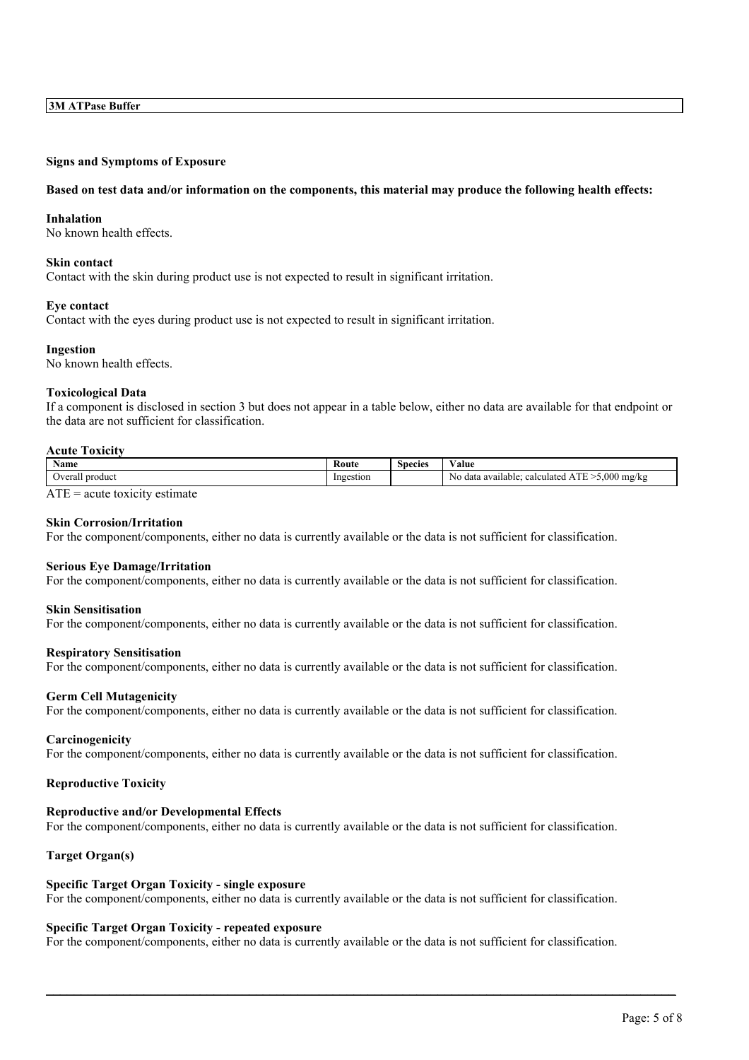**3M ATPase Buffer**

### Signs and Symptoms of Exposure

**Based on test data and/or information on the components, this material may produce the following health effects:**

**Inhalation**
No known health effects.

**Skin contact**
Contact with the skin during product use is not expected to result in significant irritation.

**Eye contact**
Contact with the eyes during product use is not expected to result in significant irritation.

**Ingestion**
No known health effects.

### Toxicological Data

If a component is disclosed in section 3 but does not appear in a table below, either no data are available for that endpoint or the data are not sufficient for classification.

**Acute Toxicity**

| Name | Route | Species | Value |
|---|---|---|---|
| Overall product | Ingestion | | No data available; calculated ATE >5,000 mg/kg |

ATE = acute toxicity estimate

**Skin Corrosion/Irritation**
For the component/components, either no data is currently available or the data is not sufficient for classification.

**Serious Eye Damage/Irritation**
For the component/components, either no data is currently available or the data is not sufficient for classification.

**Skin Sensitisation**
For the component/components, either no data is currently available or the data is not sufficient for classification.

**Respiratory Sensitisation**
For the component/components, either no data is currently available or the data is not sufficient for classification.

**Germ Cell Mutagenicity**
For the component/components, either no data is currently available or the data is not sufficient for classification.

**Carcinogenicity**
For the component/components, either no data is currently available or the data is not sufficient for classification.

**Reproductive Toxicity**

**Reproductive and/or Developmental Effects**
For the component/components, either no data is currently available or the data is not sufficient for classification.

**Target Organ(s)**

**Specific Target Organ Toxicity - single exposure**
For the component/components, either no data is currently available or the data is not sufficient for classification.

**Specific Target Organ Toxicity - repeated exposure**
For the component/components, either no data is currently available or the data is not sufficient for classification.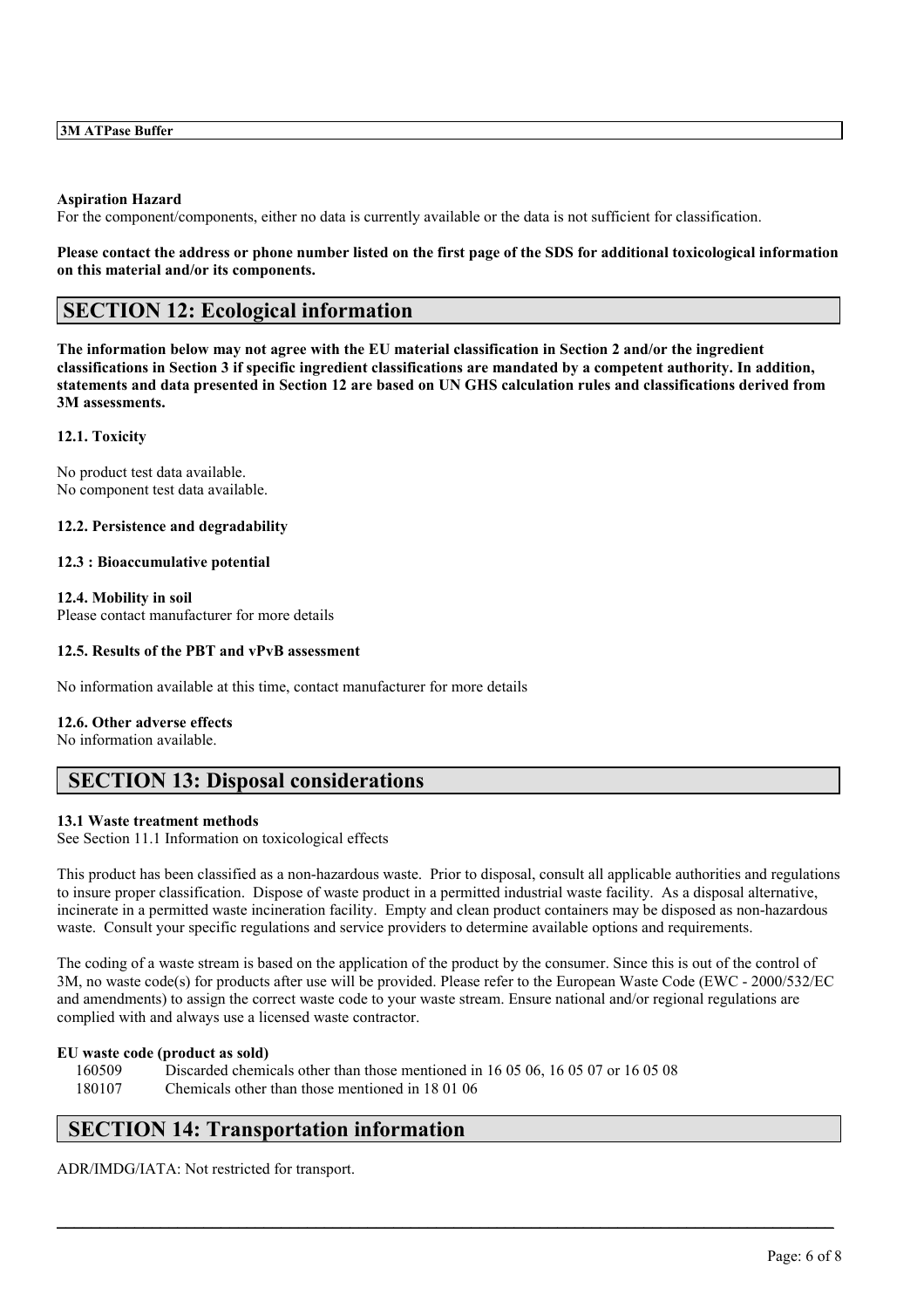**Aspiration Hazard**
For the component/components, either no data is currently available or the data is not sufficient for classification.

**Please contact the address or phone number listed on the first page of the SDS for additional toxicological information on this material and/or its components.**

## SECTION 12: Ecological information

**The information below may not agree with the EU material classification in Section 2 and/or the ingredient classifications in Section 3 if specific ingredient classifications are mandated by a competent authority. In addition, statements and data presented in Section 12 are based on UN GHS calculation rules and classifications derived from 3M assessments.**

**12.1. Toxicity**

No product test data available.
No component test data available.

**12.2. Persistence and degradability**

**12.3 : Bioaccumulative potential**

**12.4. Mobility in soil**
Please contact manufacturer for more details

**12.5. Results of the PBT and vPvB assessment**

No information available at this time, contact manufacturer for more details

**12.6. Other adverse effects**
No information available.

## SECTION 13: Disposal considerations

**13.1 Waste treatment methods**
See Section 11.1 Information on toxicological effects

This product has been classified as a non-hazardous waste. Prior to disposal, consult all applicable authorities and regulations to insure proper classification. Dispose of waste product in a permitted industrial waste facility. As a disposal alternative, incinerate in a permitted waste incineration facility. Empty and clean product containers may be disposed as non-hazardous waste. Consult your specific regulations and service providers to determine available options and requirements.

The coding of a waste stream is based on the application of the product by the consumer. Since this is out of the control of 3M, no waste code(s) for products after use will be provided. Please refer to the European Waste Code (EWC - 2000/532/EC and amendments) to assign the correct waste code to your waste stream. Ensure national and/or regional regulations are complied with and always use a licensed waste contractor.

**EU waste code (product as sold)**

160509 Discarded chemicals other than those mentioned in 16 05 06, 16 05 07 or 16 05 08
180107 Chemicals other than those mentioned in 18 01 06

## SECTION 14: Transportation information

ADR/IMDG/IATA: Not restricted for transport.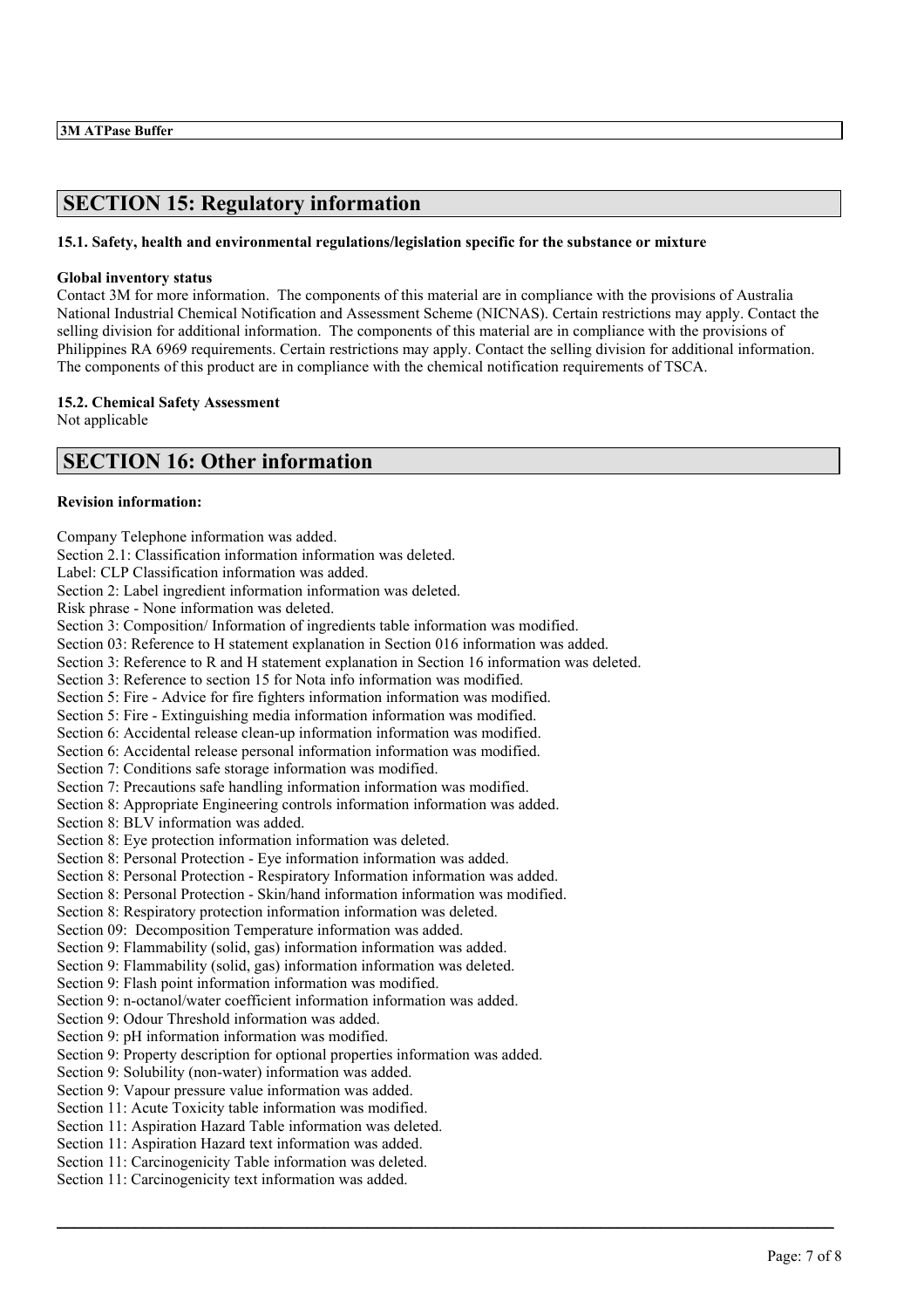## SECTION 15: Regulatory information

### 15.1. Safety, health and environmental regulations/legislation specific for the substance or mixture

**Global inventory status**

Contact 3M for more information. The components of this material are in compliance with the provisions of Australia National Industrial Chemical Notification and Assessment Scheme (NICNAS). Certain restrictions may apply. Contact the selling division for additional information. The components of this material are in compliance with the provisions of Philippines RA 6969 requirements. Certain restrictions may apply. Contact the selling division for additional information. The components of this product are in compliance with the chemical notification requirements of TSCA.

### 15.2. Chemical Safety Assessment

Not applicable

## SECTION 16: Other information

**Revision information:**

Company Telephone information was added.
Section 2.1: Classification information information was deleted.
Label: CLP Classification information was added.
Section 2: Label ingredient information information was deleted.
Risk phrase - None information was deleted.
Section 3: Composition/ Information of ingredients table information was modified.
Section 03: Reference to H statement explanation in Section 016 information was added.
Section 3: Reference to R and H statement explanation in Section 16 information was deleted.
Section 3: Reference to section 15 for Nota info information was modified.
Section 5: Fire - Advice for fire fighters information information was modified.
Section 5: Fire - Extinguishing media information information was modified.
Section 6: Accidental release clean-up information information was modified.
Section 6: Accidental release personal information information was modified.
Section 7: Conditions safe storage information was modified.
Section 7: Precautions safe handling information information was modified.
Section 8: Appropriate Engineering controls information information was added.
Section 8: BLV information was added.
Section 8: Eye protection information information was deleted.
Section 8: Personal Protection - Eye information information was added.
Section 8: Personal Protection - Respiratory Information information was added.
Section 8: Personal Protection - Skin/hand information information was modified.
Section 8: Respiratory protection information information was deleted.
Section 09: Decomposition Temperature information was added.
Section 9: Flammability (solid, gas) information information was added.
Section 9: Flammability (solid, gas) information information was deleted.
Section 9: Flash point information information was modified.
Section 9: n-octanol/water coefficient information information was added.
Section 9: Odour Threshold information was added.
Section 9: pH information information was modified.
Section 9: Property description for optional properties information was added.
Section 9: Solubility (non-water) information was added.
Section 9: Vapour pressure value information was added.
Section 11: Acute Toxicity table information was modified.
Section 11: Aspiration Hazard Table information was deleted.
Section 11: Aspiration Hazard text information was added.
Section 11: Carcinogenicity Table information was deleted.
Section 11: Carcinogenicity text information was added.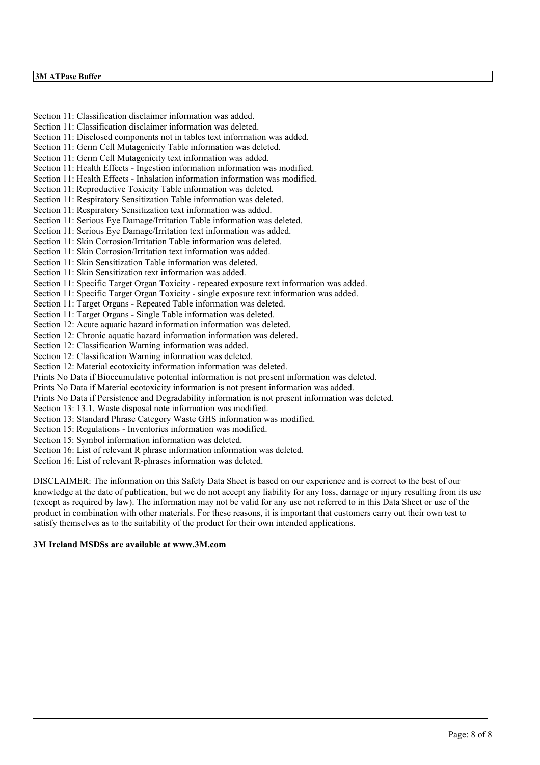Section 11: Classification disclaimer information was added.
Section 11: Classification disclaimer information was deleted.
Section 11: Disclosed components not in tables text information was added.
Section 11: Germ Cell Mutagenicity Table information was deleted.
Section 11: Germ Cell Mutagenicity text information was added.
Section 11: Health Effects - Ingestion information information was modified.
Section 11: Health Effects - Inhalation information information was modified.
Section 11: Reproductive Toxicity Table information was deleted.
Section 11: Respiratory Sensitization Table information was deleted.
Section 11: Respiratory Sensitization text information was added.
Section 11: Serious Eye Damage/Irritation Table information was deleted.
Section 11: Serious Eye Damage/Irritation text information was added.
Section 11: Skin Corrosion/Irritation Table information was deleted.
Section 11: Skin Corrosion/Irritation text information was added.
Section 11: Skin Sensitization Table information was deleted.
Section 11: Skin Sensitization text information was added.
Section 11: Specific Target Organ Toxicity - repeated exposure text information was added.
Section 11: Specific Target Organ Toxicity - single exposure text information was added.
Section 11: Target Organs - Repeated Table information was deleted.
Section 11: Target Organs - Single Table information was deleted.
Section 12: Acute aquatic hazard information information was deleted.
Section 12: Chronic aquatic hazard information information was deleted.
Section 12: Classification Warning information was added.
Section 12: Classification Warning information was deleted.
Section 12: Material ecotoxicity information information was deleted.
Prints No Data if Bioccumulative potential information is not present information was deleted.
Prints No Data if Material ecotoxicity information is not present information was added.
Prints No Data if Persistence and Degradability information is not present information was deleted.
Section 13: 13.1. Waste disposal note information was modified.
Section 13: Standard Phrase Category Waste GHS information was modified.
Section 15: Regulations - Inventories information was modified.
Section 15: Symbol information information was deleted.
Section 16: List of relevant R phrase information information was deleted.
Section 16: List of relevant R-phrases information was deleted.

DISCLAIMER: The information on this Safety Data Sheet is based on our experience and is correct to the best of our knowledge at the date of publication, but we do not accept any liability for any loss, damage or injury resulting from its use (except as required by law). The information may not be valid for any use not referred to in this Data Sheet or use of the product in combination with other materials. For these reasons, it is important that customers carry out their own test to satisfy themselves as to the suitability of the product for their own intended applications.

**3M Ireland MSDSs are available at www.3M.com**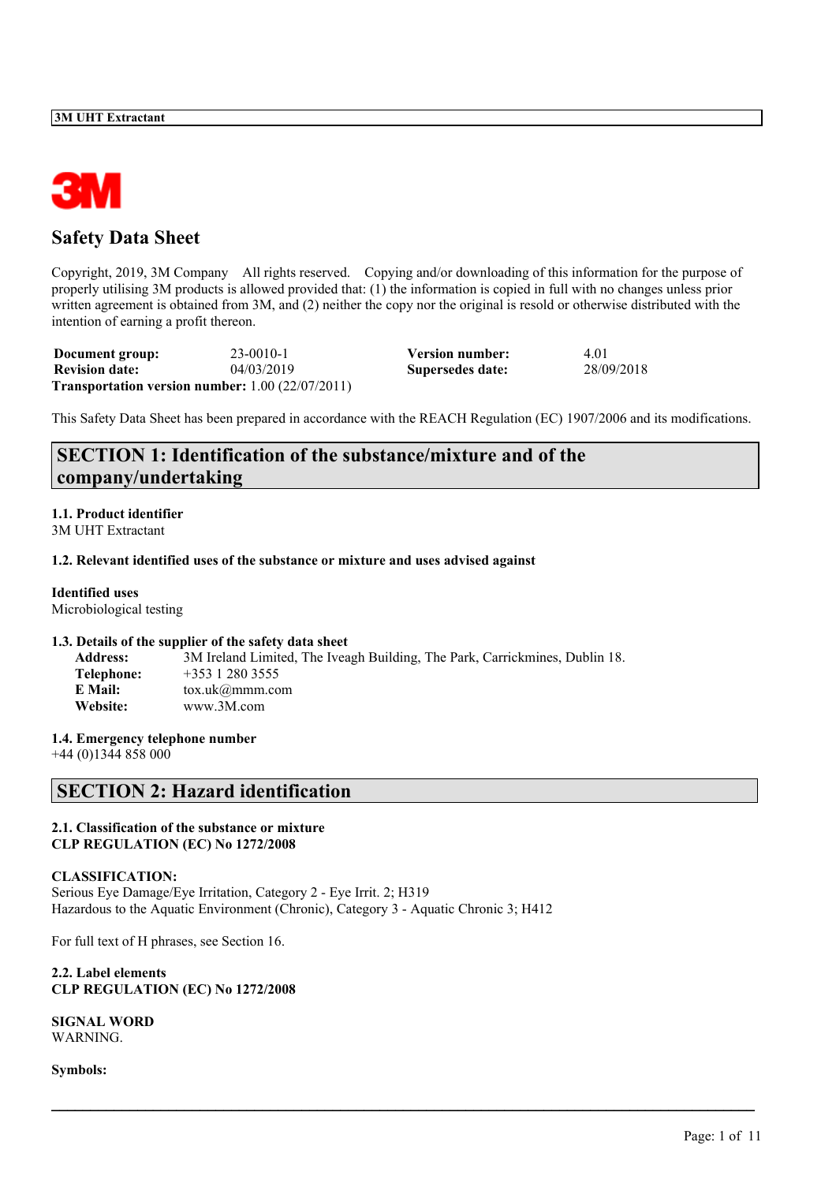# Safety Data Sheet

Copyright, 2019, 3M Company All rights reserved. Copying and/or downloading of this information for the purpose of properly utilising 3M products is allowed provided that: (1) the information is copied in full with no changes unless prior written agreement is obtained from 3M, and (2) neither the copy nor the original is resold or otherwise distributed with the intention of earning a profit thereon.

| | | | |
|---|---|---|---|
| **Document group:** | 23-0010-1 | **Version number:** | 4.01 |
| **Revision date:** | 04/03/2019 | **Supersedes date:** | 28/09/2018 |

**Transportation version number:** 1.00 (22/07/2011)

This Safety Data Sheet has been prepared in accordance with the REACH Regulation (EC) 1907/2006 and its modifications.

## SECTION 1: Identification of the substance/mixture and of the company/undertaking

**1.1. Product identifier**
3M UHT Extractant

**1.2. Relevant identified uses of the substance or mixture and uses advised against**

**Identified uses**
Microbiological testing

**1.3. Details of the supplier of the safety data sheet**

**Address:** 3M Ireland Limited, The Iveagh Building, The Park, Carrickmines, Dublin 18.
**Telephone:** +353 1 280 3555
**E Mail:** tox.uk@mmm.com
**Website:** www.3M.com

**1.4. Emergency telephone number**
+44 (0)1344 858 000

## SECTION 2: Hazard identification

**2.1. Classification of the substance or mixture**
**CLP REGULATION (EC) No 1272/2008**

**CLASSIFICATION:**
Serious Eye Damage/Eye Irritation, Category 2 - Eye Irrit. 2; H319
Hazardous to the Aquatic Environment (Chronic), Category 3 - Aquatic Chronic 3; H412

For full text of H phrases, see Section 16.

**2.2. Label elements**
**CLP REGULATION (EC) No 1272/2008**

**SIGNAL WORD**
WARNING.

**Symbols:**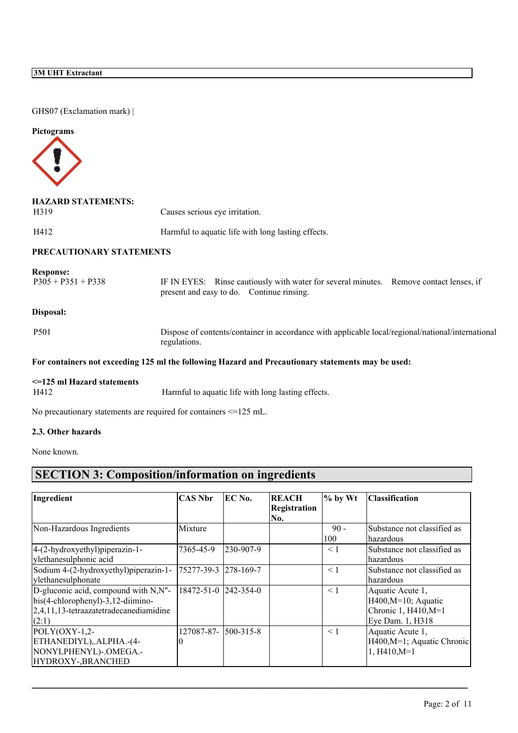GHS07 (Exclamation mark) |

**Pictograms**

**HAZARD STATEMENTS:**

| | |
|---|---|
| H319 | Causes serious eye irritation. |
| H412 | Harmful to aquatic life with long lasting effects. |

**PRECAUTIONARY STATEMENTS**

**Response:**

| | |
|---|---|
| P305 + P351 + P338 | IF IN EYES: Rinse cautiously with water for several minutes. Remove contact lenses, if present and easy to do. Continue rinsing. |

**Disposal:**

| | |
|---|---|
| P501 | Dispose of contents/container in accordance with applicable local/regional/national/international regulations. |

**For containers not exceeding 125 ml the following Hazard and Precautionary statements may be used:**

**<=125 ml Hazard statements**

| | |
|---|---|
| H412 | Harmful to aquatic life with long lasting effects. |

No precautionary statements are required for containers <=125 mL.

**2.3. Other hazards**

None known.

## SECTION 3: Composition/information on ingredients

| Ingredient | CAS Nbr | EC No. | REACH Registration No. | % by Wt | Classification |
|---|---|---|---|---|---|
| Non-Hazardous Ingredients | Mixture | | | 90 - 100 | Substance not classified as hazardous |
| 4-(2-hydroxyethyl)piperazin-1-ylethanesulphonic acid | 7365-45-9 | 230-907-9 | | < 1 | Substance not classified as hazardous |
| Sodium 4-(2-hydroxyethyl)piperazin-1-ylethanesulphonate | 75277-39-3 | 278-169-7 | | < 1 | Substance not classified as hazardous |
| D-gluconic acid, compound with N,N''-bis(4-chlorophenyl)-3,12-diimino-2,4,11,13-tetraazatetradecanediamidine (2:1) | 18472-51-0 | 242-354-0 | | < 1 | Aquatic Acute 1, H400,M=10; Aquatic Chronic 1, H410,M=1 Eye Dam. 1, H318 |
| POLY(OXY-1,2-ETHANEDIYL),.ALPHA.-(4-NONYLPHENYL)-.OMEGA.-HYDROXY-,BRANCHED | 127087-87-0 | 500-315-8 | | < 1 | Aquatic Acute 1, H400,M=1; Aquatic Chronic 1, H410,M=1 |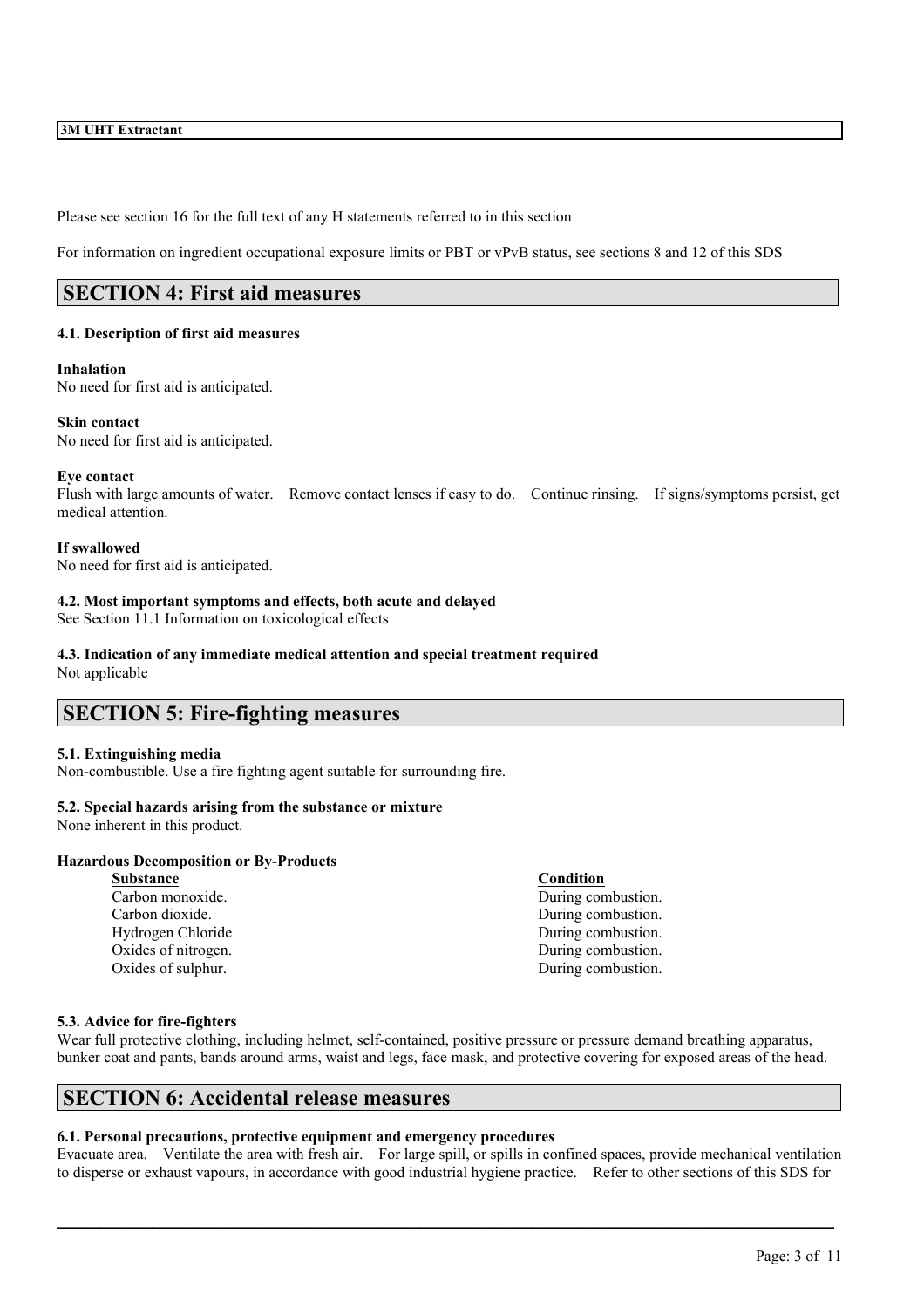Please see section 16 for the full text of any H statements referred to in this section

For information on ingredient occupational exposure limits or PBT or vPvB status, see sections 8 and 12 of this SDS

## SECTION 4: First aid measures

### 4.1. Description of first aid measures

**Inhalation**
No need for first aid is anticipated.

**Skin contact**
No need for first aid is anticipated.

**Eye contact**
Flush with large amounts of water. Remove contact lenses if easy to do. Continue rinsing. If signs/symptoms persist, get medical attention.

**If swallowed**
No need for first aid is anticipated.

### 4.2. Most important symptoms and effects, both acute and delayed

See Section 11.1 Information on toxicological effects

### 4.3. Indication of any immediate medical attention and special treatment required

Not applicable

## SECTION 5: Fire-fighting measures

### 5.1. Extinguishing media

Non-combustible. Use a fire fighting agent suitable for surrounding fire.

### 5.2. Special hazards arising from the substance or mixture

None inherent in this product.

**Hazardous Decomposition or By-Products**

| Substance | Condition |
| --- | --- |
| Carbon monoxide. | During combustion. |
| Carbon dioxide. | During combustion. |
| Hydrogen Chloride | During combustion. |
| Oxides of nitrogen. | During combustion. |
| Oxides of sulphur. | During combustion. |

### 5.3. Advice for fire-fighters

Wear full protective clothing, including helmet, self-contained, positive pressure or pressure demand breathing apparatus, bunker coat and pants, bands around arms, waist and legs, face mask, and protective covering for exposed areas of the head.

## SECTION 6: Accidental release measures

### 6.1. Personal precautions, protective equipment and emergency procedures

Evacuate area. Ventilate the area with fresh air. For large spill, or spills in confined spaces, provide mechanical ventilation to disperse or exhaust vapours, in accordance with good industrial hygiene practice. Refer to other sections of this SDS for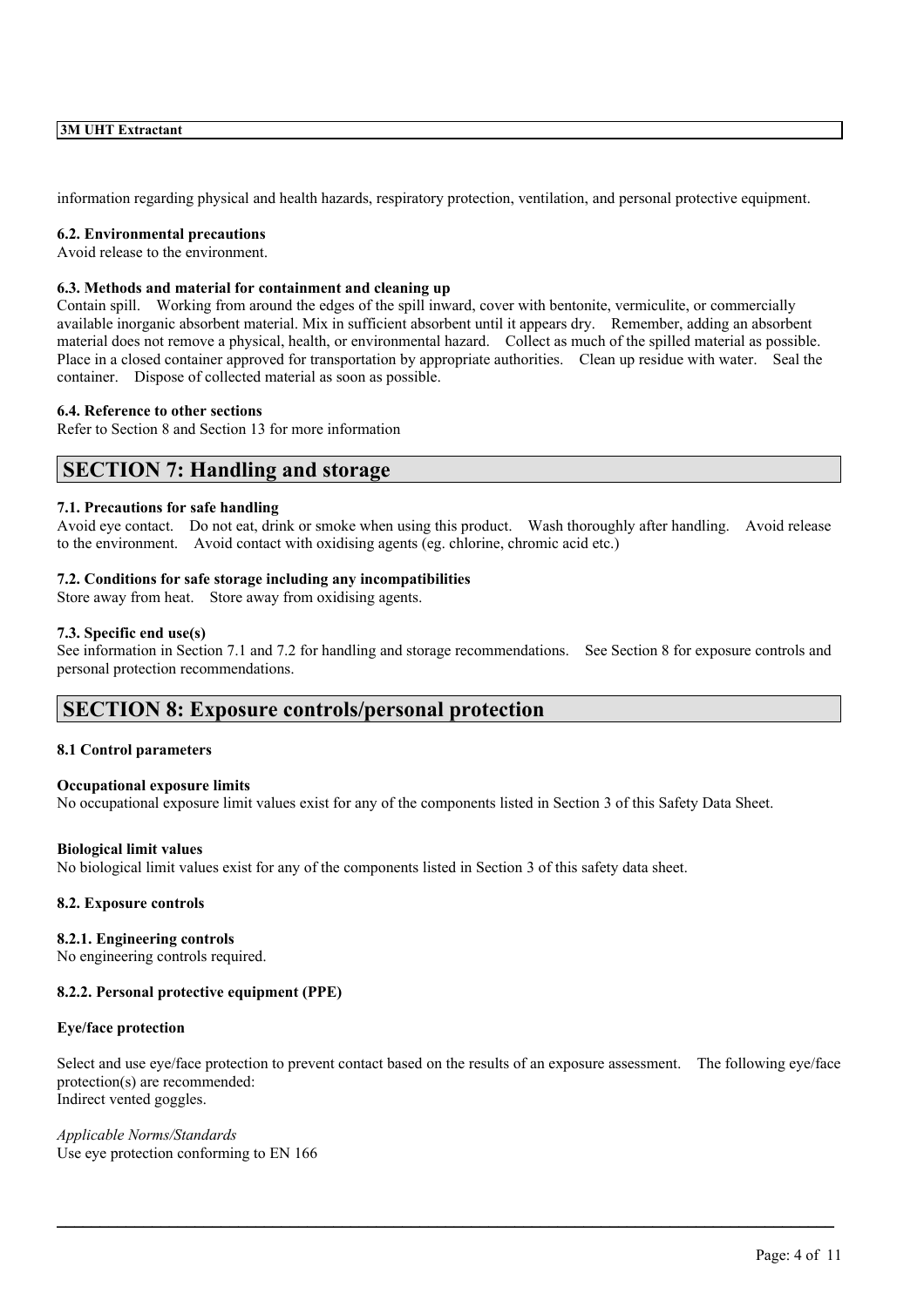information regarding physical and health hazards, respiratory protection, ventilation, and personal protective equipment.

**6.2. Environmental precautions**
Avoid release to the environment.

**6.3. Methods and material for containment and cleaning up**
Contain spill. Working from around the edges of the spill inward, cover with bentonite, vermiculite, or commercially available inorganic absorbent material. Mix in sufficient absorbent until it appears dry. Remember, adding an absorbent material does not remove a physical, health, or environmental hazard. Collect as much of the spilled material as possible. Place in a closed container approved for transportation by appropriate authorities. Clean up residue with water. Seal the container. Dispose of collected material as soon as possible.

**6.4. Reference to other sections**
Refer to Section 8 and Section 13 for more information

## SECTION 7: Handling and storage

**7.1. Precautions for safe handling**
Avoid eye contact. Do not eat, drink or smoke when using this product. Wash thoroughly after handling. Avoid release to the environment. Avoid contact with oxidising agents (eg. chlorine, chromic acid etc.)

**7.2. Conditions for safe storage including any incompatibilities**
Store away from heat. Store away from oxidising agents.

**7.3. Specific end use(s)**
See information in Section 7.1 and 7.2 for handling and storage recommendations. See Section 8 for exposure controls and personal protection recommendations.

## SECTION 8: Exposure controls/personal protection

**8.1 Control parameters**

**Occupational exposure limits**
No occupational exposure limit values exist for any of the components listed in Section 3 of this Safety Data Sheet.

**Biological limit values**
No biological limit values exist for any of the components listed in Section 3 of this safety data sheet.

**8.2. Exposure controls**

**8.2.1. Engineering controls**
No engineering controls required.

**8.2.2. Personal protective equipment (PPE)**

**Eye/face protection**

Select and use eye/face protection to prevent contact based on the results of an exposure assessment. The following eye/face protection(s) are recommended:
Indirect vented goggles.

*Applicable Norms/Standards*
Use eye protection conforming to EN 166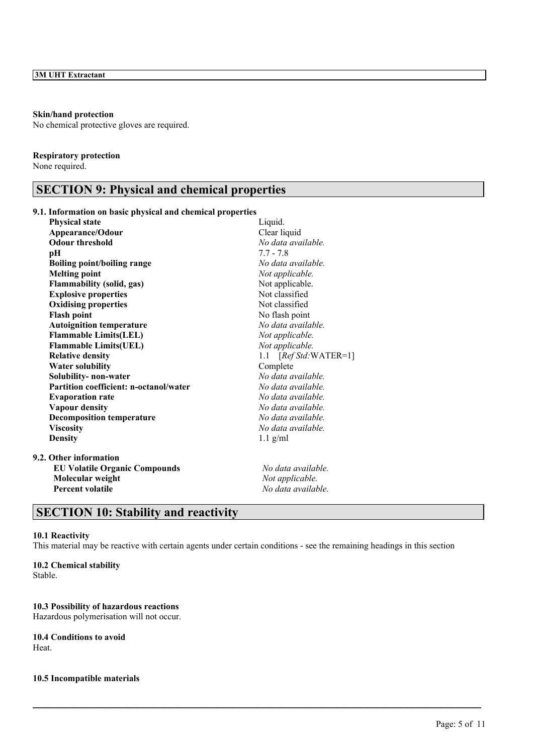**Skin/hand protection**
No chemical protective gloves are required.

**Respiratory protection**
None required.

## SECTION 9: Physical and chemical properties

**9.1. Information on basic physical and chemical properties**

| Property | Value |
|---|---|
| **Physical state** | Liquid. |
| **Appearance/Odour** | Clear liquid |
| **Odour threshold** | *No data available.* |
| **pH** | 7.7 - 7.8 |
| **Boiling point/boiling range** | *No data available.* |
| **Melting point** | *Not applicable.* |
| **Flammability (solid, gas)** | Not applicable. |
| **Explosive properties** | Not classified |
| **Oxidising properties** | Not classified |
| **Flash point** | No flash point |
| **Autoignition temperature** | *No data available.* |
| **Flammable Limits(LEL)** | *Not applicable.* |
| **Flammable Limits(UEL)** | *Not applicable.* |
| **Relative density** | 1.1 [*Ref Std:*WATER=1] |
| **Water solubility** | Complete |
| **Solubility- non-water** | *No data available.* |
| **Partition coefficient: n-octanol/water** | *No data available.* |
| **Evaporation rate** | *No data available.* |
| **Vapour density** | *No data available.* |
| **Decomposition temperature** | *No data available.* |
| **Viscosity** | *No data available.* |
| **Density** | 1.1 g/ml |

**9.2. Other information**

| Property | Value |
|---|---|
| **EU Volatile Organic Compounds** | *No data available.* |
| **Molecular weight** | *Not applicable.* |
| **Percent volatile** | *No data available.* |

## SECTION 10: Stability and reactivity

**10.1 Reactivity**
This material may be reactive with certain agents under certain conditions - see the remaining headings in this section

**10.2 Chemical stability**
Stable.

**10.3 Possibility of hazardous reactions**
Hazardous polymerisation will not occur.

**10.4 Conditions to avoid**
Heat.

**10.5 Incompatible materials**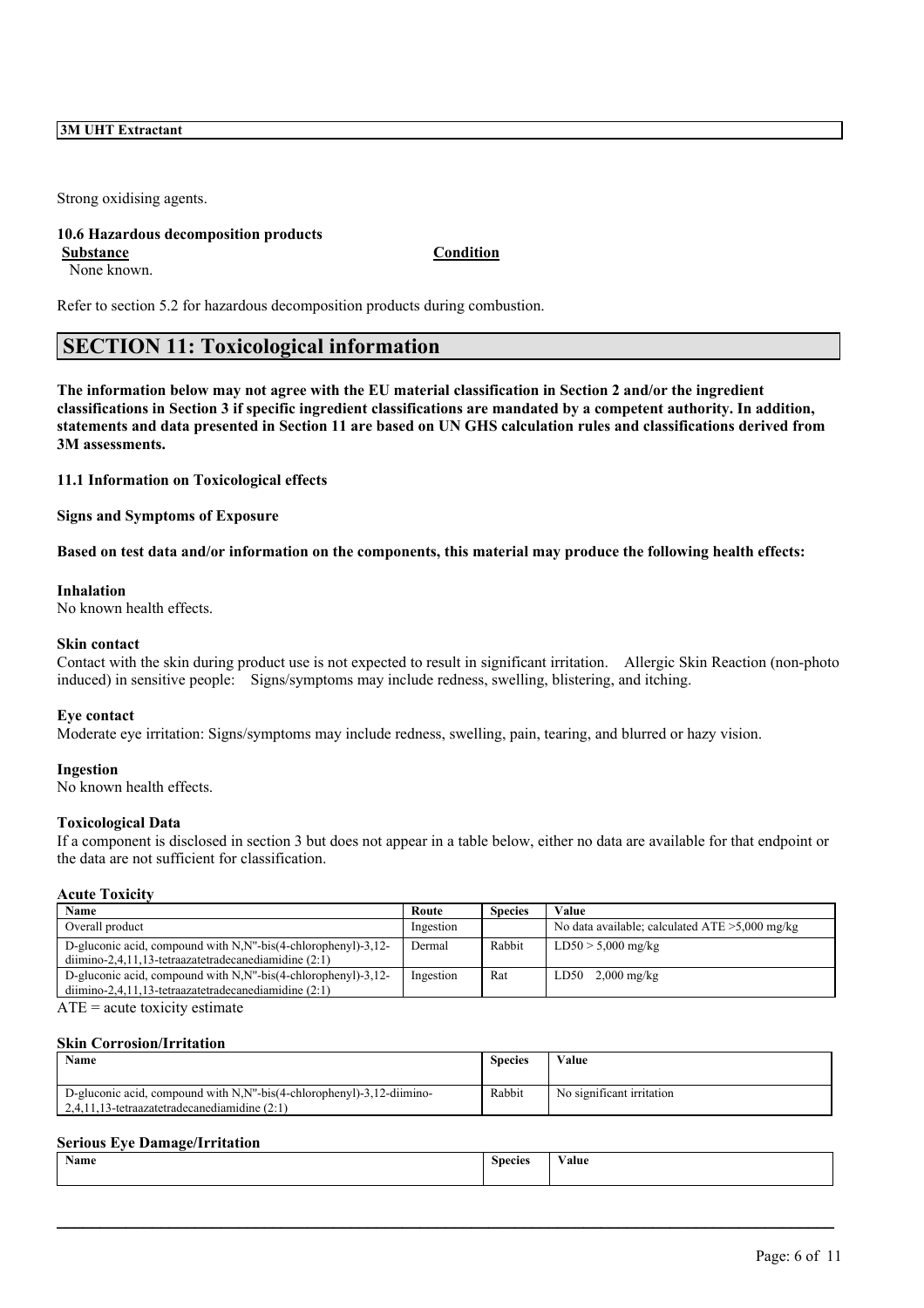Strong oxidising agents.

**10.6 Hazardous decomposition products**

| Substance | Condition |
|---|---|
| None known. | |

Refer to section 5.2 for hazardous decomposition products during combustion.

## SECTION 11: Toxicological information

**The information below may not agree with the EU material classification in Section 2 and/or the ingredient classifications in Section 3 if specific ingredient classifications are mandated by a competent authority. In addition, statements and data presented in Section 11 are based on UN GHS calculation rules and classifications derived from 3M assessments.**

**11.1 Information on Toxicological effects**

**Signs and Symptoms of Exposure**

**Based on test data and/or information on the components, this material may produce the following health effects:**

**Inhalation**

No known health effects.

**Skin contact**

Contact with the skin during product use is not expected to result in significant irritation. Allergic Skin Reaction (non-photo induced) in sensitive people: Signs/symptoms may include redness, swelling, blistering, and itching.

**Eye contact**

Moderate eye irritation: Signs/symptoms may include redness, swelling, pain, tearing, and blurred or hazy vision.

**Ingestion**

No known health effects.

**Toxicological Data**

If a component is disclosed in section 3 but does not appear in a table below, either no data are available for that endpoint or the data are not sufficient for classification.

**Acute Toxicity**

| Name | Route | Species | Value |
|---|---|---|---|
| Overall product | Ingestion | | No data available; calculated ATE >5,000 mg/kg |
| D-gluconic acid, compound with N,N''-bis(4-chlorophenyl)-3,12-diimino-2,4,11,13-tetraazatetradecanediamidine (2:1) | Dermal | Rabbit | LD50 > 5,000 mg/kg |
| D-gluconic acid, compound with N,N''-bis(4-chlorophenyl)-3,12-diimino-2,4,11,13-tetraazatetradecanediamidine (2:1) | Ingestion | Rat | LD50 2,000 mg/kg |

ATE = acute toxicity estimate

**Skin Corrosion/Irritation**

| Name | Species | Value |
|---|---|---|
| D-gluconic acid, compound with N,N''-bis(4-chlorophenyl)-3,12-diimino-2,4,11,13-tetraazatetradecanediamidine (2:1) | Rabbit | No significant irritation |

**Serious Eye Damage/Irritation**

| Name | Species | Value |
|---|---|---|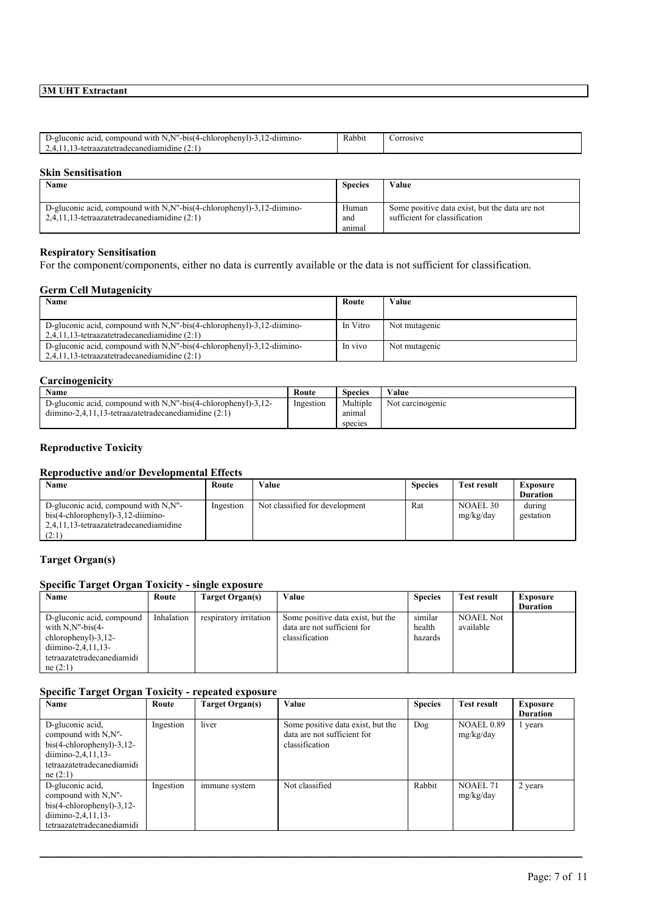| D-gluconic acid, compound with N,N''-bis(4-chlorophenyl)-3,12-diimino-2,4,11,13-tetraazatetradecanediamidine (2:1) | Rabbit | Corrosive |
|---|---|---|

### Skin Sensitisation

| Name | Species | Value |
|---|---|---|
| D-gluconic acid, compound with N,N''-bis(4-chlorophenyl)-3,12-diimino-2,4,11,13-tetraazatetradecanediamidine (2:1) | Human and animal | Some positive data exist, but the data are not sufficient for classification |

### Respiratory Sensitisation

For the component/components, either no data is currently available or the data is not sufficient for classification.

### Germ Cell Mutagenicity

| Name | Route | Value |
|---|---|---|
| D-gluconic acid, compound with N,N''-bis(4-chlorophenyl)-3,12-diimino-2,4,11,13-tetraazatetradecanediamidine (2:1) | In Vitro | Not mutagenic |
| D-gluconic acid, compound with N,N''-bis(4-chlorophenyl)-3,12-diimino-2,4,11,13-tetraazatetradecanediamidine (2:1) | In vivo | Not mutagenic |

### Carcinogenicity

| Name | Route | Species | Value |
|---|---|---|---|
| D-gluconic acid, compound with N,N''-bis(4-chlorophenyl)-3,12-diimino-2,4,11,13-tetraazatetradecanediamidine (2:1) | Ingestion | Multiple animal species | Not carcinogenic |

### Reproductive Toxicity

### Reproductive and/or Developmental Effects

| Name | Route | Value | Species | Test result | Exposure Duration |
|---|---|---|---|---|---|
| D-gluconic acid, compound with N,N''-bis(4-chlorophenyl)-3,12-diimino-2,4,11,13-tetraazatetradecanediamidine (2:1) | Ingestion | Not classified for development | Rat | NOAEL 30 mg/kg/day | during gestation |

### Target Organ(s)

### Specific Target Organ Toxicity - single exposure

| Name | Route | Target Organ(s) | Value | Species | Test result | Exposure Duration |
|---|---|---|---|---|---|---|
| D-gluconic acid, compound with N,N''-bis(4-chlorophenyl)-3,12-diimino-2,4,11,13-tetraazatetradecanediamidine (2:1) | Inhalation | respiratory irritation | Some positive data exist, but the data are not sufficient for classification | similar health hazards | NOAEL Not available | |

### Specific Target Organ Toxicity - repeated exposure

| Name | Route | Target Organ(s) | Value | Species | Test result | Exposure Duration |
|---|---|---|---|---|---|---|
| D-gluconic acid, compound with N,N''-bis(4-chlorophenyl)-3,12-diimino-2,4,11,13-tetraazatetradecanediamidine (2:1) | Ingestion | liver | Some positive data exist, but the data are not sufficient for classification | Dog | NOAEL 0.89 mg/kg/day | 1 years |
| D-gluconic acid, compound with N,N''-bis(4-chlorophenyl)-3,12-diimino-2,4,11,13-tetraazatetradecanediamidi | Ingestion | immune system | Not classified | Rabbit | NOAEL 71 mg/kg/day | 2 years |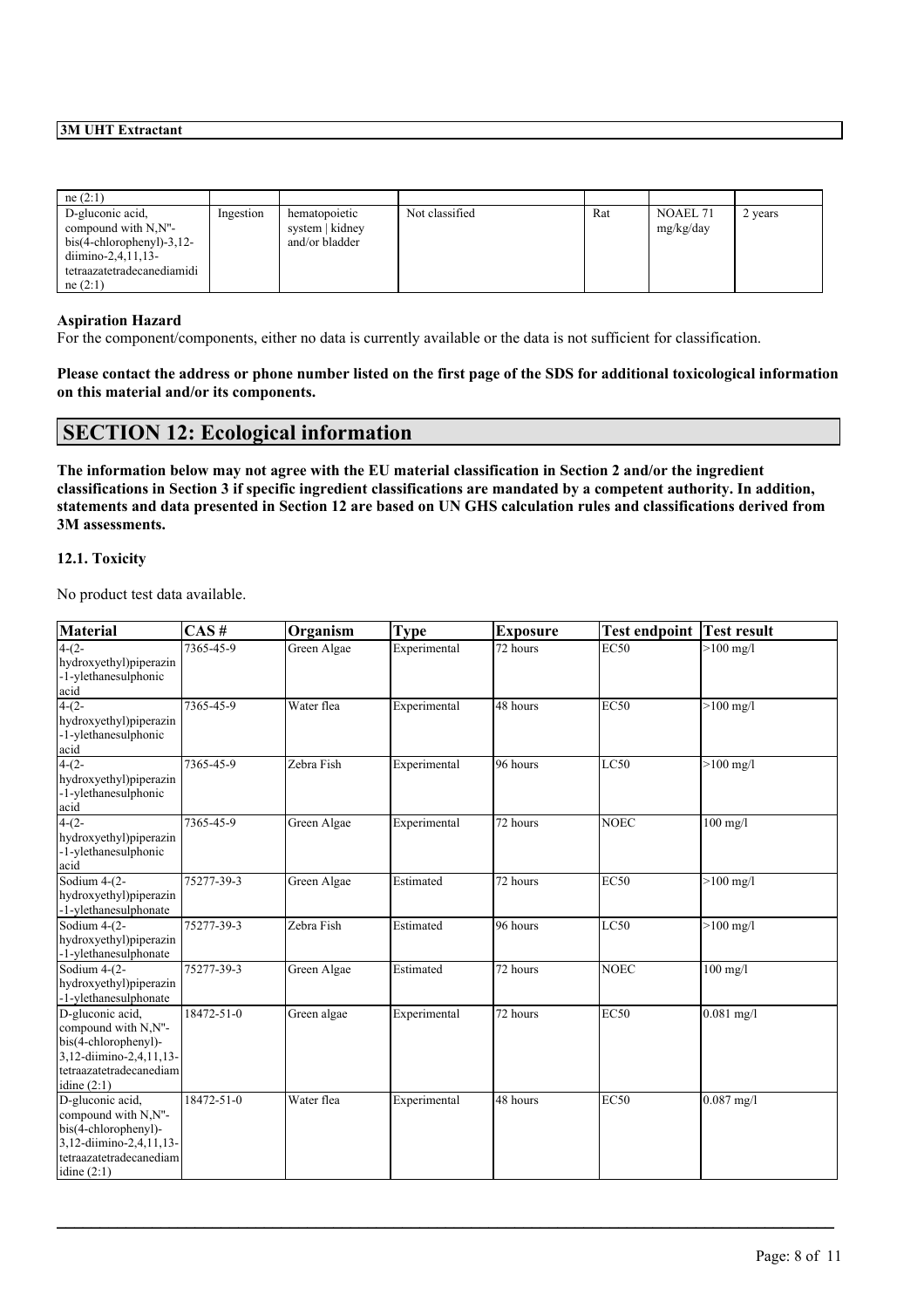| | | | | | | |
|---|---|---|---|---|---|---|
| ne (2:1) | | | | | | |
| D-gluconic acid, compound with N,N''-bis(4-chlorophenyl)-3,12-diimino-2,4,11,13-tetraazatetradecanediamidine (2:1) | Ingestion | hematopoietic system \| kidney and/or bladder | Not classified | Rat | NOAEL 71 mg/kg/day | 2 years |

**Aspiration Hazard**

For the component/components, either no data is currently available or the data is not sufficient for classification.

**Please contact the address or phone number listed on the first page of the SDS for additional toxicological information on this material and/or its components.**

## SECTION 12: Ecological information

**The information below may not agree with the EU material classification in Section 2 and/or the ingredient classifications in Section 3 if specific ingredient classifications are mandated by a competent authority. In addition, statements and data presented in Section 12 are based on UN GHS calculation rules and classifications derived from 3M assessments.**

### 12.1. Toxicity

No product test data available.

| Material | CAS # | Organism | Type | Exposure | Test endpoint | Test result |
|---|---|---|---|---|---|---|
| 4-(2-hydroxyethyl)piperazin-1-ylethanesulphonic acid | 7365-45-9 | Green Algae | Experimental | 72 hours | EC50 | >100 mg/l |
| 4-(2-hydroxyethyl)piperazin-1-ylethanesulphonic acid | 7365-45-9 | Water flea | Experimental | 48 hours | EC50 | >100 mg/l |
| 4-(2-hydroxyethyl)piperazin-1-ylethanesulphonic acid | 7365-45-9 | Zebra Fish | Experimental | 96 hours | LC50 | >100 mg/l |
| 4-(2-hydroxyethyl)piperazin-1-ylethanesulphonic acid | 7365-45-9 | Green Algae | Experimental | 72 hours | NOEC | 100 mg/l |
| Sodium 4-(2-hydroxyethyl)piperazin-1-ylethanesulphonate | 75277-39-3 | Green Algae | Estimated | 72 hours | EC50 | >100 mg/l |
| Sodium 4-(2-hydroxyethyl)piperazin-1-ylethanesulphonate | 75277-39-3 | Zebra Fish | Estimated | 96 hours | LC50 | >100 mg/l |
| Sodium 4-(2-hydroxyethyl)piperazin-1-ylethanesulphonate | 75277-39-3 | Green Algae | Estimated | 72 hours | NOEC | 100 mg/l |
| D-gluconic acid, compound with N,N''-bis(4-chlorophenyl)-3,12-diimino-2,4,11,13-tetraazatetradecanediamidine (2:1) | 18472-51-0 | Green algae | Experimental | 72 hours | EC50 | 0.081 mg/l |
| D-gluconic acid, compound with N,N''-bis(4-chlorophenyl)-3,12-diimino-2,4,11,13-tetraazatetradecanediamidine (2:1) | 18472-51-0 | Water flea | Experimental | 48 hours | EC50 | 0.087 mg/l |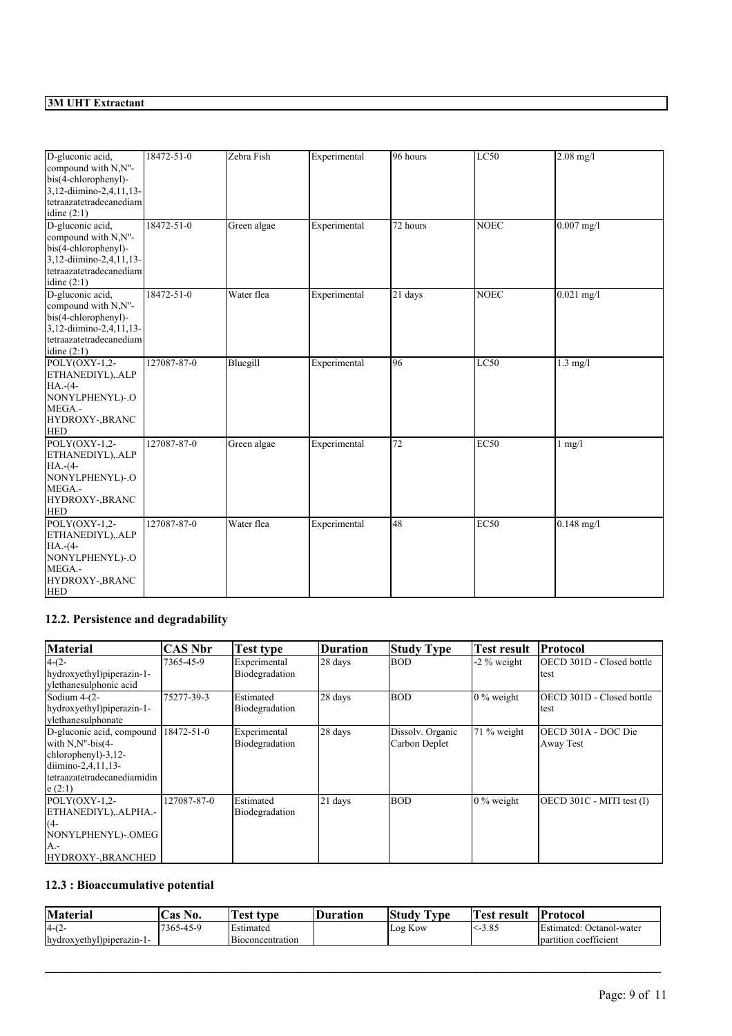| | | | | | | |
|---|---|---|---|---|---|---|
| D-gluconic acid, compound with N,N''-bis(4-chlorophenyl)-3,12-diimino-2,4,11,13-tetraazatetradecanediamidine (2:1) | 18472-51-0 | Zebra Fish | Experimental | 96 hours | LC50 | 2.08 mg/l |
| D-gluconic acid, compound with N,N''-bis(4-chlorophenyl)-3,12-diimino-2,4,11,13-tetraazatetradecanediamidine (2:1) | 18472-51-0 | Green algae | Experimental | 72 hours | NOEC | 0.007 mg/l |
| D-gluconic acid, compound with N,N''-bis(4-chlorophenyl)-3,12-diimino-2,4,11,13-tetraazatetradecanediamidine (2:1) | 18472-51-0 | Water flea | Experimental | 21 days | NOEC | 0.021 mg/l |
| POLY(OXY-1,2-ETHANEDIYL),.ALPHA.-(4-NONYLPHENYL)-.OMEGA.-HYDROXY-,BRANCHED | 127087-87-0 | Bluegill | Experimental | 96 | LC50 | 1.3 mg/l |
| POLY(OXY-1,2-ETHANEDIYL),.ALPHA.-(4-NONYLPHENYL)-.OMEGA.-HYDROXY-,BRANCHED | 127087-87-0 | Green algae | Experimental | 72 | EC50 | 1 mg/l |
| POLY(OXY-1,2-ETHANEDIYL),.ALPHA.-(4-NONYLPHENYL)-.OMEGA.-HYDROXY-,BRANCHED | 127087-87-0 | Water flea | Experimental | 48 | EC50 | 0.148 mg/l |

## 12.2. Persistence and degradability

| Material | CAS Nbr | Test type | Duration | Study Type | Test result | Protocol |
|---|---|---|---|---|---|---|
| 4-(2-hydroxyethyl)piperazin-1-ylethanesulphonic acid | 7365-45-9 | Experimental Biodegradation | 28 days | BOD | -2 % weight | OECD 301D - Closed bottle test |
| Sodium 4-(2-hydroxyethyl)piperazin-1-ylethanesulphonate | 75277-39-3 | Estimated Biodegradation | 28 days | BOD | 0 % weight | OECD 301D - Closed bottle test |
| D-gluconic acid, compound with N,N''-bis(4-chlorophenyl)-3,12-diimino-2,4,11,13-tetraazatetradecanediamidine (2:1) | 18472-51-0 | Experimental Biodegradation | 28 days | Dissolv. Organic Carbon Deplet | 71 % weight | OECD 301A - DOC Die Away Test |
| POLY(OXY-1,2-ETHANEDIYL),.ALPHA.-(4-NONYLPHENYL)-.OMEGA.-HYDROXY-,BRANCHED | 127087-87-0 | Estimated Biodegradation | 21 days | BOD | 0 % weight | OECD 301C - MITI test (I) |

## 12.3 : Bioaccumulative potential

| Material | Cas No. | Test type | Duration | Study Type | Test result | Protocol |
|---|---|---|---|---|---|---|
| 4-(2-hydroxyethyl)piperazin-1- | 7365-45-9 | Estimated Bioconcentration | | Log Kow | <-3.85 | Estimated: Octanol-water partition coefficient |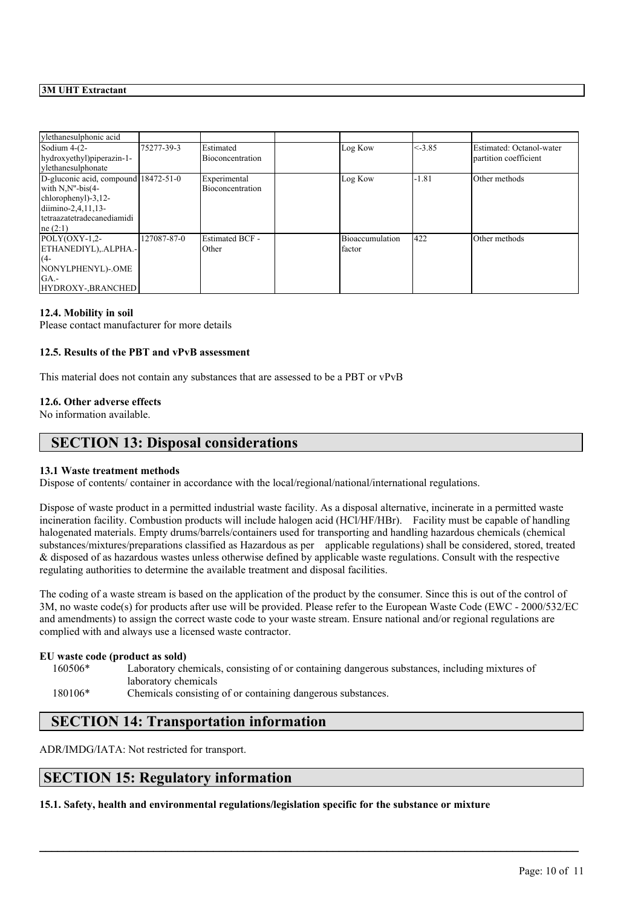| ylethanesulphonic acid | | | | | | |
|---|---|---|---|---|---|---|
| Sodium 4-(2-hydroxyethyl)piperazin-1-ylethanesulphonate | 75277-39-3 | Estimated Bioconcentration | | Log Kow | <-3.85 | Estimated: Octanol-water partition coefficient |
| D-gluconic acid, compound with N,N''-bis(4-chlorophenyl)-3,12-diimino-2,4,11,13-tetraazatetradecanediamidine (2:1) | 18472-51-0 | Experimental Bioconcentration | | Log Kow | -1.81 | Other methods |
| POLY(OXY-1,2-ETHANEDIYL),.ALPHA.-(4-NONYLPHENYL)-.OMEGA.-HYDROXY-,BRANCHED | 127087-87-0 | Estimated BCF - Other | | Bioaccumulation factor | 422 | Other methods |

**12.4. Mobility in soil**

Please contact manufacturer for more details

**12.5. Results of the PBT and vPvB assessment**

This material does not contain any substances that are assessed to be a PBT or vPvB

**12.6. Other adverse effects**

No information available.

## SECTION 13: Disposal considerations

**13.1 Waste treatment methods**

Dispose of contents/ container in accordance with the local/regional/national/international regulations.

Dispose of waste product in a permitted industrial waste facility. As a disposal alternative, incinerate in a permitted waste incineration facility. Combustion products will include halogen acid (HCl/HF/HBr). Facility must be capable of handling halogenated materials. Empty drums/barrels/containers used for transporting and handling hazardous chemicals (chemical substances/mixtures/preparations classified as Hazardous as per applicable regulations) shall be considered, stored, treated & disposed of as hazardous wastes unless otherwise defined by applicable waste regulations. Consult with the respective regulating authorities to determine the available treatment and disposal facilities.

The coding of a waste stream is based on the application of the product by the consumer. Since this is out of the control of 3M, no waste code(s) for products after use will be provided. Please refer to the European Waste Code (EWC - 2000/532/EC and amendments) to assign the correct waste code to your waste stream. Ensure national and/or regional regulations are complied with and always use a licensed waste contractor.

**EU waste code (product as sold)**

160506* Laboratory chemicals, consisting of or containing dangerous substances, including mixtures of laboratory chemicals

180106* Chemicals consisting of or containing dangerous substances.

## SECTION 14: Transportation information

ADR/IMDG/IATA: Not restricted for transport.

## SECTION 15: Regulatory information

**15.1. Safety, health and environmental regulations/legislation specific for the substance or mixture**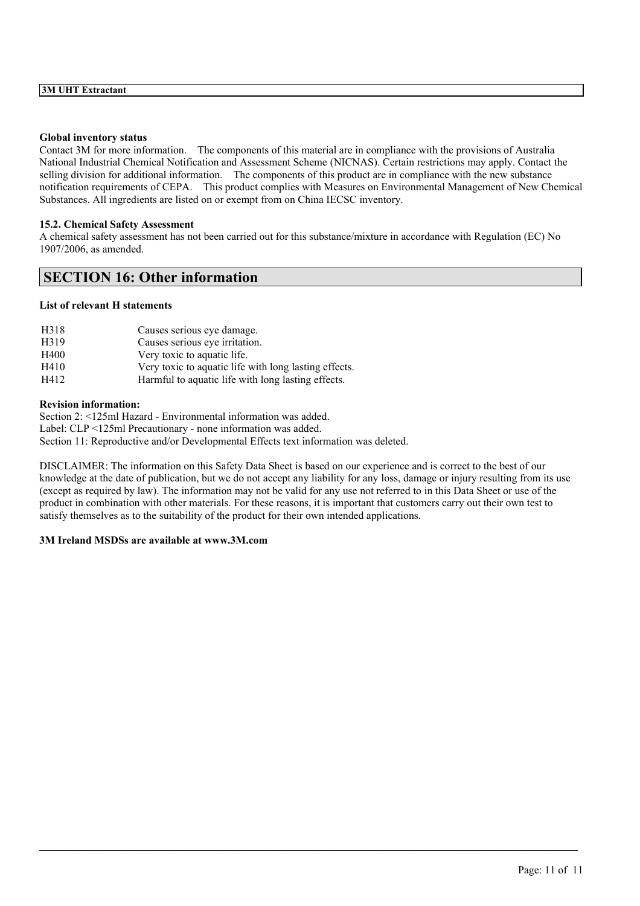**Global inventory status**

Contact 3M for more information. The components of this material are in compliance with the provisions of Australia National Industrial Chemical Notification and Assessment Scheme (NICNAS). Certain restrictions may apply. Contact the selling division for additional information. The components of this product are in compliance with the new substance notification requirements of CEPA. This product complies with Measures on Environmental Management of New Chemical Substances. All ingredients are listed on or exempt from on China IECSC inventory.

**15.2. Chemical Safety Assessment**

A chemical safety assessment has not been carried out for this substance/mixture in accordance with Regulation (EC) No 1907/2006, as amended.

## SECTION 16: Other information

**List of relevant H statements**

| | |
|---|---|
| H318 | Causes serious eye damage. |
| H319 | Causes serious eye irritation. |
| H400 | Very toxic to aquatic life. |
| H410 | Very toxic to aquatic life with long lasting effects. |
| H412 | Harmful to aquatic life with long lasting effects. |

**Revision information:**

Section 2: <125ml Hazard - Environmental information was added.
Label: CLP <125ml Precautionary - none information was added.
Section 11: Reproductive and/or Developmental Effects text information was deleted.

DISCLAIMER: The information on this Safety Data Sheet is based on our experience and is correct to the best of our knowledge at the date of publication, but we do not accept any liability for any loss, damage or injury resulting from its use (except as required by law). The information may not be valid for any use not referred to in this Data Sheet or use of the product in combination with other materials. For these reasons, it is important that customers carry out their own test to satisfy themselves as to the suitability of the product for their own intended applications.

**3M Ireland MSDSs are available at www.3M.com**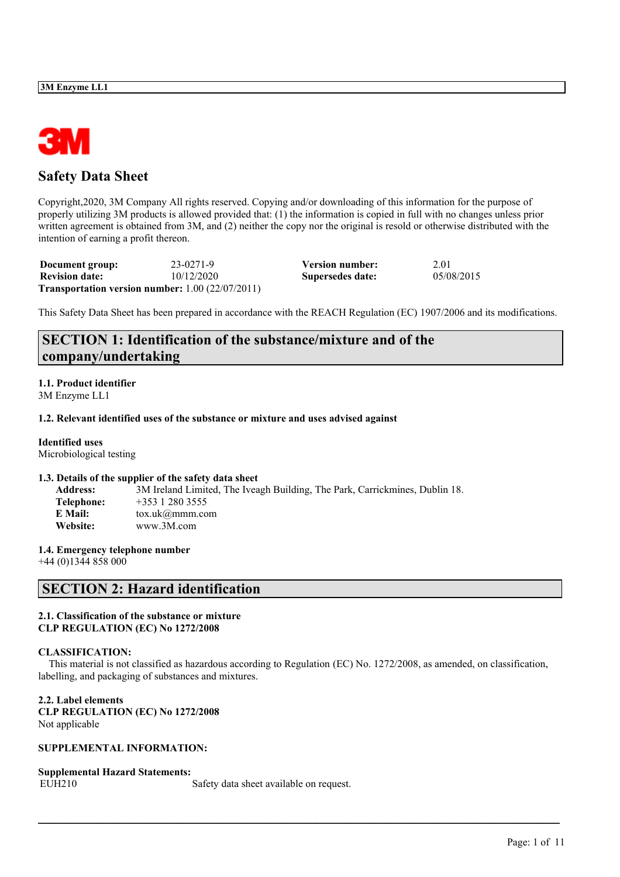# Safety Data Sheet

Copyright,2020, 3M Company All rights reserved. Copying and/or downloading of this information for the purpose of properly utilizing 3M products is allowed provided that: (1) the information is copied in full with no changes unless prior written agreement is obtained from 3M, and (2) neither the copy nor the original is resold or otherwise distributed with the intention of earning a profit thereon.

| **Document group:** | 23-0271-9 | **Version number:** | 2.01 |
|---|---|---|---|
| **Revision date:** | 10/12/2020 | **Supersedes date:** | 05/08/2015 |

**Transportation version number:** 1.00 (22/07/2011)

This Safety Data Sheet has been prepared in accordance with the REACH Regulation (EC) 1907/2006 and its modifications.

## SECTION 1: Identification of the substance/mixture and of the company/undertaking

**1.1. Product identifier**
3M Enzyme LL1

**1.2. Relevant identified uses of the substance or mixture and uses advised against**

**Identified uses**
Microbiological testing

**1.3. Details of the supplier of the safety data sheet**

**Address:** 3M Ireland Limited, The Iveagh Building, The Park, Carrickmines, Dublin 18.
**Telephone:** +353 1 280 3555
**E Mail:** tox.uk@mmm.com
**Website:** www.3M.com

**1.4. Emergency telephone number**
+44 (0)1344 858 000

## SECTION 2: Hazard identification

**2.1. Classification of the substance or mixture**
**CLP REGULATION (EC) No 1272/2008**

**CLASSIFICATION:**
This material is not classified as hazardous according to Regulation (EC) No. 1272/2008, as amended, on classification, labelling, and packaging of substances and mixtures.

**2.2. Label elements**
**CLP REGULATION (EC) No 1272/2008**
Not applicable

**SUPPLEMENTAL INFORMATION:**

**Supplemental Hazard Statements:**

| | |
|---|---|
| EUH210 | Safety data sheet available on request. |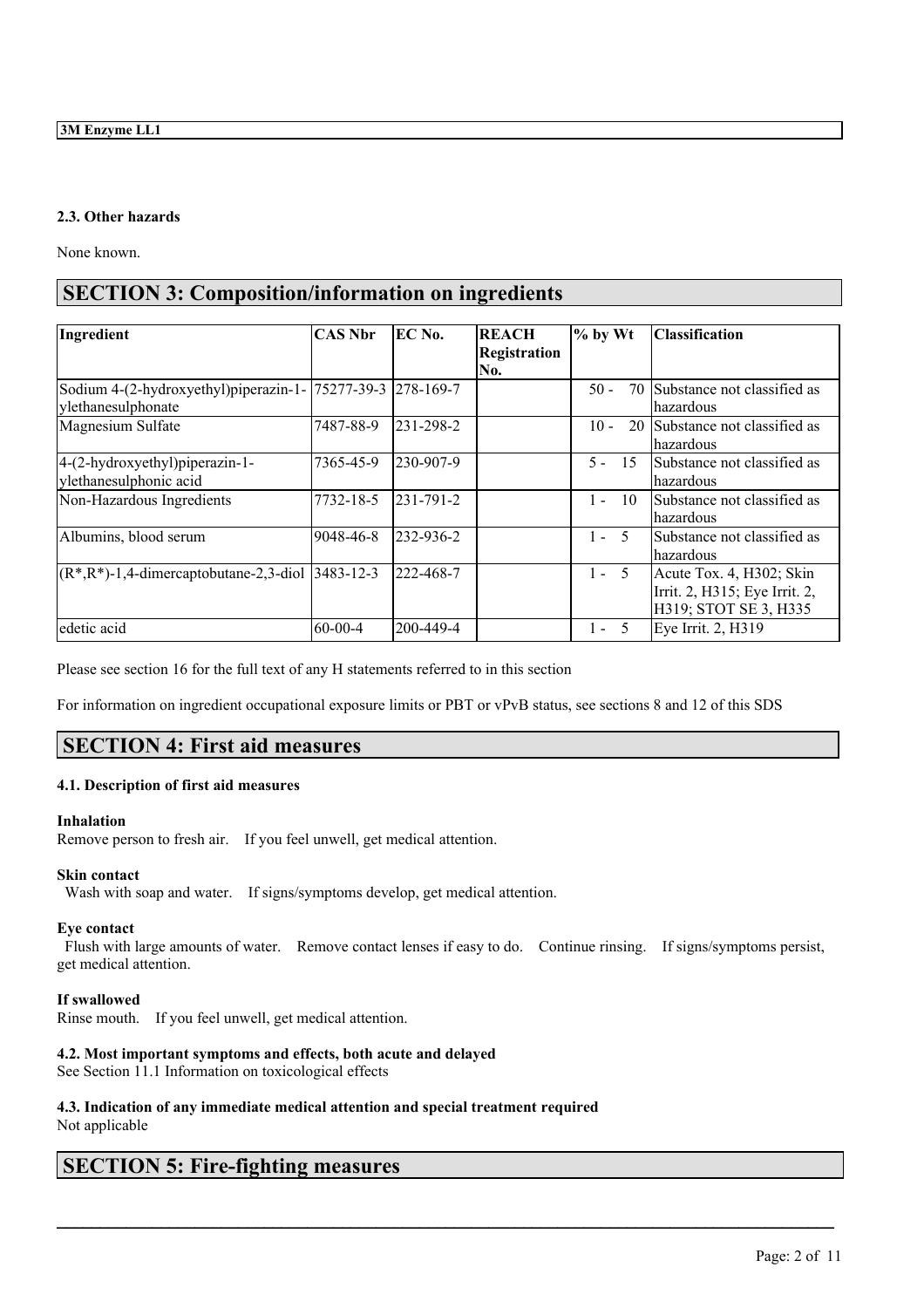## 2.3. Other hazards

None known.

# SECTION 3: Composition/information on ingredients

| Ingredient | CAS Nbr | EC No. | REACH Registration No. | % by Wt | Classification |
|---|---|---|---|---|---|
| Sodium 4-(2-hydroxyethyl)piperazin-1-ylethanesulphonate | 75277-39-3 | 278-169-7 | | 50 - 70 | Substance not classified as hazardous |
| Magnesium Sulfate | 7487-88-9 | 231-298-2 | | 10 - 20 | Substance not classified as hazardous |
| 4-(2-hydroxyethyl)piperazin-1-ylethanesulphonic acid | 7365-45-9 | 230-907-9 | | 5 - 15 | Substance not classified as hazardous |
| Non-Hazardous Ingredients | 7732-18-5 | 231-791-2 | | 1 - 10 | Substance not classified as hazardous |
| Albumins, blood serum | 9048-46-8 | 232-936-2 | | 1 - 5 | Substance not classified as hazardous |
| (R*,R*)-1,4-dimercaptobutane-2,3-diol | 3483-12-3 | 222-468-7 | | 1 - 5 | Acute Tox. 4, H302; Skin Irrit. 2, H315; Eye Irrit. 2, H319; STOT SE 3, H335 |
| edetic acid | 60-00-4 | 200-449-4 | | 1 - 5 | Eye Irrit. 2, H319 |

Please see section 16 for the full text of any H statements referred to in this section

For information on ingredient occupational exposure limits or PBT or vPvB status, see sections 8 and 12 of this SDS

# SECTION 4: First aid measures

## 4.1. Description of first aid measures

**Inhalation**

Remove person to fresh air. If you feel unwell, get medical attention.

**Skin contact**

Wash with soap and water. If signs/symptoms develop, get medical attention.

**Eye contact**

Flush with large amounts of water. Remove contact lenses if easy to do. Continue rinsing. If signs/symptoms persist, get medical attention.

**If swallowed**

Rinse mouth. If you feel unwell, get medical attention.

## 4.2. Most important symptoms and effects, both acute and delayed

See Section 11.1 Information on toxicological effects

## 4.3. Indication of any immediate medical attention and special treatment required

Not applicable

# SECTION 5: Fire-fighting measures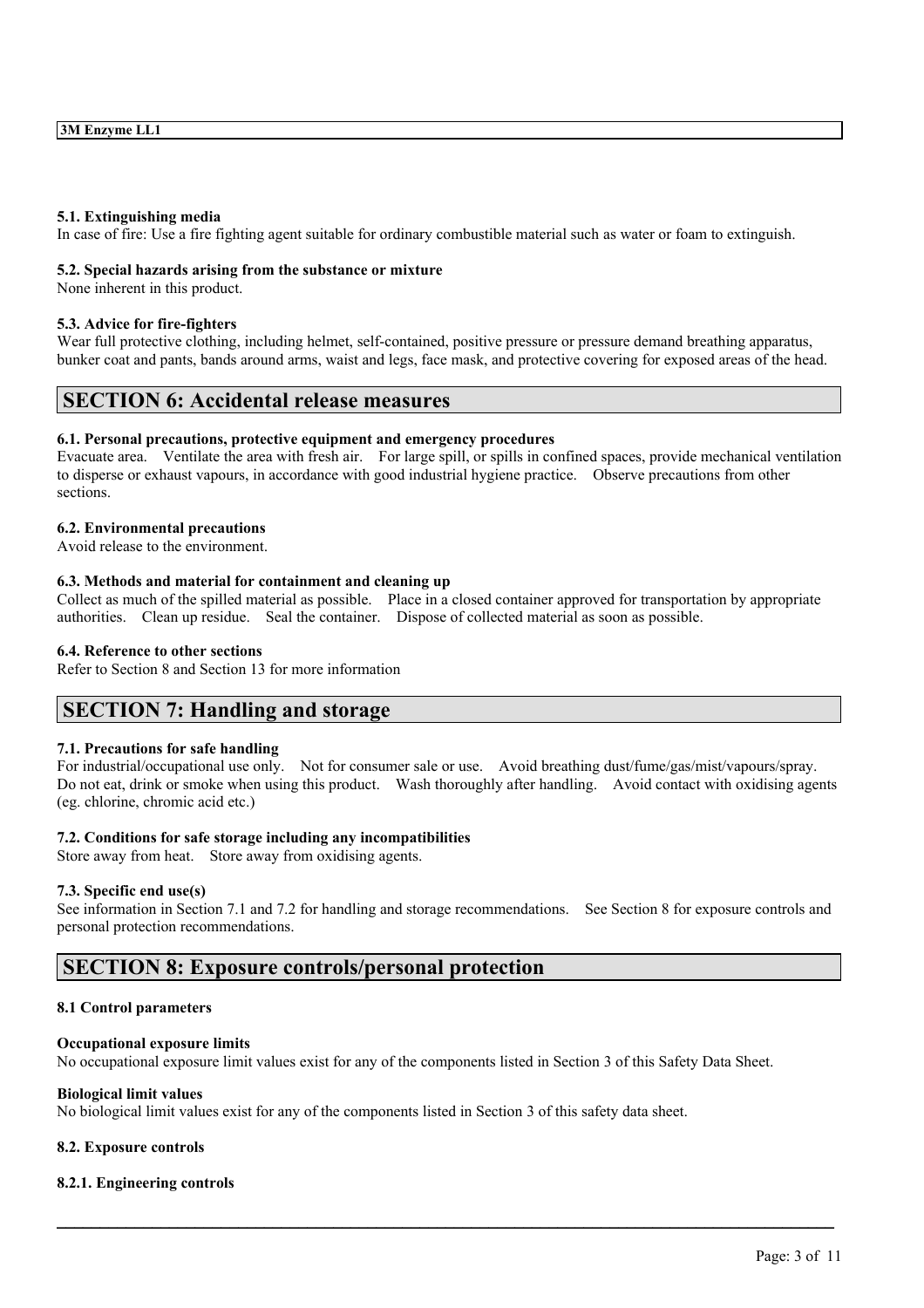#### 5.1. Extinguishing media

In case of fire: Use a fire fighting agent suitable for ordinary combustible material such as water or foam to extinguish.

#### 5.2. Special hazards arising from the substance or mixture

None inherent in this product.

#### 5.3. Advice for fire-fighters

Wear full protective clothing, including helmet, self-contained, positive pressure or pressure demand breathing apparatus, bunker coat and pants, bands around arms, waist and legs, face mask, and protective covering for exposed areas of the head.

## SECTION 6: Accidental release measures

#### 6.1. Personal precautions, protective equipment and emergency procedures

Evacuate area. Ventilate the area with fresh air. For large spill, or spills in confined spaces, provide mechanical ventilation to disperse or exhaust vapours, in accordance with good industrial hygiene practice. Observe precautions from other sections.

#### 6.2. Environmental precautions

Avoid release to the environment.

#### 6.3. Methods and material for containment and cleaning up

Collect as much of the spilled material as possible. Place in a closed container approved for transportation by appropriate authorities. Clean up residue. Seal the container. Dispose of collected material as soon as possible.

#### 6.4. Reference to other sections

Refer to Section 8 and Section 13 for more information

## SECTION 7: Handling and storage

#### 7.1. Precautions for safe handling

For industrial/occupational use only. Not for consumer sale or use. Avoid breathing dust/fume/gas/mist/vapours/spray. Do not eat, drink or smoke when using this product. Wash thoroughly after handling. Avoid contact with oxidising agents (eg. chlorine, chromic acid etc.)

#### 7.2. Conditions for safe storage including any incompatibilities

Store away from heat. Store away from oxidising agents.

#### 7.3. Specific end use(s)

See information in Section 7.1 and 7.2 for handling and storage recommendations. See Section 8 for exposure controls and personal protection recommendations.

## SECTION 8: Exposure controls/personal protection

#### 8.1 Control parameters

**Occupational exposure limits**

No occupational exposure limit values exist for any of the components listed in Section 3 of this Safety Data Sheet.

**Biological limit values**

No biological limit values exist for any of the components listed in Section 3 of this safety data sheet.

#### 8.2. Exposure controls

#### 8.2.1. Engineering controls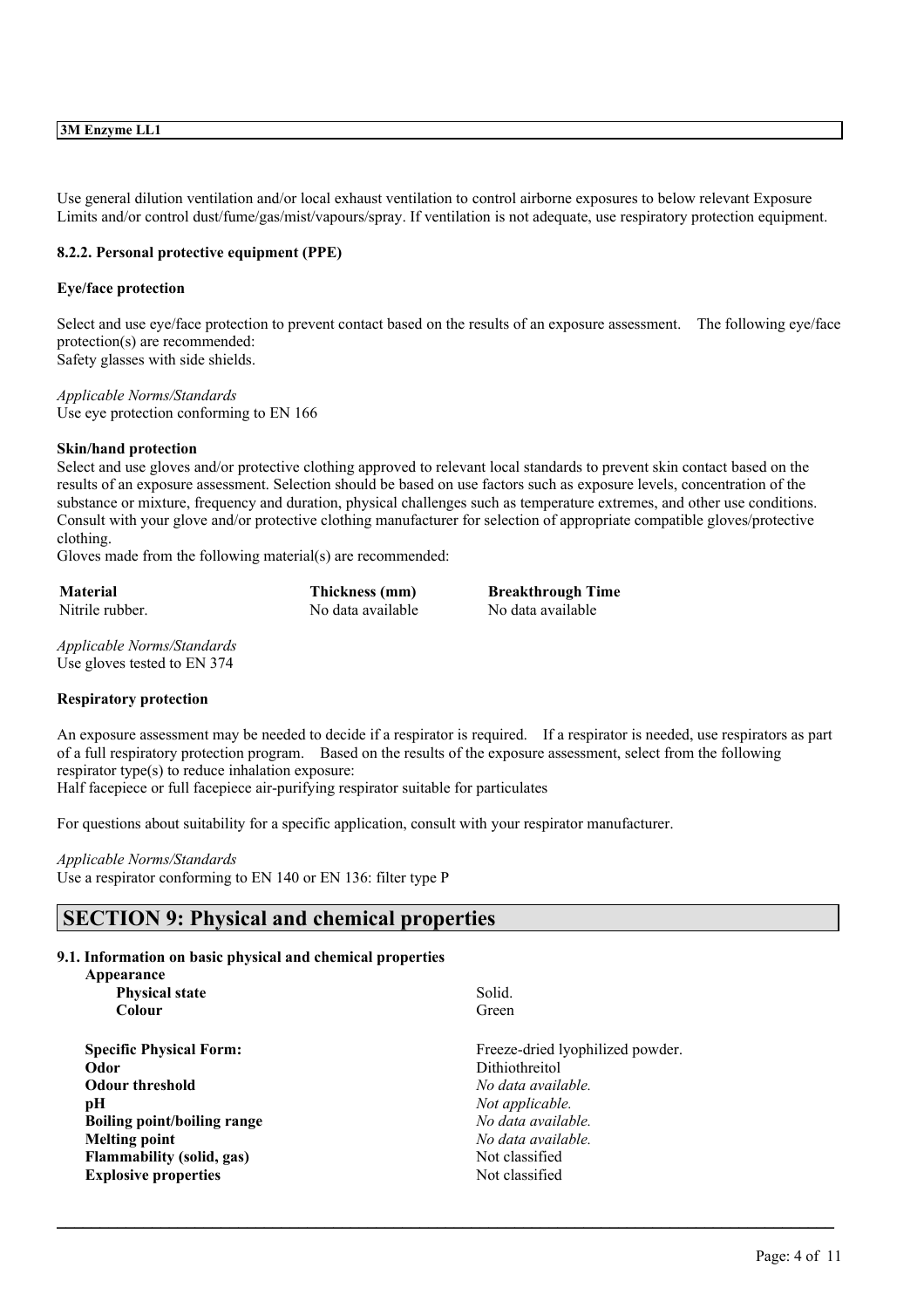Use general dilution ventilation and/or local exhaust ventilation to control airborne exposures to below relevant Exposure Limits and/or control dust/fume/gas/mist/vapours/spray. If ventilation is not adequate, use respiratory protection equipment.

#### 8.2.2. Personal protective equipment (PPE)

**Eye/face protection**

Select and use eye/face protection to prevent contact based on the results of an exposure assessment. The following eye/face protection(s) are recommended:
Safety glasses with side shields.

*Applicable Norms/Standards*
Use eye protection conforming to EN 166

**Skin/hand protection**

Select and use gloves and/or protective clothing approved to relevant local standards to prevent skin contact based on the results of an exposure assessment. Selection should be based on use factors such as exposure levels, concentration of the substance or mixture, frequency and duration, physical challenges such as temperature extremes, and other use conditions. Consult with your glove and/or protective clothing manufacturer for selection of appropriate compatible gloves/protective clothing.
Gloves made from the following material(s) are recommended:

| Material | Thickness (mm) | Breakthrough Time |
|---|---|---|
| Nitrile rubber. | No data available | No data available |

*Applicable Norms/Standards*
Use gloves tested to EN 374

**Respiratory protection**

An exposure assessment may be needed to decide if a respirator is required. If a respirator is needed, use respirators as part of a full respiratory protection program. Based on the results of the exposure assessment, select from the following respirator type(s) to reduce inhalation exposure:
Half facepiece or full facepiece air-purifying respirator suitable for particulates

For questions about suitability for a specific application, consult with your respirator manufacturer.

*Applicable Norms/Standards*
Use a respirator conforming to EN 140 or EN 136: filter type P

## SECTION 9: Physical and chemical properties

#### 9.1. Information on basic physical and chemical properties

**Appearance**

| | |
|---|---|
| **Physical state** | Solid. |
| **Colour** | Green |
| **Specific Physical Form:** | Freeze-dried lyophilized powder. |
| **Odor** | Dithiothreitol |
| **Odour threshold** | *No data available.* |
| **pH** | *Not applicable.* |
| **Boiling point/boiling range** | *No data available.* |
| **Melting point** | *No data available.* |
| **Flammability (solid, gas)** | Not classified |
| **Explosive properties** | Not classified |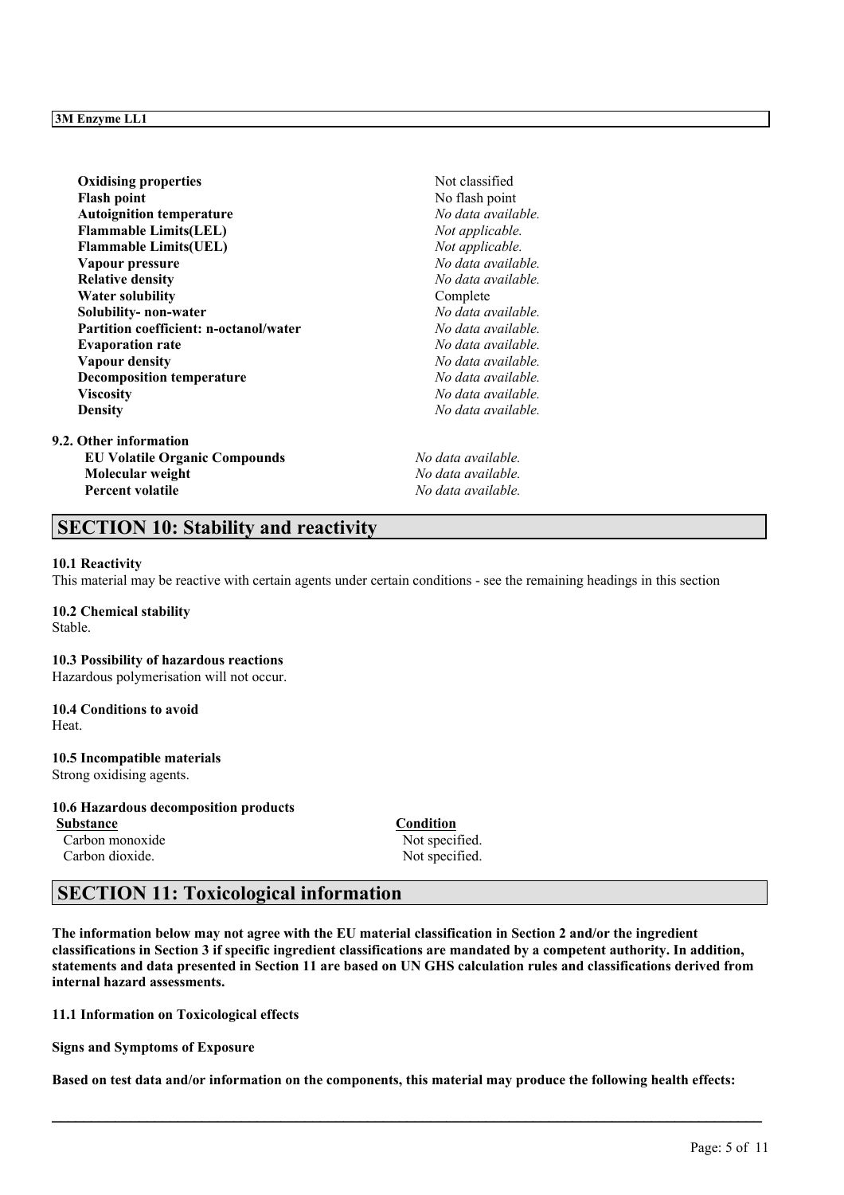| | |
|---|---|
| **Oxidising properties** | Not classified |
| **Flash point** | No flash point |
| **Autoignition temperature** | *No data available.* |
| **Flammable Limits(LEL)** | *Not applicable.* |
| **Flammable Limits(UEL)** | *Not applicable.* |
| **Vapour pressure** | *No data available.* |
| **Relative density** | *No data available.* |
| **Water solubility** | Complete |
| **Solubility- non-water** | *No data available.* |
| **Partition coefficient: n-octanol/water** | *No data available.* |
| **Evaporation rate** | *No data available.* |
| **Vapour density** | *No data available.* |
| **Decomposition temperature** | *No data available.* |
| **Viscosity** | *No data available.* |
| **Density** | *No data available.* |

**9.2. Other information**

| | |
|---|---|
| **EU Volatile Organic Compounds** | *No data available.* |
| **Molecular weight** | *No data available.* |
| **Percent volatile** | *No data available.* |

## SECTION 10: Stability and reactivity

**10.1 Reactivity**

This material may be reactive with certain agents under certain conditions - see the remaining headings in this section

**10.2 Chemical stability**

Stable.

**10.3 Possibility of hazardous reactions**

Hazardous polymerisation will not occur.

**10.4 Conditions to avoid**

Heat.

**10.5 Incompatible materials**

Strong oxidising agents.

**10.6 Hazardous decomposition products**

| Substance | Condition |
|---|---|
| Carbon monoxide | Not specified. |
| Carbon dioxide. | Not specified. |

## SECTION 11: Toxicological information

**The information below may not agree with the EU material classification in Section 2 and/or the ingredient classifications in Section 3 if specific ingredient classifications are mandated by a competent authority. In addition, statements and data presented in Section 11 are based on UN GHS calculation rules and classifications derived from internal hazard assessments.**

**11.1 Information on Toxicological effects**

**Signs and Symptoms of Exposure**

**Based on test data and/or information on the components, this material may produce the following health effects:**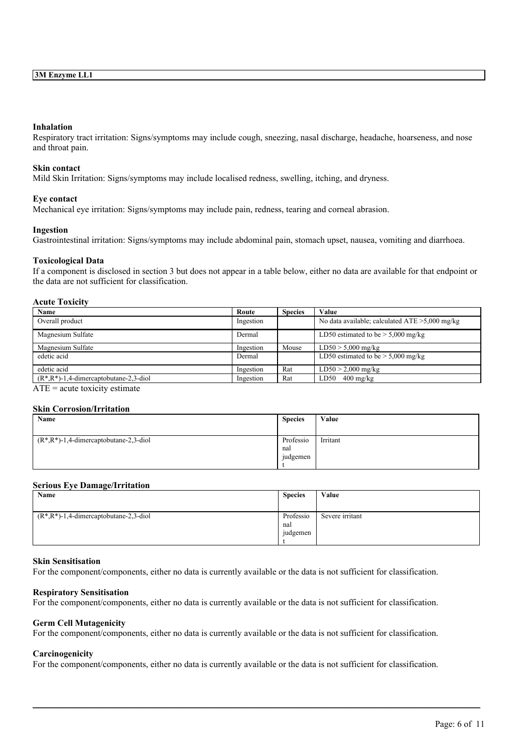### Inhalation

Respiratory tract irritation: Signs/symptoms may include cough, sneezing, nasal discharge, headache, hoarseness, and nose and throat pain.

### Skin contact

Mild Skin Irritation: Signs/symptoms may include localised redness, swelling, itching, and dryness.

### Eye contact

Mechanical eye irritation: Signs/symptoms may include pain, redness, tearing and corneal abrasion.

### Ingestion

Gastrointestinal irritation: Signs/symptoms may include abdominal pain, stomach upset, nausea, vomiting and diarrhoea.

### Toxicological Data

If a component is disclosed in section 3 but does not appear in a table below, either no data are available for that endpoint or the data are not sufficient for classification.

#### Acute Toxicity

| Name | Route | Species | Value |
|---|---|---|---|
| Overall product | Ingestion | | No data available; calculated ATE >5,000 mg/kg |
| Magnesium Sulfate | Dermal | | LD50 estimated to be > 5,000 mg/kg |
| Magnesium Sulfate | Ingestion | Mouse | LD50 > 5,000 mg/kg |
| edetic acid | Dermal | | LD50 estimated to be > 5,000 mg/kg |
| edetic acid | Ingestion | Rat | LD50 > 2,000 mg/kg |
| (R*,R*)-1,4-dimercaptobutane-2,3-diol | Ingestion | Rat | LD50 400 mg/kg |

ATE = acute toxicity estimate

#### Skin Corrosion/Irritation

| Name | Species | Value |
|---|---|---|
| (R*,R*)-1,4-dimercaptobutane-2,3-diol | Professional judgement | Irritant |

#### Serious Eye Damage/Irritation

| Name | Species | Value |
|---|---|---|
| (R*,R*)-1,4-dimercaptobutane-2,3-diol | Professional judgement | Severe irritant |

#### Skin Sensitisation

For the component/components, either no data is currently available or the data is not sufficient for classification.

#### Respiratory Sensitisation

For the component/components, either no data is currently available or the data is not sufficient for classification.

#### Germ Cell Mutagenicity

For the component/components, either no data is currently available or the data is not sufficient for classification.

#### Carcinogenicity

For the component/components, either no data is currently available or the data is not sufficient for classification.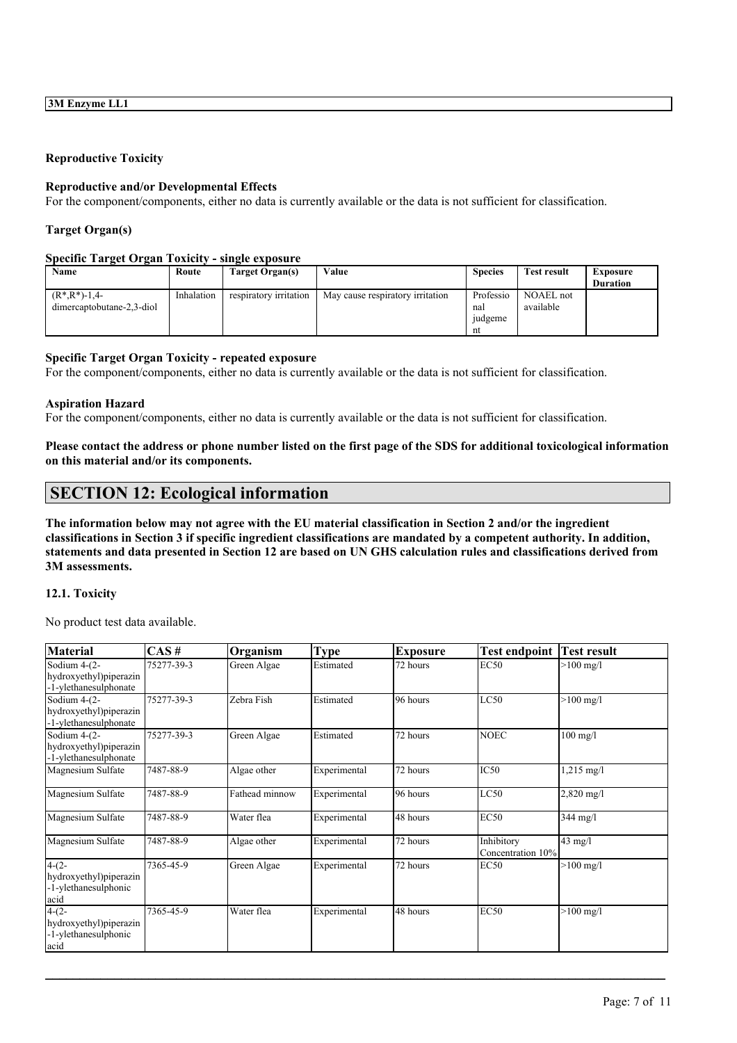### Reproductive Toxicity

#### Reproductive and/or Developmental Effects

For the component/components, either no data is currently available or the data is not sufficient for classification.

#### Target Organ(s)

#### Specific Target Organ Toxicity - single exposure

| Name | Route | Target Organ(s) | Value | Species | Test result | Exposure Duration |
|---|---|---|---|---|---|---|
| (R*,R*)-1,4-dimercaptobutane-2,3-diol | Inhalation | respiratory irritation | May cause respiratory irritation | Professional judgement | NOAEL not available | |

#### Specific Target Organ Toxicity - repeated exposure

For the component/components, either no data is currently available or the data is not sufficient for classification.

#### Aspiration Hazard

For the component/components, either no data is currently available or the data is not sufficient for classification.

**Please contact the address or phone number listed on the first page of the SDS for additional toxicological information on this material and/or its components.**

## SECTION 12: Ecological information

**The information below may not agree with the EU material classification in Section 2 and/or the ingredient classifications in Section 3 if specific ingredient classifications are mandated by a competent authority. In addition, statements and data presented in Section 12 are based on UN GHS calculation rules and classifications derived from 3M assessments.**

### 12.1. Toxicity

No product test data available.

| Material | CAS # | Organism | Type | Exposure | Test endpoint | Test result |
|---|---|---|---|---|---|---|
| Sodium 4-(2-hydroxyethyl)piperazin-1-ylethanesulphonate | 75277-39-3 | Green Algae | Estimated | 72 hours | EC50 | >100 mg/l |
| Sodium 4-(2-hydroxyethyl)piperazin-1-ylethanesulphonate | 75277-39-3 | Zebra Fish | Estimated | 96 hours | LC50 | >100 mg/l |
| Sodium 4-(2-hydroxyethyl)piperazin-1-ylethanesulphonate | 75277-39-3 | Green Algae | Estimated | 72 hours | NOEC | 100 mg/l |
| Magnesium Sulfate | 7487-88-9 | Algae other | Experimental | 72 hours | IC50 | 1,215 mg/l |
| Magnesium Sulfate | 7487-88-9 | Fathead minnow | Experimental | 96 hours | LC50 | 2,820 mg/l |
| Magnesium Sulfate | 7487-88-9 | Water flea | Experimental | 48 hours | EC50 | 344 mg/l |
| Magnesium Sulfate | 7487-88-9 | Algae other | Experimental | 72 hours | Inhibitory Concentration 10% | 43 mg/l |
| 4-(2-hydroxyethyl)piperazin-1-ylethanesulphonic acid | 7365-45-9 | Green Algae | Experimental | 72 hours | EC50 | >100 mg/l |
| 4-(2-hydroxyethyl)piperazin-1-ylethanesulphonic acid | 7365-45-9 | Water flea | Experimental | 48 hours | EC50 | >100 mg/l |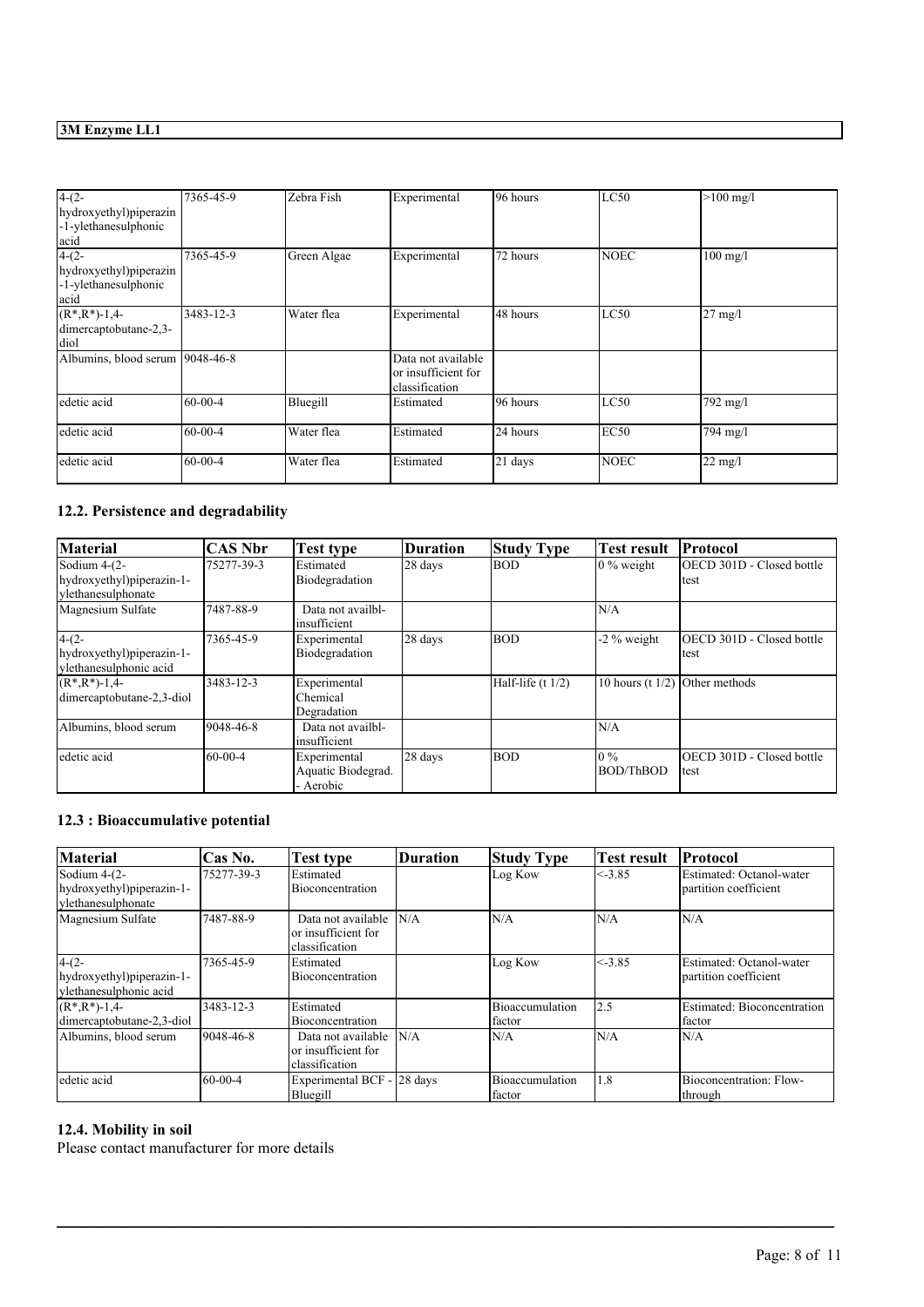| | | | | | | |
|---|---|---|---|---|---|---|
| 4-(2-hydroxyethyl)piperazin-1-ylethanesulphonic acid | 7365-45-9 | Zebra Fish | Experimental | 96 hours | LC50 | >100 mg/l |
| 4-(2-hydroxyethyl)piperazin-1-ylethanesulphonic acid | 7365-45-9 | Green Algae | Experimental | 72 hours | NOEC | 100 mg/l |
| (R*,R*)-1,4-dimercaptobutane-2,3-diol | 3483-12-3 | Water flea | Experimental | 48 hours | LC50 | 27 mg/l |
| Albumins, blood serum | 9048-46-8 | | Data not available or insufficient for classification | | | |
| edetic acid | 60-00-4 | Bluegill | Estimated | 96 hours | LC50 | 792 mg/l |
| edetic acid | 60-00-4 | Water flea | Estimated | 24 hours | EC50 | 794 mg/l |
| edetic acid | 60-00-4 | Water flea | Estimated | 21 days | NOEC | 22 mg/l |

### 12.2. Persistence and degradability

| Material | CAS Nbr | Test type | Duration | Study Type | Test result | Protocol |
|---|---|---|---|---|---|---|
| Sodium 4-(2-hydroxyethyl)piperazin-1-ylethanesulphonate | 75277-39-3 | Estimated Biodegradation | 28 days | BOD | 0 % weight | OECD 301D - Closed bottle test |
| Magnesium Sulfate | 7487-88-9 | Data not availbl-insufficient | | | N/A | |
| 4-(2-hydroxyethyl)piperazin-1-ylethanesulphonic acid | 7365-45-9 | Experimental Biodegradation | 28 days | BOD | -2 % weight | OECD 301D - Closed bottle test |
| (R*,R*)-1,4-dimercaptobutane-2,3-diol | 3483-12-3 | Experimental Chemical Degradation | | Half-life (t 1/2) | 10 hours (t 1/2) | Other methods |
| Albumins, blood serum | 9048-46-8 | Data not availbl-insufficient | | | N/A | |
| edetic acid | 60-00-4 | Experimental Aquatic Biodegrad. - Aerobic | 28 days | BOD | 0 % BOD/ThBOD | OECD 301D - Closed bottle test |

### 12.3 : Bioaccumulative potential

| Material | Cas No. | Test type | Duration | Study Type | Test result | Protocol |
|---|---|---|---|---|---|---|
| Sodium 4-(2-hydroxyethyl)piperazin-1-ylethanesulphonate | 75277-39-3 | Estimated Bioconcentration | | Log Kow | <-3.85 | Estimated: Octanol-water partition coefficient |
| Magnesium Sulfate | 7487-88-9 | Data not available or insufficient for classification | N/A | N/A | N/A | N/A |
| 4-(2-hydroxyethyl)piperazin-1-ylethanesulphonic acid | 7365-45-9 | Estimated Bioconcentration | | Log Kow | <-3.85 | Estimated: Octanol-water partition coefficient |
| (R*,R*)-1,4-dimercaptobutane-2,3-diol | 3483-12-3 | Estimated Bioconcentration | | Bioaccumulation factor | 2.5 | Estimated: Bioconcentration factor |
| Albumins, blood serum | 9048-46-8 | Data not available or insufficient for classification | N/A | N/A | N/A | N/A |
| edetic acid | 60-00-4 | Experimental BCF - Bluegill | 28 days | Bioaccumulation factor | 1.8 | Bioconcentration: Flow-through |

### 12.4. Mobility in soil

Please contact manufacturer for more details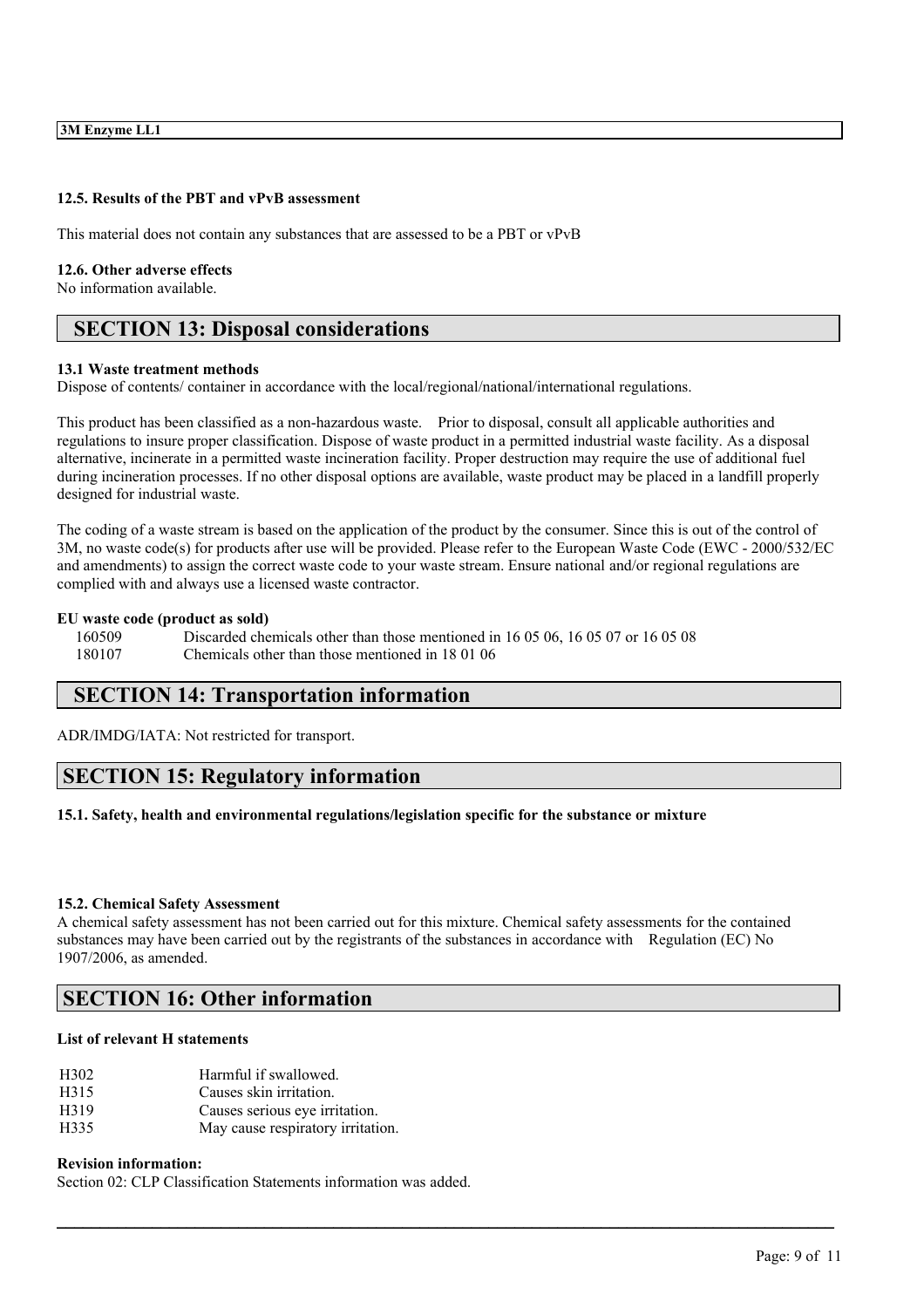#### 12.5. Results of the PBT and vPvB assessment

This material does not contain any substances that are assessed to be a PBT or vPvB

#### 12.6. Other adverse effects

No information available.

## SECTION 13: Disposal considerations

#### 13.1 Waste treatment methods

Dispose of contents/ container in accordance with the local/regional/national/international regulations.

This product has been classified as a non-hazardous waste. Prior to disposal, consult all applicable authorities and regulations to insure proper classification. Dispose of waste product in a permitted industrial waste facility. As a disposal alternative, incinerate in a permitted waste incineration facility. Proper destruction may require the use of additional fuel during incineration processes. If no other disposal options are available, waste product may be placed in a landfill properly designed for industrial waste.

The coding of a waste stream is based on the application of the product by the consumer. Since this is out of the control of 3M, no waste code(s) for products after use will be provided. Please refer to the European Waste Code (EWC - 2000/532/EC and amendments) to assign the correct waste code to your waste stream. Ensure national and/or regional regulations are complied with and always use a licensed waste contractor.

**EU waste code (product as sold)**

| | |
|---|---|
| 160509 | Discarded chemicals other than those mentioned in 16 05 06, 16 05 07 or 16 05 08 |
| 180107 | Chemicals other than those mentioned in 18 01 06 |

## SECTION 14: Transportation information

ADR/IMDG/IATA: Not restricted for transport.

## SECTION 15: Regulatory information

#### 15.1. Safety, health and environmental regulations/legislation specific for the substance or mixture

#### 15.2. Chemical Safety Assessment

A chemical safety assessment has not been carried out for this mixture. Chemical safety assessments for the contained substances may have been carried out by the registrants of the substances in accordance with Regulation (EC) No 1907/2006, as amended.

## SECTION 16: Other information

**List of relevant H statements**

| | |
|---|---|
| H302 | Harmful if swallowed. |
| H315 | Causes skin irritation. |
| H319 | Causes serious eye irritation. |
| H335 | May cause respiratory irritation. |

**Revision information:**

Section 02: CLP Classification Statements information was added.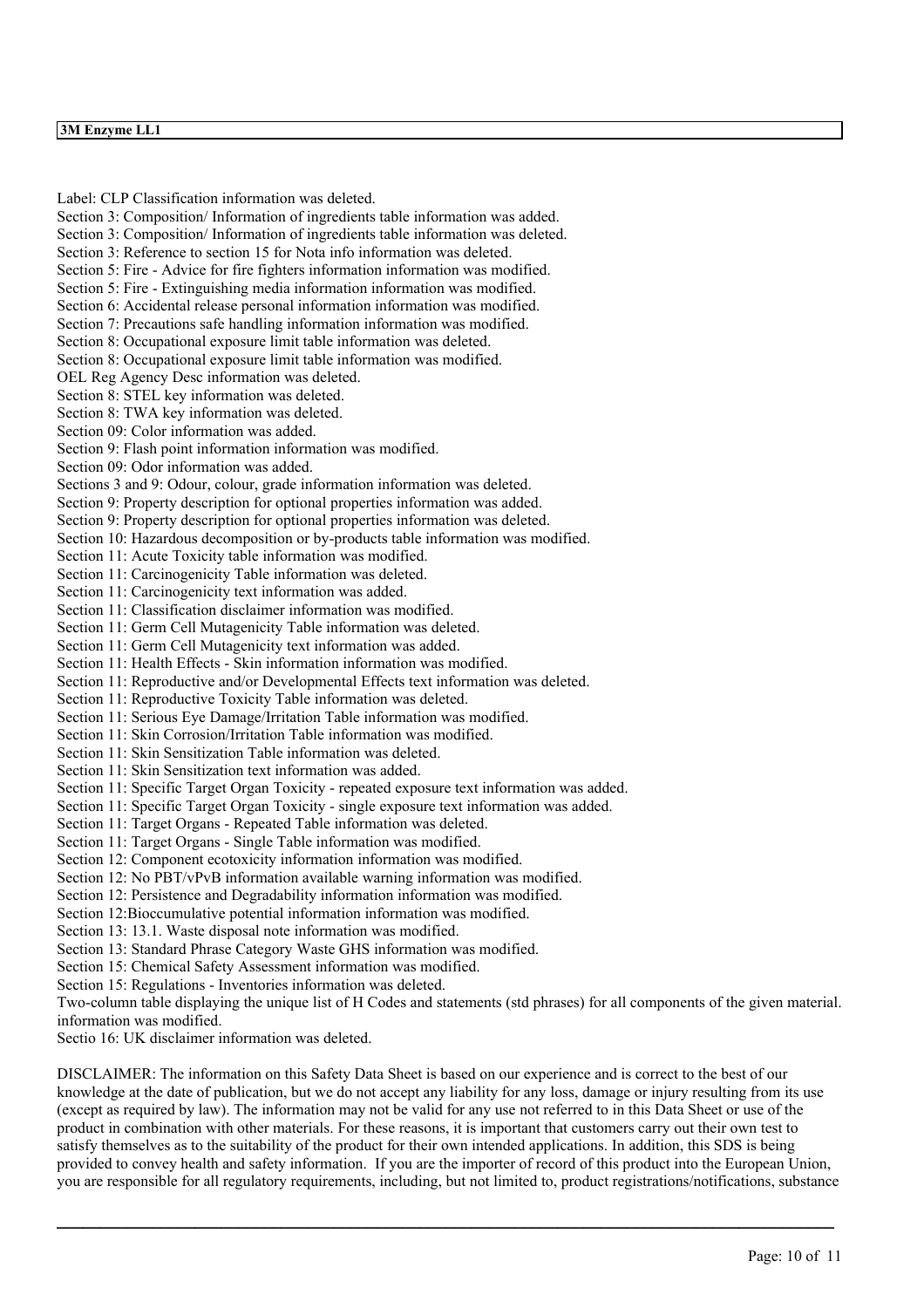Label: CLP Classification information was deleted.
Section 3: Composition/ Information of ingredients table information was added.
Section 3: Composition/ Information of ingredients table information was deleted.
Section 3: Reference to section 15 for Nota info information was deleted.
Section 5: Fire - Advice for fire fighters information information was modified.
Section 5: Fire - Extinguishing media information information was modified.
Section 6: Accidental release personal information information was modified.
Section 7: Precautions safe handling information information was modified.
Section 8: Occupational exposure limit table information was deleted.
Section 8: Occupational exposure limit table information was modified.
OEL Reg Agency Desc information was deleted.
Section 8: STEL key information was deleted.
Section 8: TWA key information was deleted.
Section 09: Color information was added.
Section 9: Flash point information information was modified.
Section 09: Odor information was added.
Sections 3 and 9: Odour, colour, grade information information was deleted.
Section 9: Property description for optional properties information was added.
Section 9: Property description for optional properties information was deleted.
Section 10: Hazardous decomposition or by-products table information was modified.
Section 11: Acute Toxicity table information was modified.
Section 11: Carcinogenicity Table information was deleted.
Section 11: Carcinogenicity text information was added.
Section 11: Classification disclaimer information was modified.
Section 11: Germ Cell Mutagenicity Table information was deleted.
Section 11: Germ Cell Mutagenicity text information was added.
Section 11: Health Effects - Skin information information was modified.
Section 11: Reproductive and/or Developmental Effects text information was deleted.
Section 11: Reproductive Toxicity Table information was deleted.
Section 11: Serious Eye Damage/Irritation Table information was modified.
Section 11: Skin Corrosion/Irritation Table information was modified.
Section 11: Skin Sensitization Table information was deleted.
Section 11: Skin Sensitization text information was added.
Section 11: Specific Target Organ Toxicity - repeated exposure text information was added.
Section 11: Specific Target Organ Toxicity - single exposure text information was added.
Section 11: Target Organs - Repeated Table information was deleted.
Section 11: Target Organs - Single Table information was modified.
Section 12: Component ecotoxicity information information was modified.
Section 12: No PBT/vPvB information available warning information was modified.
Section 12: Persistence and Degradability information information was modified.
Section 12:Bioccumulative potential information information was modified.
Section 13: 13.1. Waste disposal note information was modified.
Section 13: Standard Phrase Category Waste GHS information was modified.
Section 15: Chemical Safety Assessment information was modified.
Section 15: Regulations - Inventories information was deleted.
Two-column table displaying the unique list of H Codes and statements (std phrases) for all components of the given material. information was modified.
Sectio 16: UK disclaimer information was deleted.

DISCLAIMER: The information on this Safety Data Sheet is based on our experience and is correct to the best of our knowledge at the date of publication, but we do not accept any liability for any loss, damage or injury resulting from its use (except as required by law). The information may not be valid for any use not referred to in this Data Sheet or use of the product in combination with other materials. For these reasons, it is important that customers carry out their own test to satisfy themselves as to the suitability of the product for their own intended applications. In addition, this SDS is being provided to convey health and safety information. If you are the importer of record of this product into the European Union, you are responsible for all regulatory requirements, including, but not limited to, product registrations/notifications, substance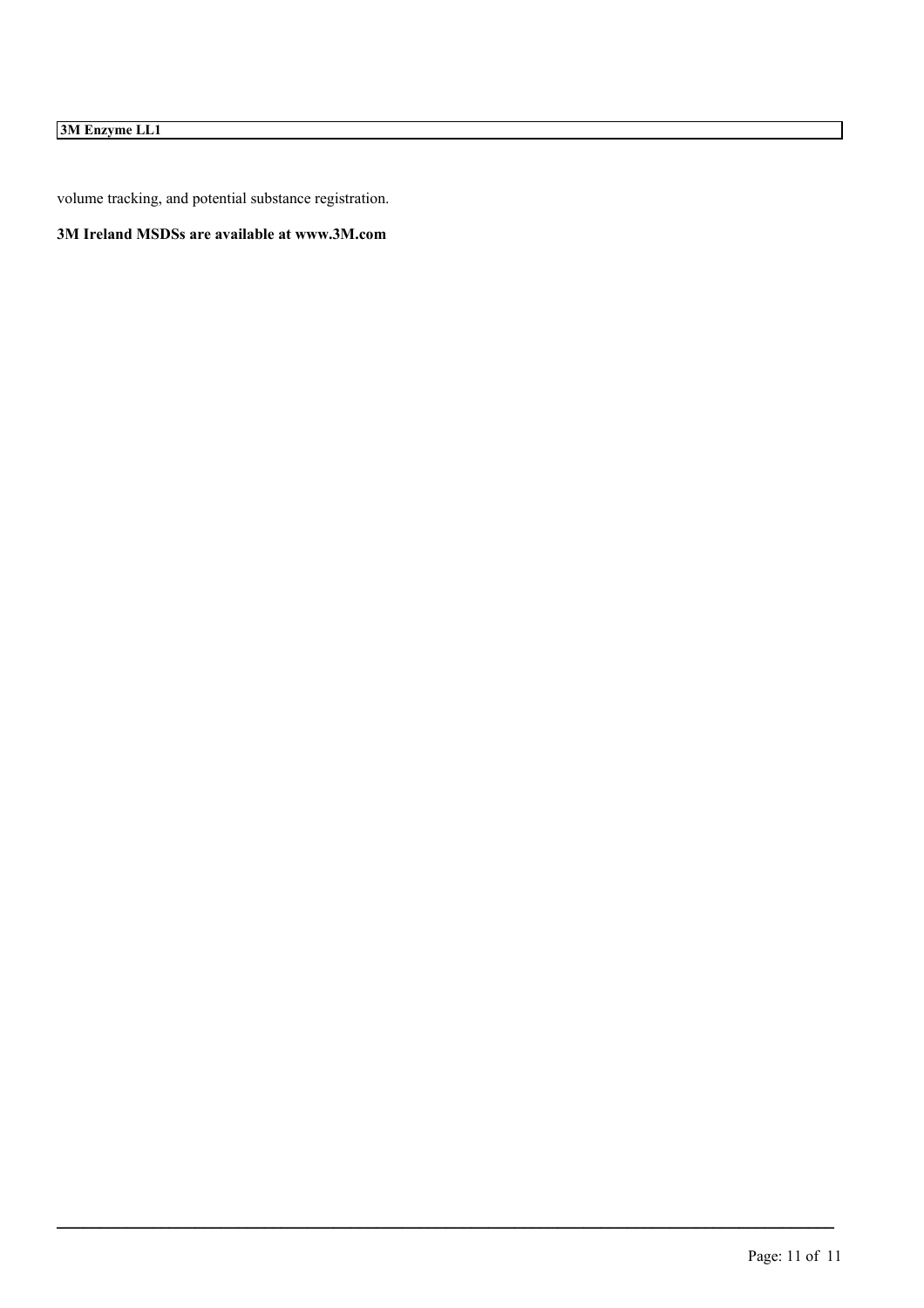volume tracking, and potential substance registration.

**3M Ireland MSDSs are available at www.3M.com**